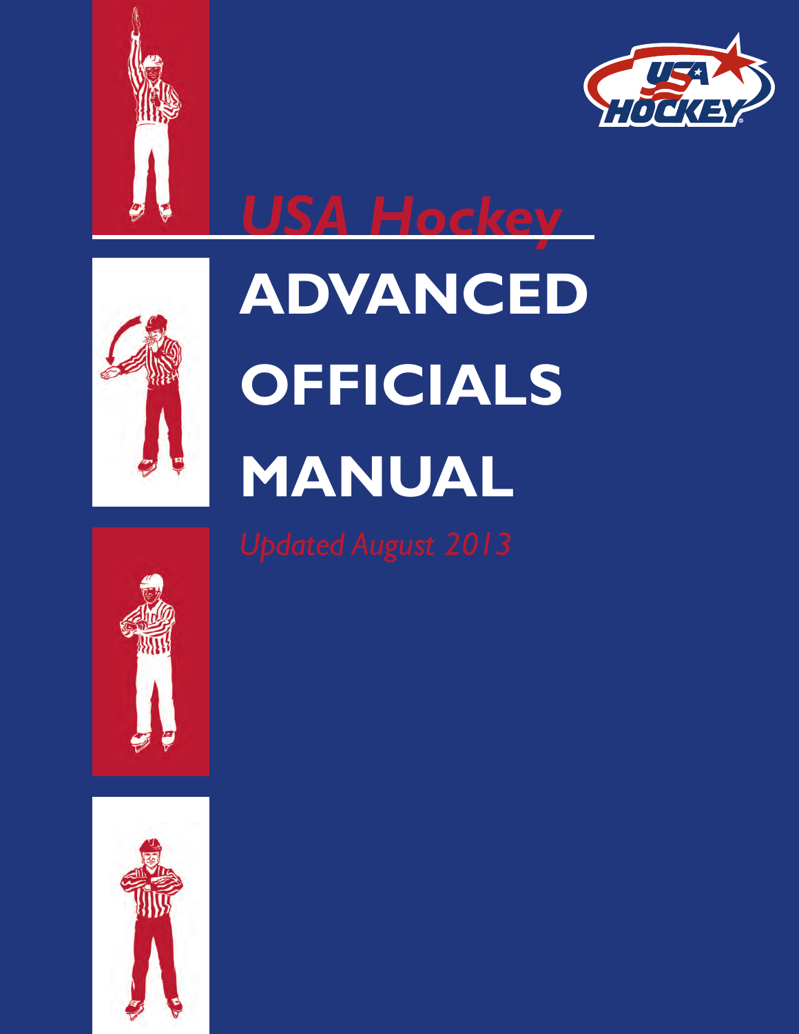USA Hockey

# *USA Hockey*

# ADVANCED OFFICIALS MANUAL

*Updated August 2013*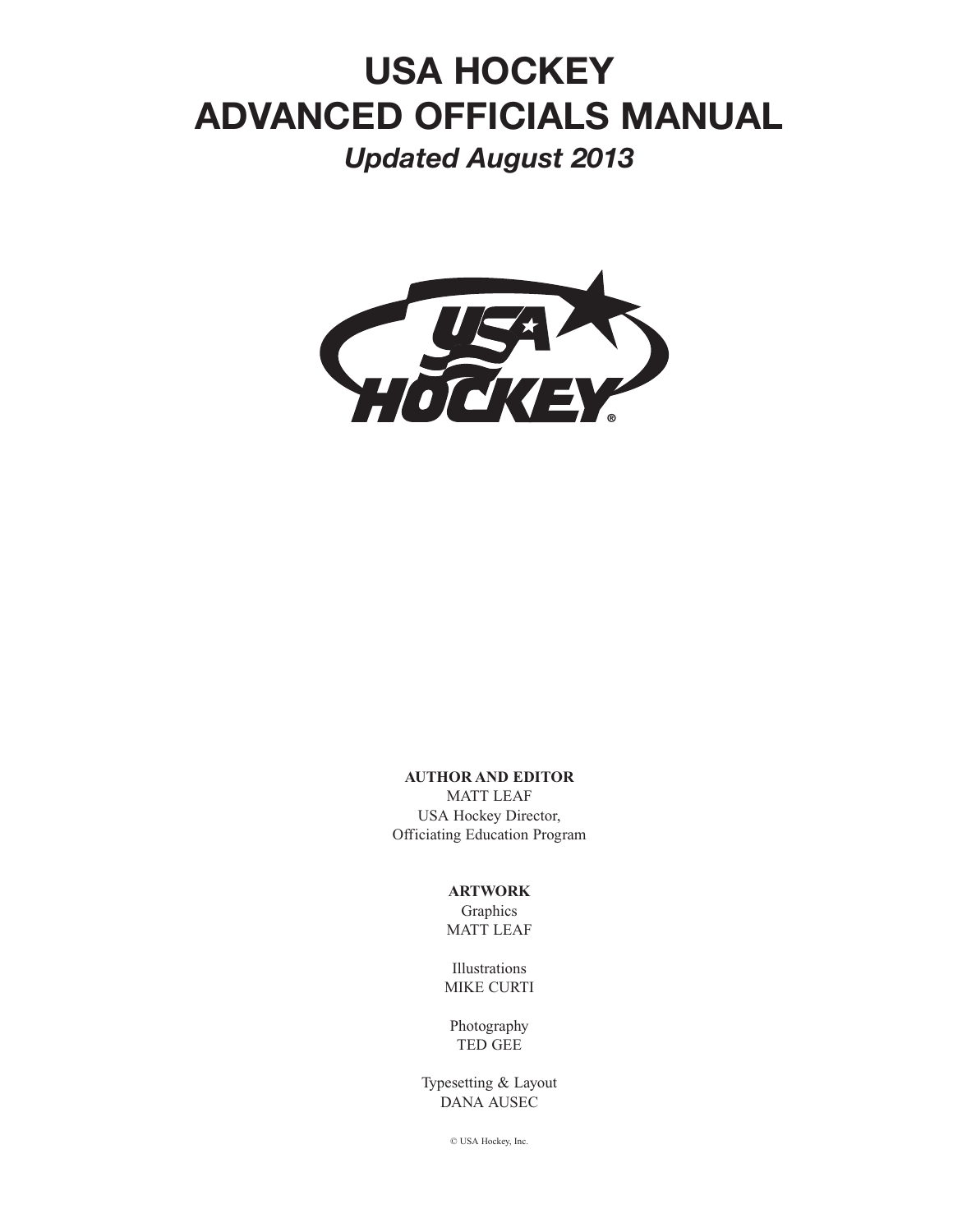# USA HOCKEY ADVANCED OFFICIALS MANUAL

*Updated August 2013*

**AUTHOR AND EDITOR**
MATT LEAF
USA Hockey Director,
Officiating Education Program

**ARTWORK**
Graphics
MATT LEAF

Illustrations
MIKE CURTI

Photography
TED GEE

Typesetting & Layout
DANA AUSEC

© USA Hockey, Inc.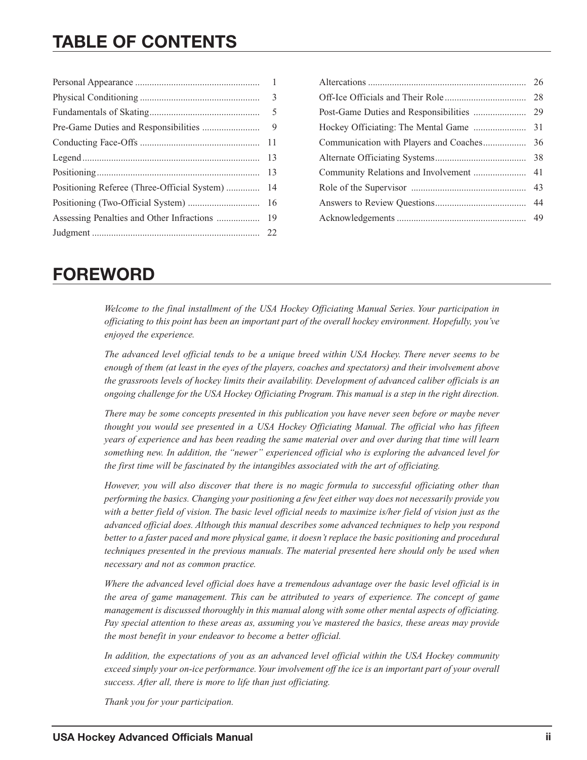# TABLE OF CONTENTS

| Section | Page |
|---|---|
| Personal Appearance | 1 |
| Physical Conditioning | 3 |
| Fundamentals of Skating | 5 |
| Pre-Game Duties and Responsibilities | 9 |
| Conducting Face-Offs | 11 |
| Legend | 13 |
| Positioning | 13 |
| Positioning Referee (Three-Official System) | 14 |
| Positioning (Two-Official System) | 16 |
| Assessing Penalties and Other Infractions | 19 |
| Judgment | 22 |
| Altercations | 26 |
| Off-Ice Officials and Their Role | 28 |
| Post-Game Duties and Responsibilities | 29 |
| Hockey Officiating: The Mental Game | 31 |
| Communication with Players and Coaches | 36 |
| Alternate Officiating Systems | 38 |
| Community Relations and Involvement | 41 |
| Role of the Supervisor | 43 |
| Answers to Review Questions | 44 |
| Acknowledgements | 49 |

# FOREWORD

*Welcome to the final installment of the USA Hockey Officiating Manual Series. Your participation in officiating to this point has been an important part of the overall hockey environment. Hopefully, you've enjoyed the experience.*

*The advanced level official tends to be a unique breed within USA Hockey. There never seems to be enough of them (at least in the eyes of the players, coaches and spectators) and their involvement above the grassroots levels of hockey limits their availability. Development of advanced caliber officials is an ongoing challenge for the USA Hockey Officiating Program. This manual is a step in the right direction.*

*There may be some concepts presented in this publication you have never seen before or maybe never thought you would see presented in a USA Hockey Officiating Manual. The official who has fifteen years of experience and has been reading the same material over and over during that time will learn something new. In addition, the "newer" experienced official who is exploring the advanced level for the first time will be fascinated by the intangibles associated with the art of officiating.*

*However, you will also discover that there is no magic formula to successful officiating other than performing the basics. Changing your positioning a few feet either way does not necessarily provide you with a better field of vision. The basic level official needs to maximize is/her field of vision just as the advanced official does. Although this manual describes some advanced techniques to help you respond better to a faster paced and more physical game, it doesn't replace the basic positioning and procedural techniques presented in the previous manuals. The material presented here should only be used when necessary and not as common practice.*

*Where the advanced level official does have a tremendous advantage over the basic level official is in the area of game management. This can be attributed to years of experience. The concept of game management is discussed thoroughly in this manual along with some other mental aspects of officiating. Pay special attention to these areas as, assuming you've mastered the basics, these areas may provide the most benefit in your endeavor to become a better official.*

*In addition, the expectations of you as an advanced level official within the USA Hockey community exceed simply your on-ice performance. Your involvement off the ice is an important part of your overall success. After all, there is more to life than just officiating.*

*Thank you for your participation.*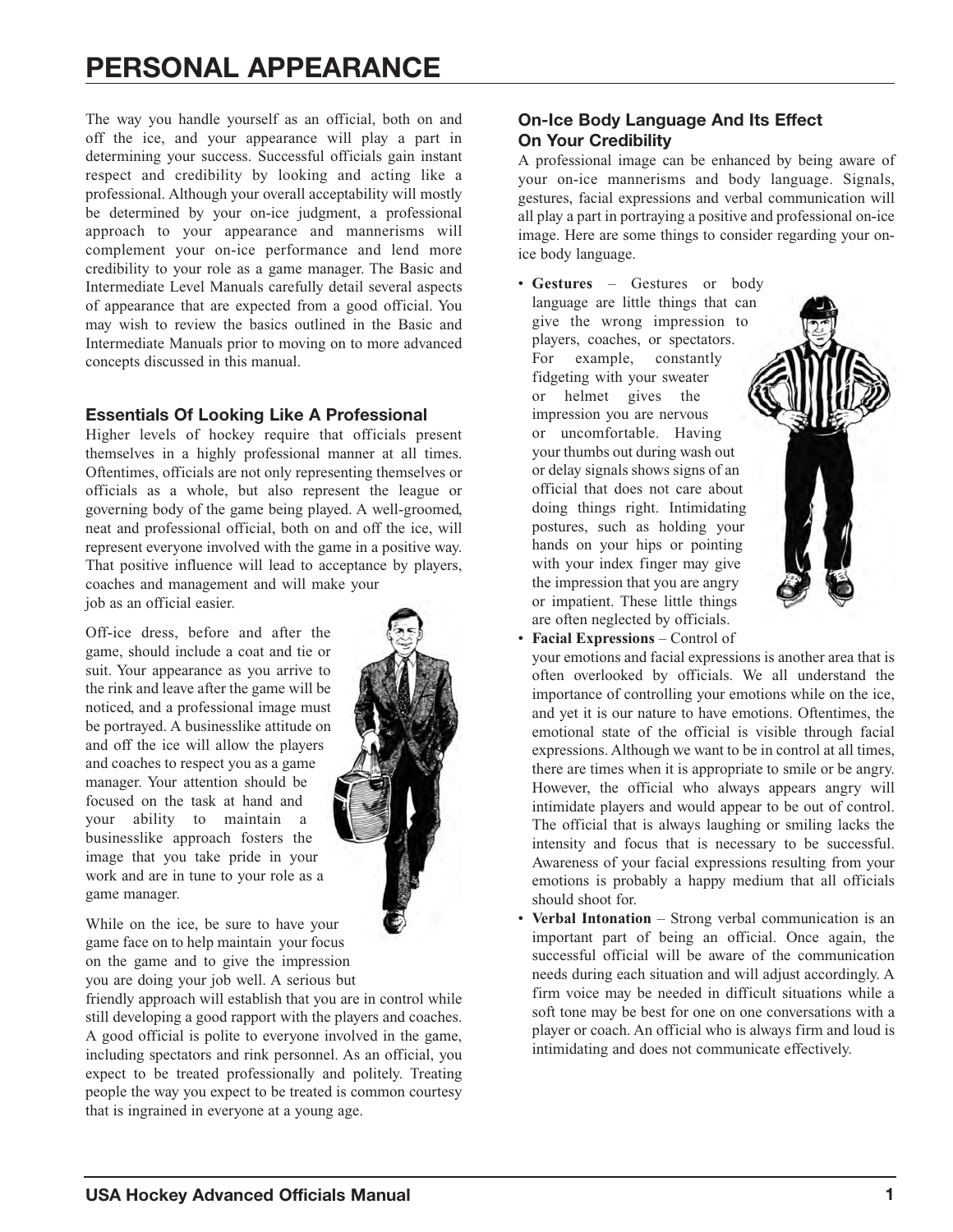# PERSONAL APPEARANCE

The way you handle yourself as an official, both on and off the ice, and your appearance will play a part in determining your success. Successful officials gain instant respect and credibility by looking and acting like a professional. Although your overall acceptability will mostly be determined by your on-ice judgment, a professional approach to your appearance and mannerisms will complement your on-ice performance and lend more credibility to your role as a game manager. The Basic and Intermediate Level Manuals carefully detail several aspects of appearance that are expected from a good official. You may wish to review the basics outlined in the Basic and Intermediate Manuals prior to moving on to more advanced concepts discussed in this manual.

### Essentials Of Looking Like A Professional

Higher levels of hockey require that officials present themselves in a highly professional manner at all times. Oftentimes, officials are not only representing themselves or officials as a whole, but also represent the league or governing body of the game being played. A well-groomed, neat and professional official, both on and off the ice, will represent everyone involved with the game in a positive way. That positive influence will lead to acceptance by players, coaches and management and will make your job as an official easier.

Off-ice dress, before and after the game, should include a coat and tie or suit. Your appearance as you arrive to the rink and leave after the game will be noticed, and a professional image must be portrayed. A businesslike attitude on and off the ice will allow the players and coaches to respect you as a game manager. Your attention should be focused on the task at hand and your ability to maintain a businesslike approach fosters the image that you take pride in your work and are in tune to your role as a game manager.

While on the ice, be sure to have your game face on to help maintain your focus on the game and to give the impression you are doing your job well. A serious but friendly approach will establish that you are in control while still developing a good rapport with the players and coaches. A good official is polite to everyone involved in the game, including spectators and rink personnel. As an official, you expect to be treated professionally and politely. Treating people the way you expect to be treated is common courtesy that is ingrained in everyone at a young age.

### On-Ice Body Language And Its Effect On Your Credibility

A professional image can be enhanced by being aware of your on-ice mannerisms and body language. Signals, gestures, facial expressions and verbal communication will all play a part in portraying a positive and professional on-ice image. Here are some things to consider regarding your on-ice body language.

- **Gestures** – Gestures or body language are little things that can give the wrong impression to players, coaches, or spectators. For example, constantly fidgeting with your sweater or helmet gives the impression you are nervous or uncomfortable. Having your thumbs out during wash out or delay signals shows signs of an official that does not care about doing things right. Intimidating postures, such as holding your hands on your hips or pointing with your index finger may give the impression that you are angry or impatient. These little things are often neglected by officials.
- **Facial Expressions** – Control of your emotions and facial expressions is another area that is often overlooked by officials. We all understand the importance of controlling your emotions while on the ice, and yet it is our nature to have emotions. Oftentimes, the emotional state of the official is visible through facial expressions. Although we want to be in control at all times, there are times when it is appropriate to smile or be angry. However, the official who always appears angry will intimidate players and would appear to be out of control. The official that is always laughing or smiling lacks the intensity and focus that is necessary to be successful. Awareness of your facial expressions resulting from your emotions is probably a happy medium that all officials should shoot for.
- **Verbal Intonation** – Strong verbal communication is an important part of being an official. Once again, the successful official will be aware of the communication needs during each situation and will adjust accordingly. A firm voice may be needed in difficult situations while a soft tone may be best for one on one conversations with a player or coach. An official who is always firm and loud is intimidating and does not communicate effectively.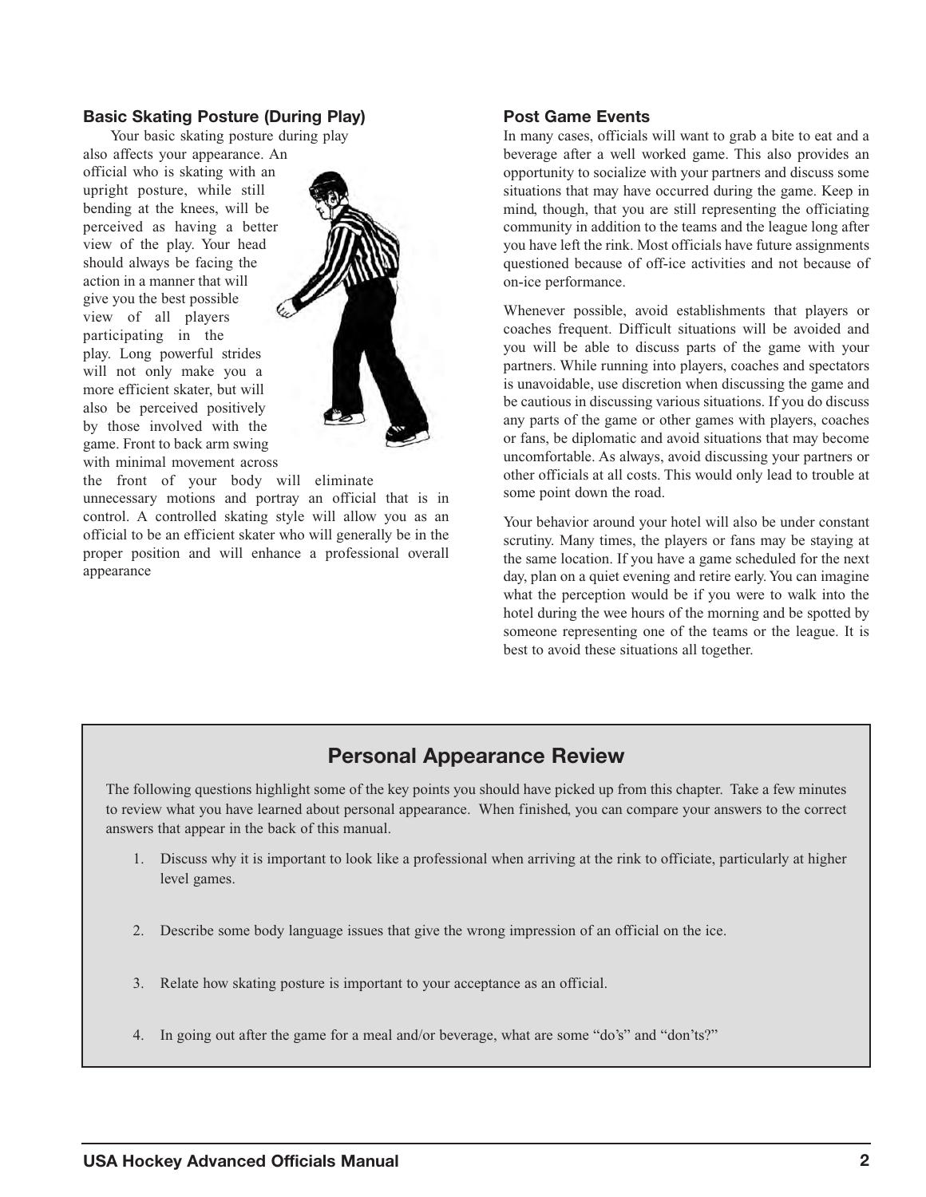### Basic Skating Posture (During Play)

Your basic skating posture during play also affects your appearance. An official who is skating with an upright posture, while still bending at the knees, will be perceived as having a better view of the play. Your head should always be facing the action in a manner that will give you the best possible view of all players participating in the play. Long powerful strides will not only make you a more efficient skater, but will also be perceived positively by those involved with the game. Front to back arm swing with minimal movement across the front of your body will eliminate unnecessary motions and portray an official that is in control. A controlled skating style will allow you as an official to be an efficient skater who will generally be in the proper position and will enhance a professional overall appearance

### Post Game Events

In many cases, officials will want to grab a bite to eat and a beverage after a well worked game. This also provides an opportunity to socialize with your partners and discuss some situations that may have occurred during the game. Keep in mind, though, that you are still representing the officiating community in addition to the teams and the league long after you have left the rink. Most officials have future assignments questioned because of off-ice activities and not because of on-ice performance.

Whenever possible, avoid establishments that players or coaches frequent. Difficult situations will be avoided and you will be able to discuss parts of the game with your partners. While running into players, coaches and spectators is unavoidable, use discretion when discussing the game and be cautious in discussing various situations. If you do discuss any parts of the game or other games with players, coaches or fans, be diplomatic and avoid situations that may become uncomfortable. As always, avoid discussing your partners or other officials at all costs. This would only lead to trouble at some point down the road.

Your behavior around your hotel will also be under constant scrutiny. Many times, the players or fans may be staying at the same location. If you have a game scheduled for the next day, plan on a quiet evening and retire early. You can imagine what the perception would be if you were to walk into the hotel during the wee hours of the morning and be spotted by someone representing one of the teams or the league. It is best to avoid these situations all together.

## Personal Appearance Review

The following questions highlight some of the key points you should have picked up from this chapter. Take a few minutes to review what you have learned about personal appearance. When finished, you can compare your answers to the correct answers that appear in the back of this manual.

1. Discuss why it is important to look like a professional when arriving at the rink to officiate, particularly at higher level games.
2. Describe some body language issues that give the wrong impression of an official on the ice.
3. Relate how skating posture is important to your acceptance as an official.
4. In going out after the game for a meal and/or beverage, what are some "do's" and "don'ts?"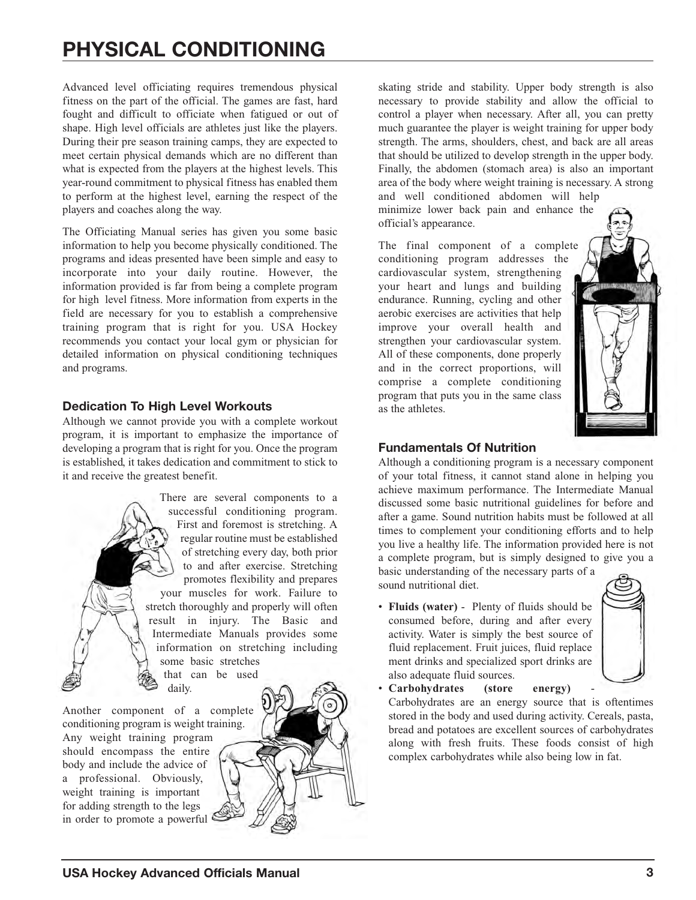# PHYSICAL CONDITIONING

Advanced level officiating requires tremendous physical fitness on the part of the official. The games are fast, hard fought and difficult to officiate when fatigued or out of shape. High level officials are athletes just like the players. During their pre season training camps, they are expected to meet certain physical demands which are no different than what is expected from the players at the highest levels. This year-round commitment to physical fitness has enabled them to perform at the highest level, earning the respect of the players and coaches along the way.

The Officiating Manual series has given you some basic information to help you become physically conditioned. The programs and ideas presented have been simple and easy to incorporate into your daily routine. However, the information provided is far from being a complete program for high level fitness. More information from experts in the field are necessary for you to establish a comprehensive training program that is right for you. USA Hockey recommends you contact your local gym or physician for detailed information on physical conditioning techniques and programs.

### Dedication To High Level Workouts

Although we cannot provide you with a complete workout program, it is important to emphasize the importance of developing a program that is right for you. Once the program is established, it takes dedication and commitment to stick to it and receive the greatest benefit.

There are several components to a successful conditioning program. First and foremost is stretching. A regular routine must be established of stretching every day, both prior to and after exercise. Stretching promotes flexibility and prepares your muscles for work. Failure to stretch thoroughly and properly will often result in injury. The Basic and Intermediate Manuals provides some information on stretching including some basic stretches that can be used daily.

Another component of a complete conditioning program is weight training. Any weight training program should encompass the entire body and include the advice of a professional. Obviously, weight training is important for adding strength to the legs in order to promote a powerful skating stride and stability. Upper body strength is also necessary to provide stability and allow the official to control a player when necessary. After all, you can pretty much guarantee the player is weight training for upper body strength. The arms, shoulders, chest, and back are all areas that should be utilized to develop strength in the upper body. Finally, the abdomen (stomach area) is also an important area of the body where weight training is necessary. A strong and well conditioned abdomen will help minimize lower back pain and enhance the official's appearance.

The final component of a complete conditioning program addresses the cardiovascular system, strengthening your heart and lungs and building endurance. Running, cycling and other aerobic exercises are activities that help improve your overall health and strengthen your cardiovascular system. All of these components, done properly and in the correct proportions, will comprise a complete conditioning program that puts you in the same class as the athletes.

### Fundamentals Of Nutrition

Although a conditioning program is a necessary component of your total fitness, it cannot stand alone in helping you achieve maximum performance. The Intermediate Manual discussed some basic nutritional guidelines for before and after a game. Sound nutrition habits must be followed at all times to complement your conditioning efforts and to help you live a healthy life. The information provided here is not a complete program, but is simply designed to give you a basic understanding of the necessary parts of a sound nutritional diet.

- **Fluids (water)** - Plenty of fluids should be consumed before, during and after every activity. Water is simply the best source of fluid replacement. Fruit juices, fluid replace ment drinks and specialized sport drinks are also adequate fluid sources.
- **Carbohydrates (store energy)** - Carbohydrates are an energy source that is oftentimes stored in the body and used during activity. Cereals, pasta, bread and potatoes are excellent sources of carbohydrates along with fresh fruits. These foods consist of high complex carbohydrates while also being low in fat.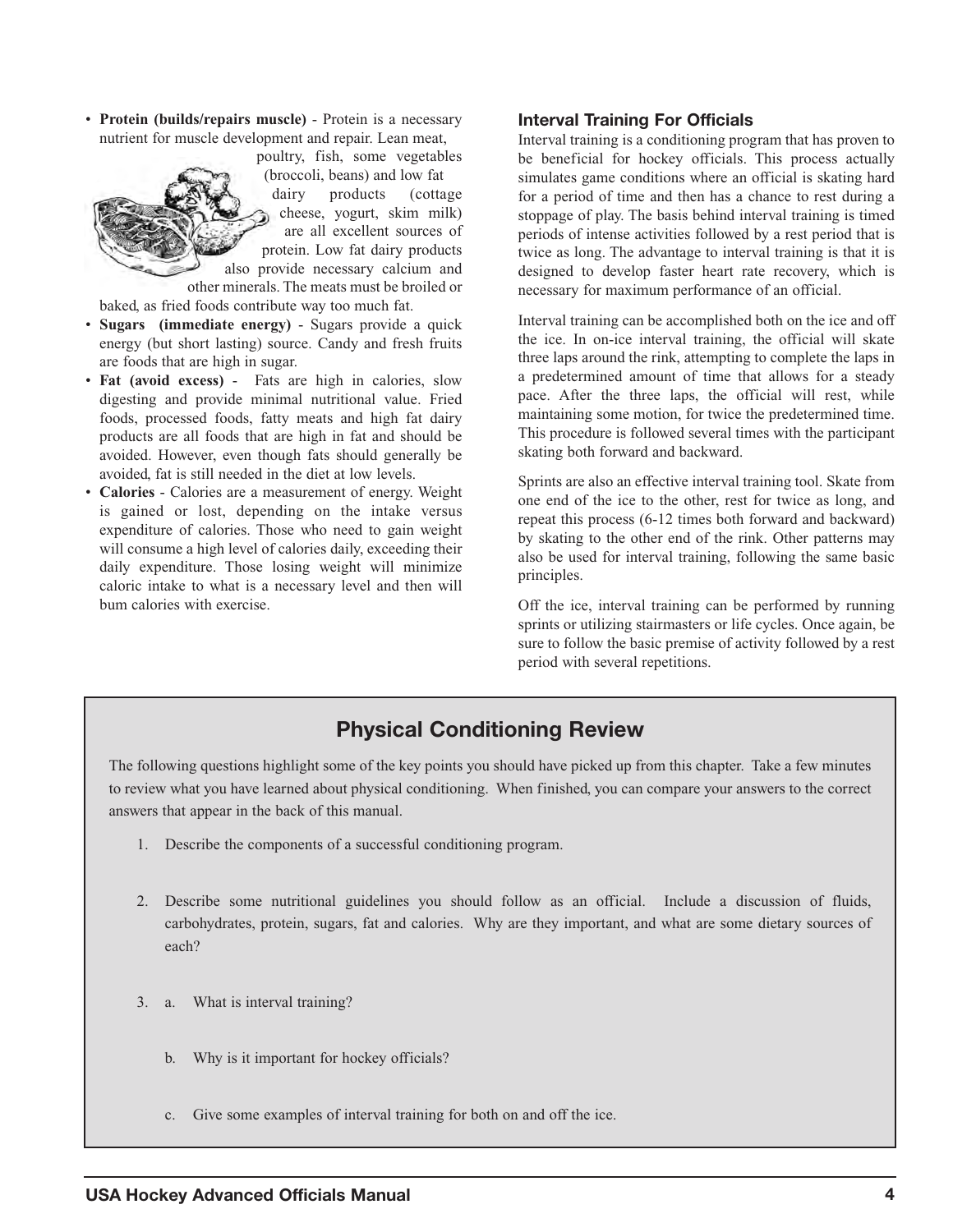- **Protein (builds/repairs muscle)** - Protein is a necessary nutrient for muscle development and repair. Lean meat, poultry, fish, some vegetables (broccoli, beans) and low fat dairy products (cottage cheese, yogurt, skim milk) are all excellent sources of protein. Low fat dairy products also provide necessary calcium and other minerals. The meats must be broiled or baked, as fried foods contribute way too much fat.
- **Sugars (immediate energy)** - Sugars provide a quick energy (but short lasting) source. Candy and fresh fruits are foods that are high in sugar.
- **Fat (avoid excess)** - Fats are high in calories, slow digesting and provide minimal nutritional value. Fried foods, processed foods, fatty meats and high fat dairy products are all foods that are high in fat and should be avoided. However, even though fats should generally be avoided, fat is still needed in the diet at low levels.
- **Calories** - Calories are a measurement of energy. Weight is gained or lost, depending on the intake versus expenditure of calories. Those who need to gain weight will consume a high level of calories daily, exceeding their daily expenditure. Those losing weight will minimize caloric intake to what is a necessary level and then will bum calories with exercise.

### Interval Training For Officials

Interval training is a conditioning program that has proven to be beneficial for hockey officials. This process actually simulates game conditions where an official is skating hard for a period of time and then has a chance to rest during a stoppage of play. The basis behind interval training is timed periods of intense activities followed by a rest period that is twice as long. The advantage to interval training is that it is designed to develop faster heart rate recovery, which is necessary for maximum performance of an official.

Interval training can be accomplished both on the ice and off the ice. In on-ice interval training, the official will skate three laps around the rink, attempting to complete the laps in a predetermined amount of time that allows for a steady pace. After the three laps, the official will rest, while maintaining some motion, for twice the predetermined time. This procedure is followed several times with the participant skating both forward and backward.

Sprints are also an effective interval training tool. Skate from one end of the ice to the other, rest for twice as long, and repeat this process (6-12 times both forward and backward) by skating to the other end of the rink. Other patterns may also be used for interval training, following the same basic principles.

Off the ice, interval training can be performed by running sprints or utilizing stairmasters or life cycles. Once again, be sure to follow the basic premise of activity followed by a rest period with several repetitions.

## Physical Conditioning Review

The following questions highlight some of the key points you should have picked up from this chapter. Take a few minutes to review what you have learned about physical conditioning. When finished, you can compare your answers to the correct answers that appear in the back of this manual.

1. Describe the components of a successful conditioning program.

2. Describe some nutritional guidelines you should follow as an official. Include a discussion of fluids, carbohydrates, protein, sugars, fat and calories. Why are they important, and what are some dietary sources of each?

3. a. What is interval training?

   b. Why is it important for hockey officials?

   c. Give some examples of interval training for both on and off the ice.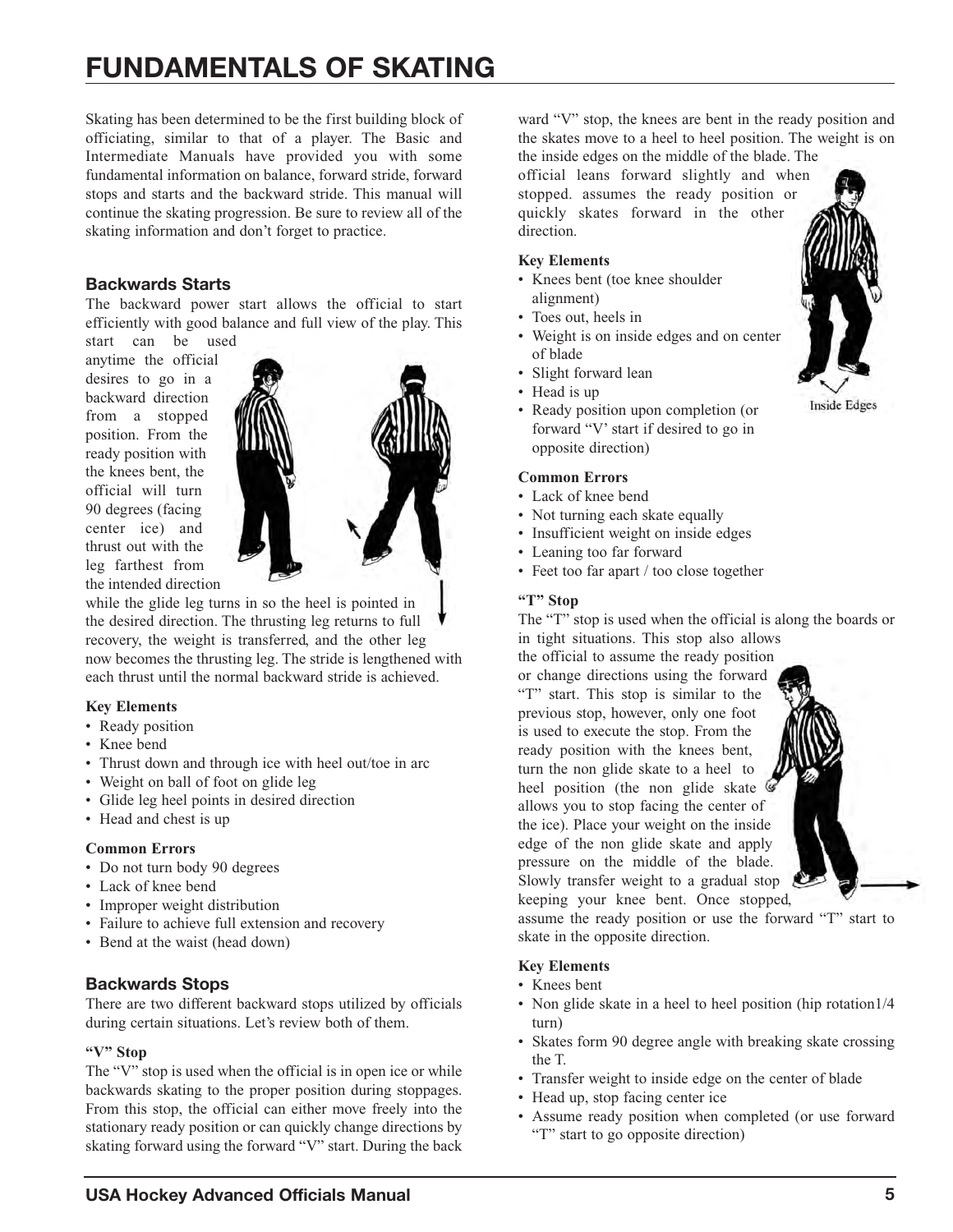# FUNDAMENTALS OF SKATING

Skating has been determined to be the first building block of officiating, similar to that of a player. The Basic and Intermediate Manuals have provided you with some fundamental information on balance, forward stride, forward stops and starts and the backward stride. This manual will continue the skating progression. Be sure to review all of the skating information and don't forget to practice.

## Backwards Starts

The backward power start allows the official to start efficiently with good balance and full view of the play. This start can be used anytime the official desires to go in a backward direction from a stopped position. From the ready position with the knees bent, the official will turn 90 degrees (facing center ice) and thrust out with the leg farthest from the intended direction while the glide leg turns in so the heel is pointed in the desired direction. The thrusting leg returns to full recovery, the weight is transferred, and the other leg now becomes the thrusting leg. The stride is lengthened with each thrust until the normal backward stride is achieved.

**Key Elements**

- Ready position
- Knee bend
- Thrust down and through ice with heel out/toe in arc
- Weight on ball of foot on glide leg
- Glide leg heel points in desired direction
- Head and chest is up

**Common Errors**

- Do not turn body 90 degrees
- Lack of knee bend
- Improper weight distribution
- Failure to achieve full extension and recovery
- Bend at the waist (head down)

## Backwards Stops

There are two different backward stops utilized by officials during certain situations. Let's review both of them.

**"V" Stop**

The "V" stop is used when the official is in open ice or while backwards skating to the proper position during stoppages. From this stop, the official can either move freely into the stationary ready position or can quickly change directions by skating forward using the forward "V" start. During the backward "V" stop, the knees are bent in the ready position and the skates move to a heel to heel position. The weight is on the inside edges on the middle of the blade. The official leans forward slightly and when stopped. assumes the ready position or quickly skates forward in the other direction.

Inside Edges

**Key Elements**

- Knees bent (toe knee shoulder alignment)
- Toes out, heels in
- Weight is on inside edges and on center of blade
- Slight forward lean
- Head is up
- Ready position upon completion (or forward "V' start if desired to go in opposite direction)

**Common Errors**

- Lack of knee bend
- Not turning each skate equally
- Insufficient weight on inside edges
- Leaning too far forward
- Feet too far apart / too close together

**"T" Stop**

The "T" stop is used when the official is along the boards or in tight situations. This stop also allows the official to assume the ready position or change directions using the forward "T" start. This stop is similar to the previous stop, however, only one foot is used to execute the stop. From the ready position with the knees bent, turn the non glide skate to a heel to heel position (the non glide skate allows you to stop facing the center of the ice). Place your weight on the inside edge of the non glide skate and apply pressure on the middle of the blade. Slowly transfer weight to a gradual stop keeping your knee bent. Once stopped, assume the ready position or use the forward "T" start to skate in the opposite direction.

**Key Elements**

- Knees bent
- Non glide skate in a heel to heel position (hip rotation1/4 turn)
- Skates form 90 degree angle with breaking skate crossing the T.
- Transfer weight to inside edge on the center of blade
- Head up, stop facing center ice
- Assume ready position when completed (or use forward "T" start to go opposite direction)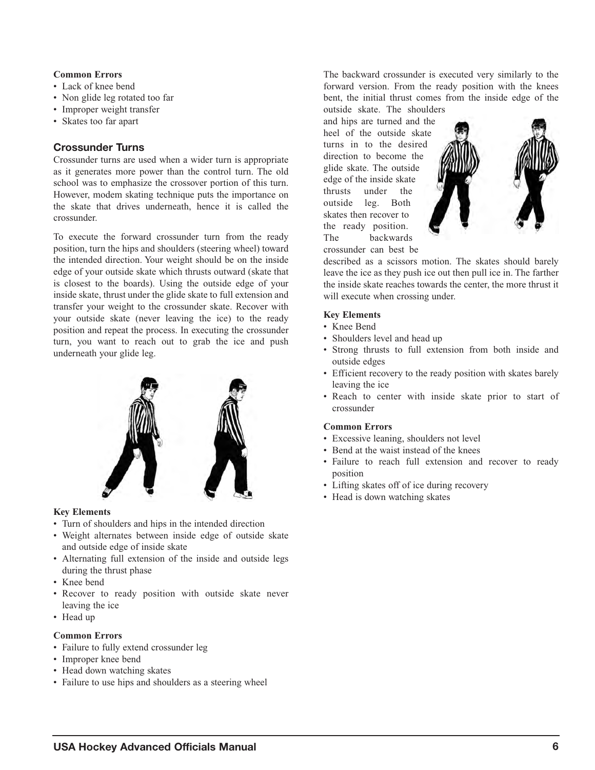**Common Errors**

- Lack of knee bend
- Non glide leg rotated too far
- Improper weight transfer
- Skates too far apart

### Crossunder Turns

Crossunder turns are used when a wider turn is appropriate as it generates more power than the control turn. The old school was to emphasize the crossover portion of this turn. However, modem skating technique puts the importance on the skate that drives underneath, hence it is called the crossunder.

To execute the forward crossunder turn from the ready position, turn the hips and shoulders (steering wheel) toward the intended direction. Your weight should be on the inside edge of your outside skate which thrusts outward (skate that is closest to the boards). Using the outside edge of your inside skate, thrust under the glide skate to full extension and transfer your weight to the crossunder skate. Recover with your outside skate (never leaving the ice) to the ready position and repeat the process. In executing the crossunder turn, you want to reach out to grab the ice and push underneath your glide leg.

**Key Elements**

- Turn of shoulders and hips in the intended direction
- Weight alternates between inside edge of outside skate and outside edge of inside skate
- Alternating full extension of the inside and outside legs during the thrust phase
- Knee bend
- Recover to ready position with outside skate never leaving the ice
- Head up

**Common Errors**

- Failure to fully extend crossunder leg
- Improper knee bend
- Head down watching skates
- Failure to use hips and shoulders as a steering wheel

The backward crossunder is executed very similarly to the forward version. From the ready position with the knees bent, the initial thrust comes from the inside edge of the outside skate. The shoulders and hips are turned and the heel of the outside skate turns in to the desired direction to become the glide skate. The outside edge of the inside skate thrusts under the outside leg. Both skates then recover to the ready position. The backwards crossunder can best be described as a scissors motion. The skates should barely leave the ice as they push ice out then pull ice in. The farther the inside skate reaches towards the center, the more thrust it will execute when crossing under.

**Key Elements**

- Knee Bend
- Shoulders level and head up
- Strong thrusts to full extension from both inside and outside edges
- Efficient recovery to the ready position with skates barely leaving the ice
- Reach to center with inside skate prior to start of crossunder

**Common Errors**

- Excessive leaning, shoulders not level
- Bend at the waist instead of the knees
- Failure to reach full extension and recover to ready position
- Lifting skates off of ice during recovery
- Head is down watching skates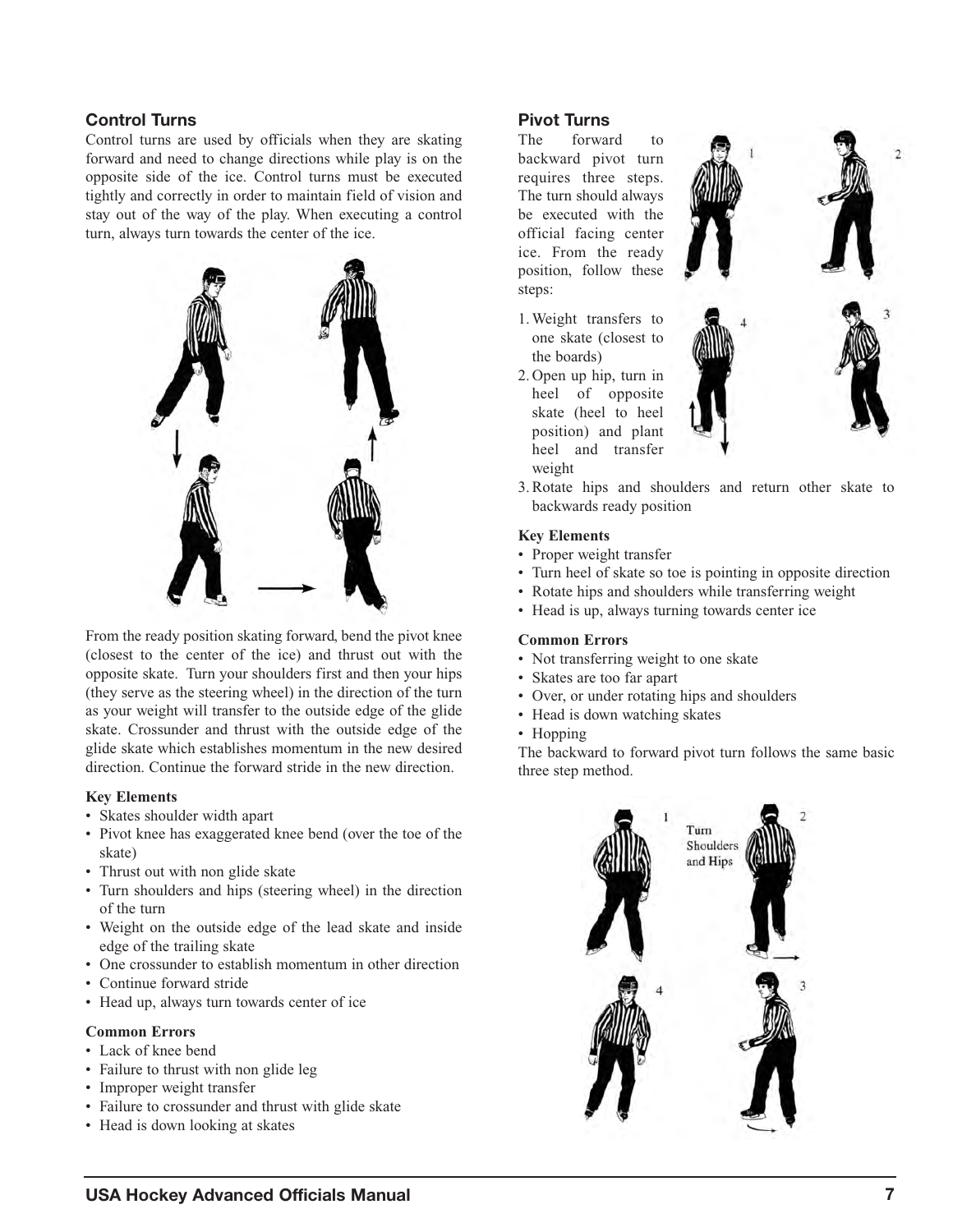### Control Turns

Control turns are used by officials when they are skating forward and need to change directions while play is on the opposite side of the ice. Control turns must be executed tightly and correctly in order to maintain field of vision and stay out of the way of the play. When executing a control turn, always turn towards the center of the ice.

From the ready position skating forward, bend the pivot knee (closest to the center of the ice) and thrust out with the opposite skate. Turn your shoulders first and then your hips (they serve as the steering wheel) in the direction of the turn as your weight will transfer to the outside edge of the glide skate. Crossunder and thrust with the outside edge of the glide skate which establishes momentum in the new desired direction. Continue the forward stride in the new direction.

**Key Elements**

- Skates shoulder width apart
- Pivot knee has exaggerated knee bend (over the toe of the skate)
- Thrust out with non glide skate
- Turn shoulders and hips (steering wheel) in the direction of the turn
- Weight on the outside edge of the lead skate and inside edge of the trailing skate
- One crossunder to establish momentum in other direction
- Continue forward stride
- Head up, always turn towards center of ice

**Common Errors**

- Lack of knee bend
- Failure to thrust with non glide leg
- Improper weight transfer
- Failure to crossunder and thrust with glide skate
- Head is down looking at skates

### Pivot Turns

The forward to backward pivot turn requires three steps. The turn should always be executed with the official facing center ice. From the ready position, follow these steps:

1. Weight transfers to one skate (closest to the boards)
2. Open up hip, turn in heel of opposite skate (heel to heel position) and plant heel and transfer weight
3. Rotate hips and shoulders and return other skate to backwards ready position

**Key Elements**

- Proper weight transfer
- Turn heel of skate so toe is pointing in opposite direction
- Rotate hips and shoulders while transferring weight
- Head is up, always turning towards center ice

**Common Errors**

- Not transferring weight to one skate
- Skates are too far apart
- Over, or under rotating hips and shoulders
- Head is down watching skates
- Hopping

The backward to forward pivot turn follows the same basic three step method.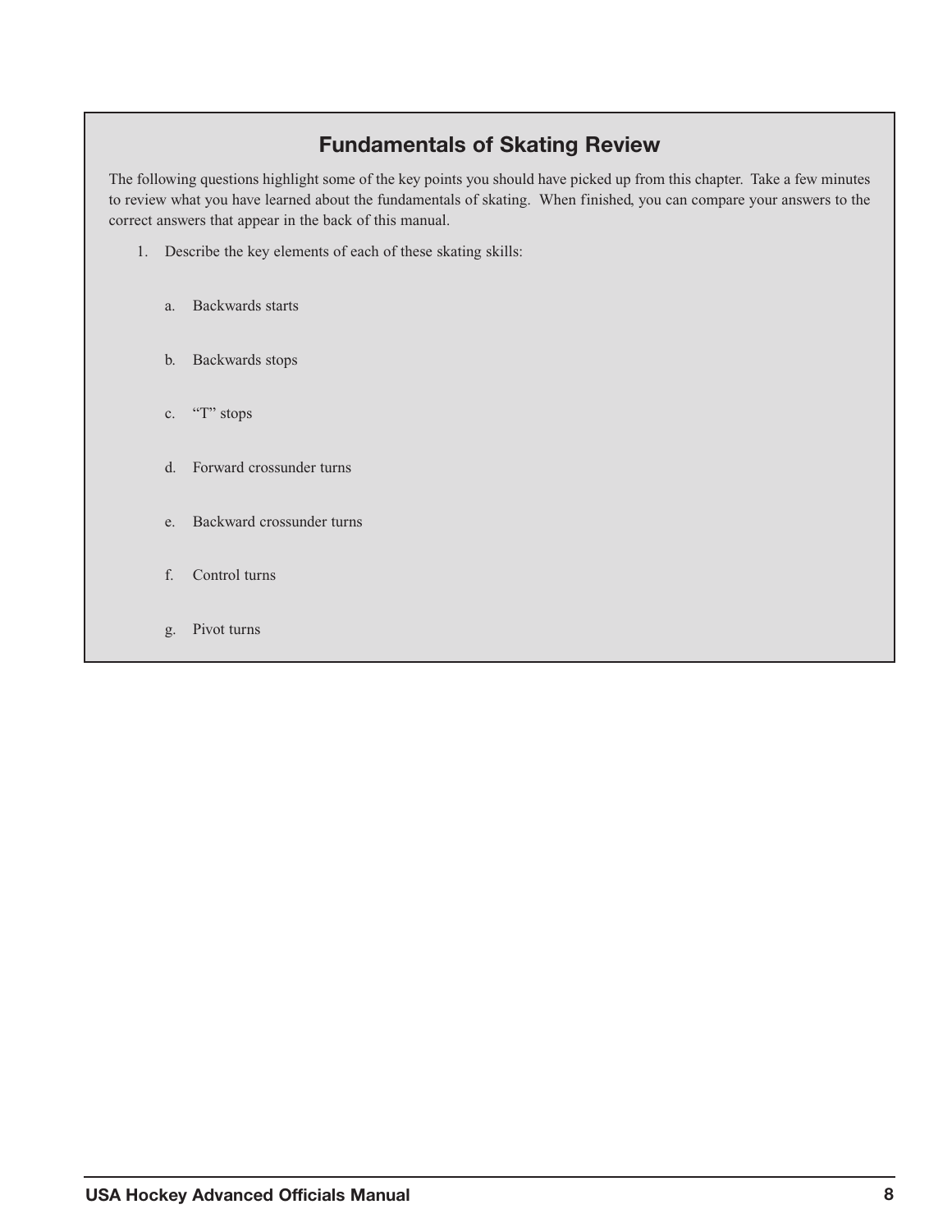## Fundamentals of Skating Review

The following questions highlight some of the key points you should have picked up from this chapter. Take a few minutes to review what you have learned about the fundamentals of skating. When finished, you can compare your answers to the correct answers that appear in the back of this manual.

1. Describe the key elements of each of these skating skills:

   a. Backwards starts

   b. Backwards stops

   c. "T" stops

   d. Forward crossunder turns

   e. Backward crossunder turns

   f. Control turns

   g. Pivot turns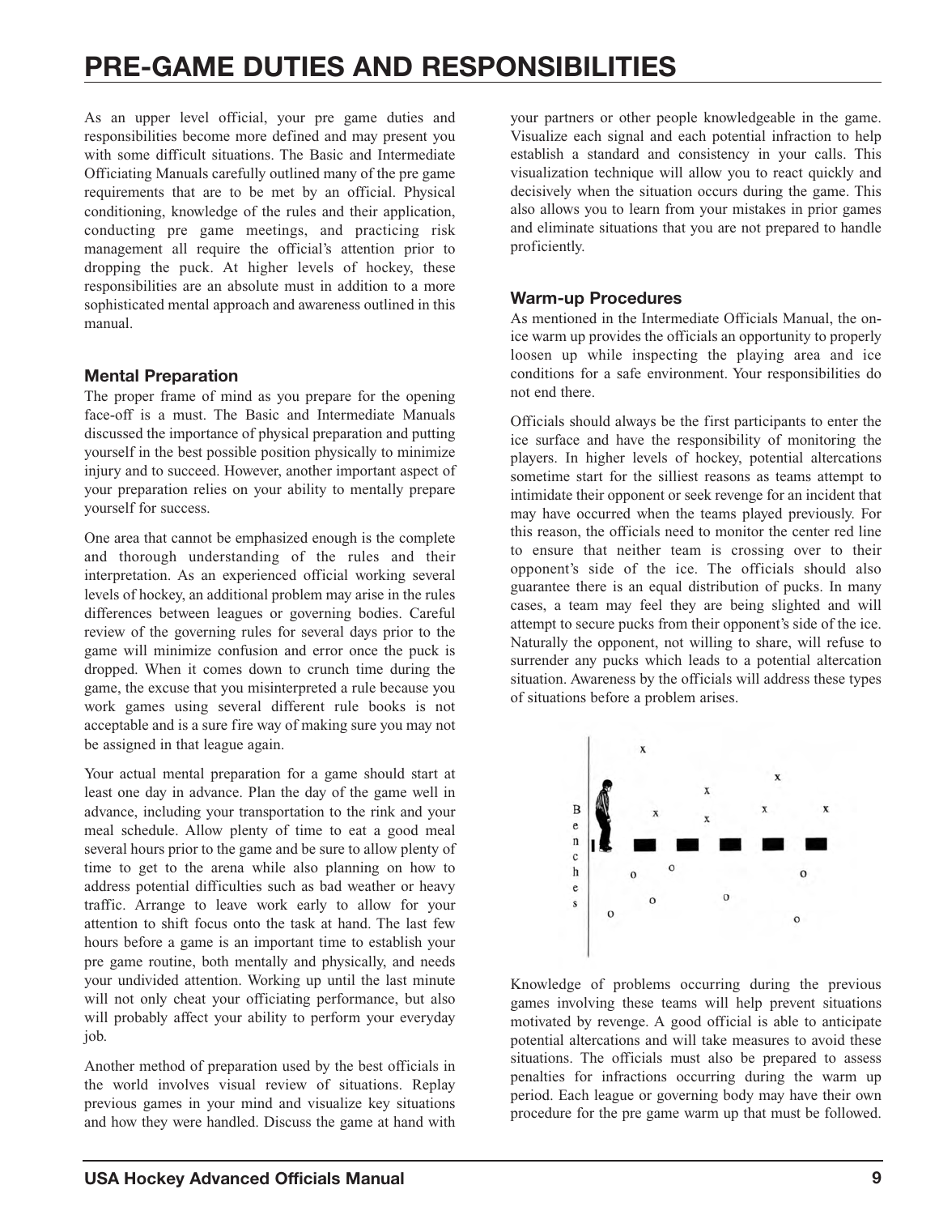# PRE-GAME DUTIES AND RESPONSIBILITIES

As an upper level official, your pre game duties and responsibilities become more defined and may present you with some difficult situations. The Basic and Intermediate Officiating Manuals carefully outlined many of the pre game requirements that are to be met by an official. Physical conditioning, knowledge of the rules and their application, conducting pre game meetings, and practicing risk management all require the official's attention prior to dropping the puck. At higher levels of hockey, these responsibilities are an absolute must in addition to a more sophisticated mental approach and awareness outlined in this manual.

### Mental Preparation

The proper frame of mind as you prepare for the opening face-off is a must. The Basic and Intermediate Manuals discussed the importance of physical preparation and putting yourself in the best possible position physically to minimize injury and to succeed. However, another important aspect of your preparation relies on your ability to mentally prepare yourself for success.

One area that cannot be emphasized enough is the complete and thorough understanding of the rules and their interpretation. As an experienced official working several levels of hockey, an additional problem may arise in the rules differences between leagues or governing bodies. Careful review of the governing rules for several days prior to the game will minimize confusion and error once the puck is dropped. When it comes down to crunch time during the game, the excuse that you misinterpreted a rule because you work games using several different rule books is not acceptable and is a sure fire way of making sure you may not be assigned in that league again.

Your actual mental preparation for a game should start at least one day in advance. Plan the day of the game well in advance, including your transportation to the rink and your meal schedule. Allow plenty of time to eat a good meal several hours prior to the game and be sure to allow plenty of time to get to the arena while also planning on how to address potential difficulties such as bad weather or heavy traffic. Arrange to leave work early to allow for your attention to shift focus onto the task at hand. The last few hours before a game is an important time to establish your pre game routine, both mentally and physically, and needs your undivided attention. Working up until the last minute will not only cheat your officiating performance, but also will probably affect your ability to perform your everyday job.

Another method of preparation used by the best officials in the world involves visual review of situations. Replay previous games in your mind and visualize key situations and how they were handled. Discuss the game at hand with your partners or other people knowledgeable in the game. Visualize each signal and each potential infraction to help establish a standard and consistency in your calls. This visualization technique will allow you to react quickly and decisively when the situation occurs during the game. This also allows you to learn from your mistakes in prior games and eliminate situations that you are not prepared to handle proficiently.

### Warm-up Procedures

As mentioned in the Intermediate Officials Manual, the on-ice warm up provides the officials an opportunity to properly loosen up while inspecting the playing area and ice conditions for a safe environment. Your responsibilities do not end there.

Officials should always be the first participants to enter the ice surface and have the responsibility of monitoring the players. In higher levels of hockey, potential altercations sometime start for the silliest reasons as teams attempt to intimidate their opponent or seek revenge for an incident that may have occurred when the teams played previously. For this reason, the officials need to monitor the center red line to ensure that neither team is crossing over to their opponent's side of the ice. The officials should also guarantee there is an equal distribution of pucks. In many cases, a team may feel they are being slighted and will attempt to secure pucks from their opponent's side of the ice. Naturally the opponent, not willing to share, will refuse to surrender any pucks which leads to a potential altercation situation. Awareness by the officials will address these types of situations before a problem arises.

Knowledge of problems occurring during the previous games involving these teams will help prevent situations motivated by revenge. A good official is able to anticipate potential altercations and will take measures to avoid these situations. The officials must also be prepared to assess penalties for infractions occurring during the warm up period. Each league or governing body may have their own procedure for the pre game warm up that must be followed.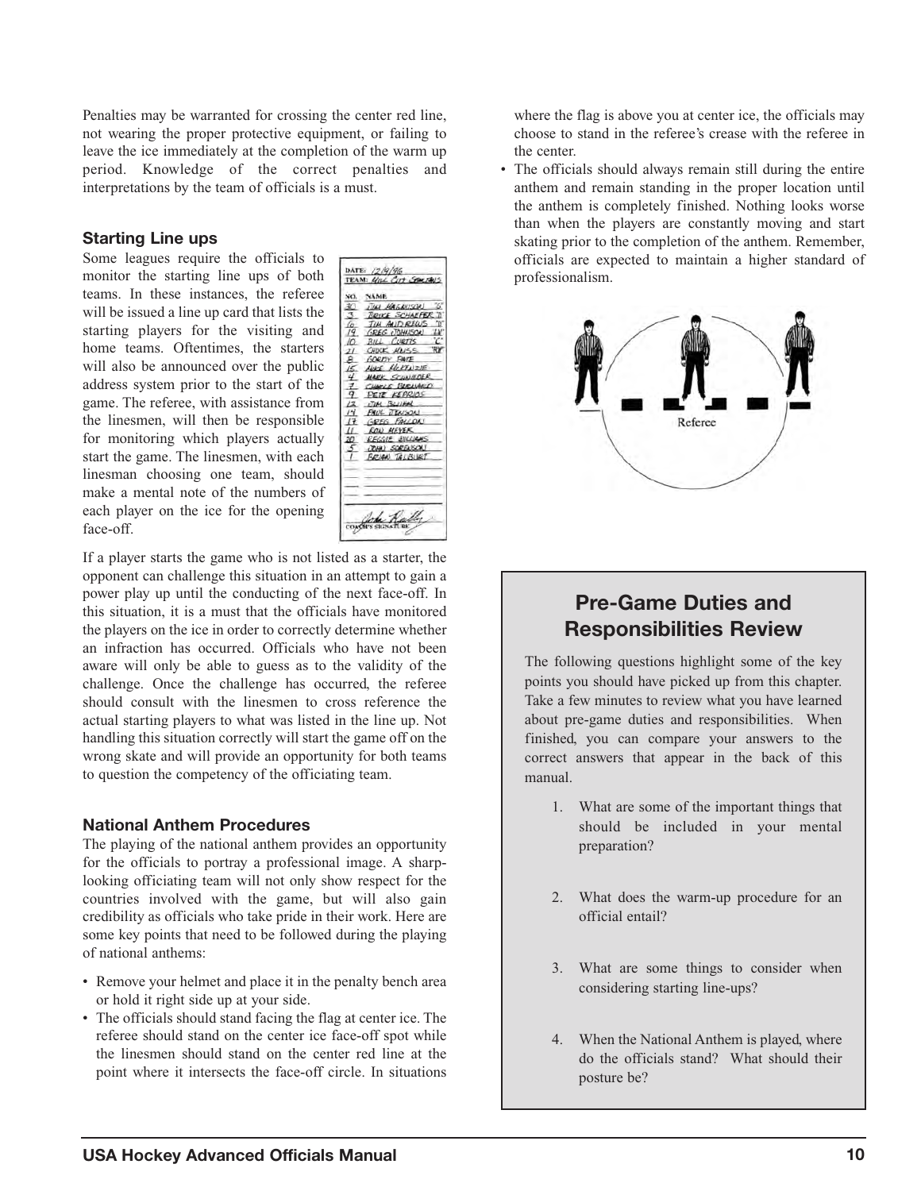Penalties may be warranted for crossing the center red line, not wearing the proper protective equipment, or failing to leave the ice immediately at the completion of the warm up period. Knowledge of the correct penalties and interpretations by the team of officials is a must.

### Starting Line ups

Some leagues require the officials to monitor the starting line ups of both teams. In these instances, the referee will be issued a line up card that lists the starting players for the visiting and home teams. Oftentimes, the starters will also be announced over the public address system prior to the start of the game. The referee, with assistance from the linesmen, will then be responsible for monitoring which players actually start the game. The linesmen, with each linesman choosing one team, should make a mental note of the numbers of each player on the ice for the opening face-off.

If a player starts the game who is not listed as a starter, the opponent can challenge this situation in an attempt to gain a power play up until the conducting of the next face-off. In this situation, it is a must that the officials have monitored the players on the ice in order to correctly determine whether an infraction has occurred. Officials who have not been aware will only be able to guess as to the validity of the challenge. Once the challenge has occurred, the referee should consult with the linesmen to cross reference the actual starting players to what was listed in the line up. Not handling this situation correctly will start the game off on the wrong skate and will provide an opportunity for both teams to question the competency of the officiating team.

### National Anthem Procedures

The playing of the national anthem provides an opportunity for the officials to portray a professional image. A sharp-looking officiating team will not only show respect for the countries involved with the game, but will also gain credibility as officials who take pride in their work. Here are some key points that need to be followed during the playing of national anthems:

- Remove your helmet and place it in the penalty bench area or hold it right side up at your side.
- The officials should stand facing the flag at center ice. The referee should stand on the center ice face-off spot while the linesmen should stand on the center red line at the point where it intersects the face-off circle. In situations where the flag is above you at center ice, the officials may choose to stand in the referee's crease with the referee in the center.
- The officials should always remain still during the entire anthem and remain standing in the proper location until the anthem is completely finished. Nothing looks worse than when the players are constantly moving and start skating prior to the completion of the anthem. Remember, officials are expected to maintain a higher standard of professionalism.

## Pre-Game Duties and Responsibilities Review

The following questions highlight some of the key points you should have picked up from this chapter. Take a few minutes to review what you have learned about pre-game duties and responsibilities. When finished, you can compare your answers to the correct answers that appear in the back of this manual.

1. What are some of the important things that should be included in your mental preparation?
2. What does the warm-up procedure for an official entail?
3. What are some things to consider when considering starting line-ups?
4. When the National Anthem is played, where do the officials stand? What should their posture be?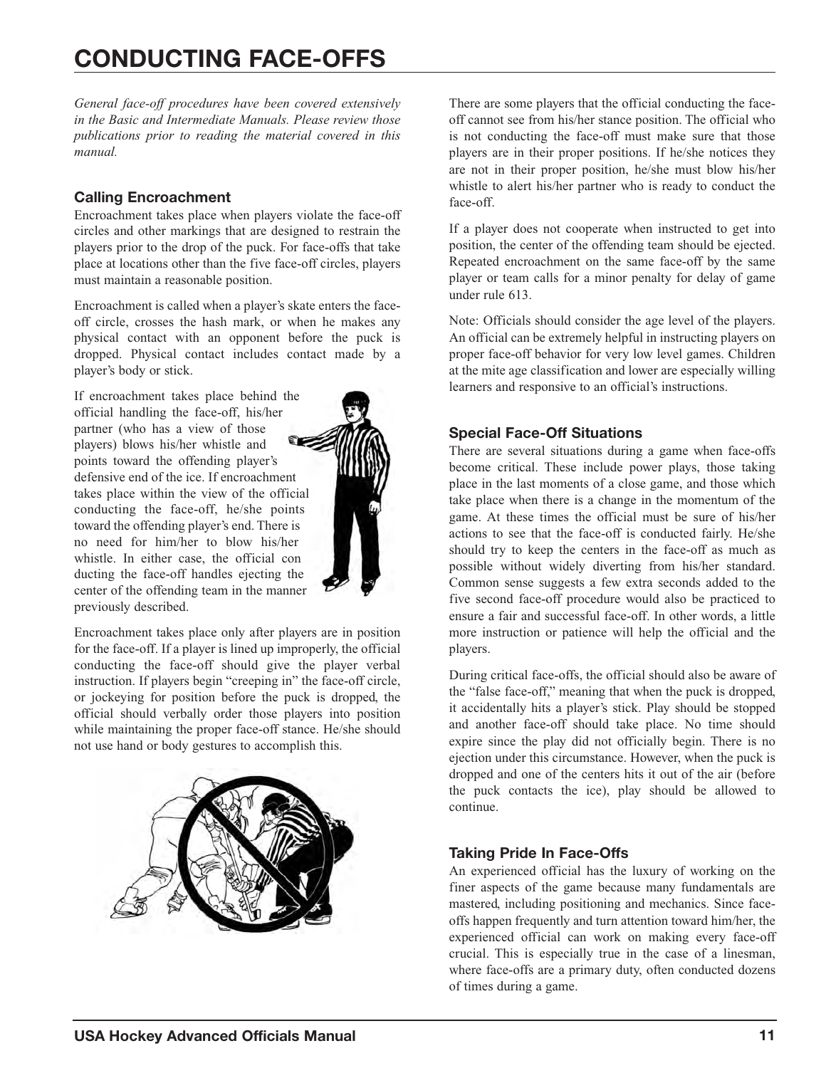# CONDUCTING FACE-OFFS

*General face-off procedures have been covered extensively in the Basic and Intermediate Manuals. Please review those publications prior to reading the material covered in this manual.*

### Calling Encroachment

Encroachment takes place when players violate the face-off circles and other markings that are designed to restrain the players prior to the drop of the puck. For face-offs that take place at locations other than the five face-off circles, players must maintain a reasonable position.

Encroachment is called when a player's skate enters the face-off circle, crosses the hash mark, or when he makes any physical contact with an opponent before the puck is dropped. Physical contact includes contact made by a player's body or stick.

If encroachment takes place behind the official handling the face-off, his/her partner (who has a view of those players) blows his/her whistle and points toward the offending player's defensive end of the ice. If encroachment takes place within the view of the official conducting the face-off, he/she points toward the offending player's end. There is no need for him/her to blow his/her whistle. In either case, the official con ducting the face-off handles ejecting the center of the offending team in the manner previously described.

Encroachment takes place only after players are in position for the face-off. If a player is lined up improperly, the official conducting the face-off should give the player verbal instruction. If players begin "creeping in" the face-off circle, or jockeying for position before the puck is dropped, the official should verbally order those players into position while maintaining the proper face-off stance. He/she should not use hand or body gestures to accomplish this.

There are some players that the official conducting the face-off cannot see from his/her stance position. The official who is not conducting the face-off must make sure that those players are in their proper positions. If he/she notices they are not in their proper position, he/she must blow his/her whistle to alert his/her partner who is ready to conduct the face-off.

If a player does not cooperate when instructed to get into position, the center of the offending team should be ejected. Repeated encroachment on the same face-off by the same player or team calls for a minor penalty for delay of game under rule 613.

Note: Officials should consider the age level of the players. An official can be extremely helpful in instructing players on proper face-off behavior for very low level games. Children at the mite age classification and lower are especially willing learners and responsive to an official's instructions.

### Special Face-Off Situations

There are several situations during a game when face-offs become critical. These include power plays, those taking place in the last moments of a close game, and those which take place when there is a change in the momentum of the game. At these times the official must be sure of his/her actions to see that the face-off is conducted fairly. He/she should try to keep the centers in the face-off as much as possible without widely diverting from his/her standard. Common sense suggests a few extra seconds added to the five second face-off procedure would also be practiced to ensure a fair and successful face-off. In other words, a little more instruction or patience will help the official and the players.

During critical face-offs, the official should also be aware of the "false face-off," meaning that when the puck is dropped, it accidentally hits a player's stick. Play should be stopped and another face-off should take place. No time should expire since the play did not officially begin. There is no ejection under this circumstance. However, when the puck is dropped and one of the centers hits it out of the air (before the puck contacts the ice), play should be allowed to continue.

### Taking Pride In Face-Offs

An experienced official has the luxury of working on the finer aspects of the game because many fundamentals are mastered, including positioning and mechanics. Since face-offs happen frequently and turn attention toward him/her, the experienced official can work on making every face-off crucial. This is especially true in the case of a linesman, where face-offs are a primary duty, often conducted dozens of times during a game.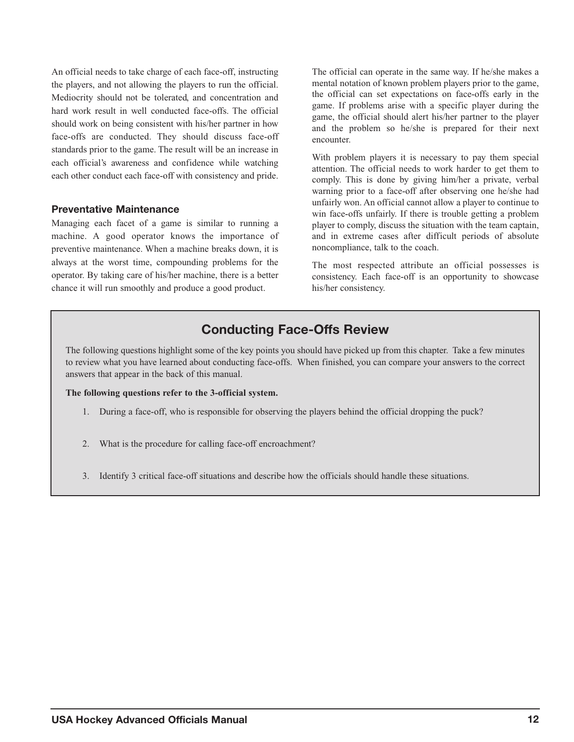An official needs to take charge of each face-off, instructing the players, and not allowing the players to run the official. Mediocrity should not be tolerated, and concentration and hard work result in well conducted face-offs. The official should work on being consistent with his/her partner in how face-offs are conducted. They should discuss face-off standards prior to the game. The result will be an increase in each official's awareness and confidence while watching each other conduct each face-off with consistency and pride.

### Preventative Maintenance

Managing each facet of a game is similar to running a machine. A good operator knows the importance of preventive maintenance. When a machine breaks down, it is always at the worst time, compounding problems for the operator. By taking care of his/her machine, there is a better chance it will run smoothly and produce a good product.

The official can operate in the same way. If he/she makes a mental notation of known problem players prior to the game, the official can set expectations on face-offs early in the game. If problems arise with a specific player during the game, the official should alert his/her partner to the player and the problem so he/she is prepared for their next encounter.

With problem players it is necessary to pay them special attention. The official needs to work harder to get them to comply. This is done by giving him/her a private, verbal warning prior to a face-off after observing one he/she had unfairly won. An official cannot allow a player to continue to win face-offs unfairly. If there is trouble getting a problem player to comply, discuss the situation with the team captain, and in extreme cases after difficult periods of absolute noncompliance, talk to the coach.

The most respected attribute an official possesses is consistency. Each face-off is an opportunity to showcase his/her consistency.

## Conducting Face-Offs Review

The following questions highlight some of the key points you should have picked up from this chapter. Take a few minutes to review what you have learned about conducting face-offs. When finished, you can compare your answers to the correct answers that appear in the back of this manual.

**The following questions refer to the 3-official system.**

1. During a face-off, who is responsible for observing the players behind the official dropping the puck?
2. What is the procedure for calling face-off encroachment?
3. Identify 3 critical face-off situations and describe how the officials should handle these situations.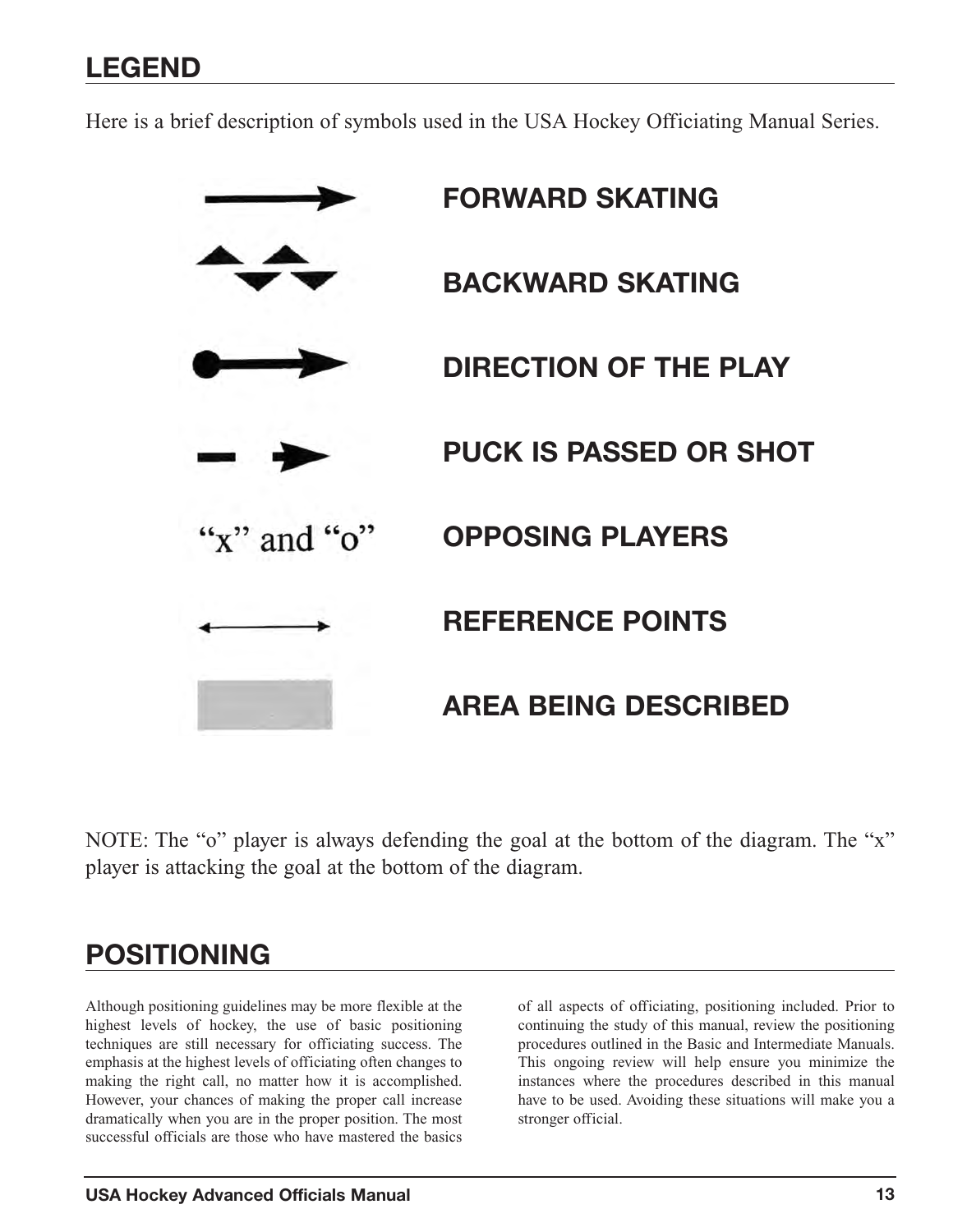## LEGEND

Here is a brief description of symbols used in the USA Hockey Officiating Manual Series.

| Symbol | Meaning |
| --- | --- |
| | FORWARD SKATING |
| | BACKWARD SKATING |
| | DIRECTION OF THE PLAY |
| | PUCK IS PASSED OR SHOT |
| "x" and "o" | OPPOSING PLAYERS |
| | REFERENCE POINTS |
| | AREA BEING DESCRIBED |

NOTE: The "o" player is always defending the goal at the bottom of the diagram. The "x" player is attacking the goal at the bottom of the diagram.

## POSITIONING

Although positioning guidelines may be more flexible at the highest levels of hockey, the use of basic positioning techniques are still necessary for officiating success. The emphasis at the highest levels of officiating often changes to making the right call, no matter how it is accomplished. However, your chances of making the proper call increase dramatically when you are in the proper position. The most successful officials are those who have mastered the basics of all aspects of officiating, positioning included. Prior to continuing the study of this manual, review the positioning procedures outlined in the Basic and Intermediate Manuals. This ongoing review will help ensure you minimize the instances where the procedures described in this manual have to be used. Avoiding these situations will make you a stronger official.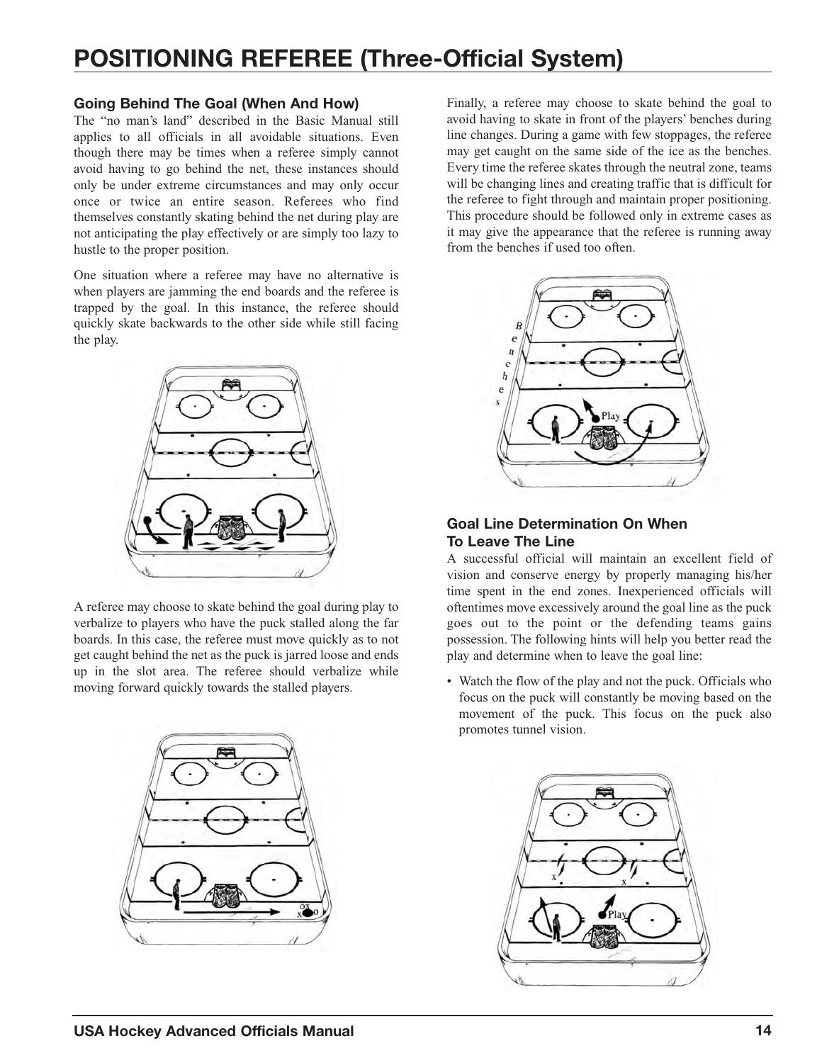# POSITIONING REFEREE (Three-Official System)

### Going Behind The Goal (When And How)

The "no man's land" described in the Basic Manual still applies to all officials in all avoidable situations. Even though there may be times when a referee simply cannot avoid having to go behind the net, these instances should only be under extreme circumstances and may only occur once or twice an entire season. Referees who find themselves constantly skating behind the net during play are not anticipating the play effectively or are simply too lazy to hustle to the proper position.

One situation where a referee may have no alternative is when players are jamming the end boards and the referee is trapped by the goal. In this instance, the referee should quickly skate backwards to the other side while still facing the play.

A referee may choose to skate behind the goal during play to verbalize to players who have the puck stalled along the far boards. In this case, the referee must move quickly as to not get caught behind the net as the puck is jarred loose and ends up in the slot area. The referee should verbalize while moving forward quickly towards the stalled players.

Finally, a referee may choose to skate behind the goal to avoid having to skate in front of the players' benches during line changes. During a game with few stoppages, the referee may get caught on the same side of the ice as the benches. Every time the referee skates through the neutral zone, teams will be changing lines and creating traffic that is difficult for the referee to fight through and maintain proper positioning. This procedure should be followed only in extreme cases as it may give the appearance that the referee is running away from the benches if used too often.

### Goal Line Determination On When To Leave The Line

A successful official will maintain an excellent field of vision and conserve energy by properly managing his/her time spent in the end zones. Inexperienced officials will oftentimes move excessively around the goal line as the puck goes out to the point or the defending teams gains possession. The following hints will help you better read the play and determine when to leave the goal line:

- Watch the flow of the play and not the puck. Officials who focus on the puck will constantly be moving based on the movement of the puck. This focus on the puck also promotes tunnel vision.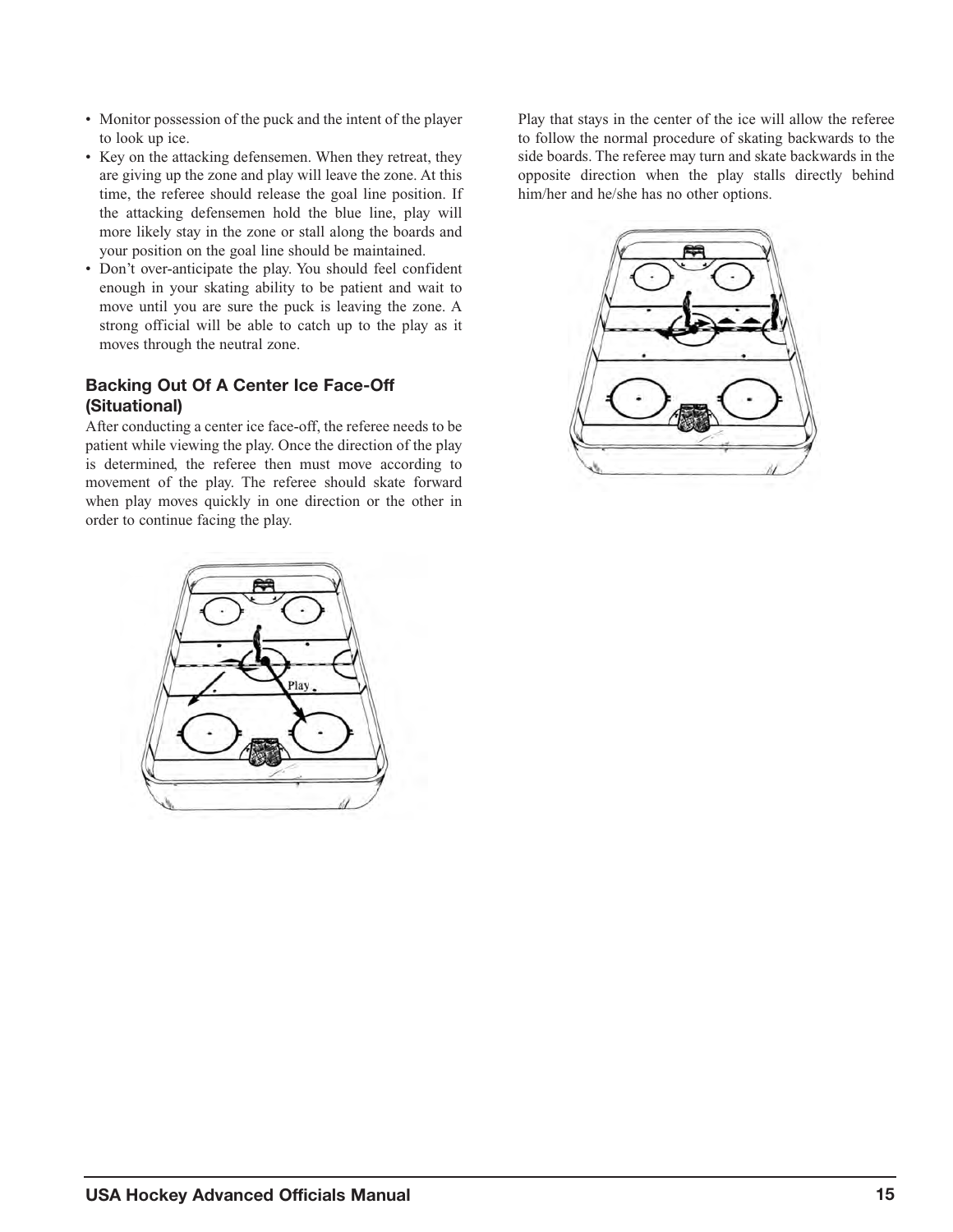- Monitor possession of the puck and the intent of the player to look up ice.
- Key on the attacking defensemen. When they retreat, they are giving up the zone and play will leave the zone. At this time, the referee should release the goal line position. If the attacking defensemen hold the blue line, play will more likely stay in the zone or stall along the boards and your position on the goal line should be maintained.
- Don't over-anticipate the play. You should feel confident enough in your skating ability to be patient and wait to move until you are sure the puck is leaving the zone. A strong official will be able to catch up to the play as it moves through the neutral zone.

### Backing Out Of A Center Ice Face-Off (Situational)

After conducting a center ice face-off, the referee needs to be patient while viewing the play. Once the direction of the play is determined, the referee then must move according to movement of the play. The referee should skate forward when play moves quickly in one direction or the other in order to continue facing the play.

Play that stays in the center of the ice will allow the referee to follow the normal procedure of skating backwards to the side boards. The referee may turn and skate backwards in the opposite direction when the play stalls directly behind him/her and he/she has no other options.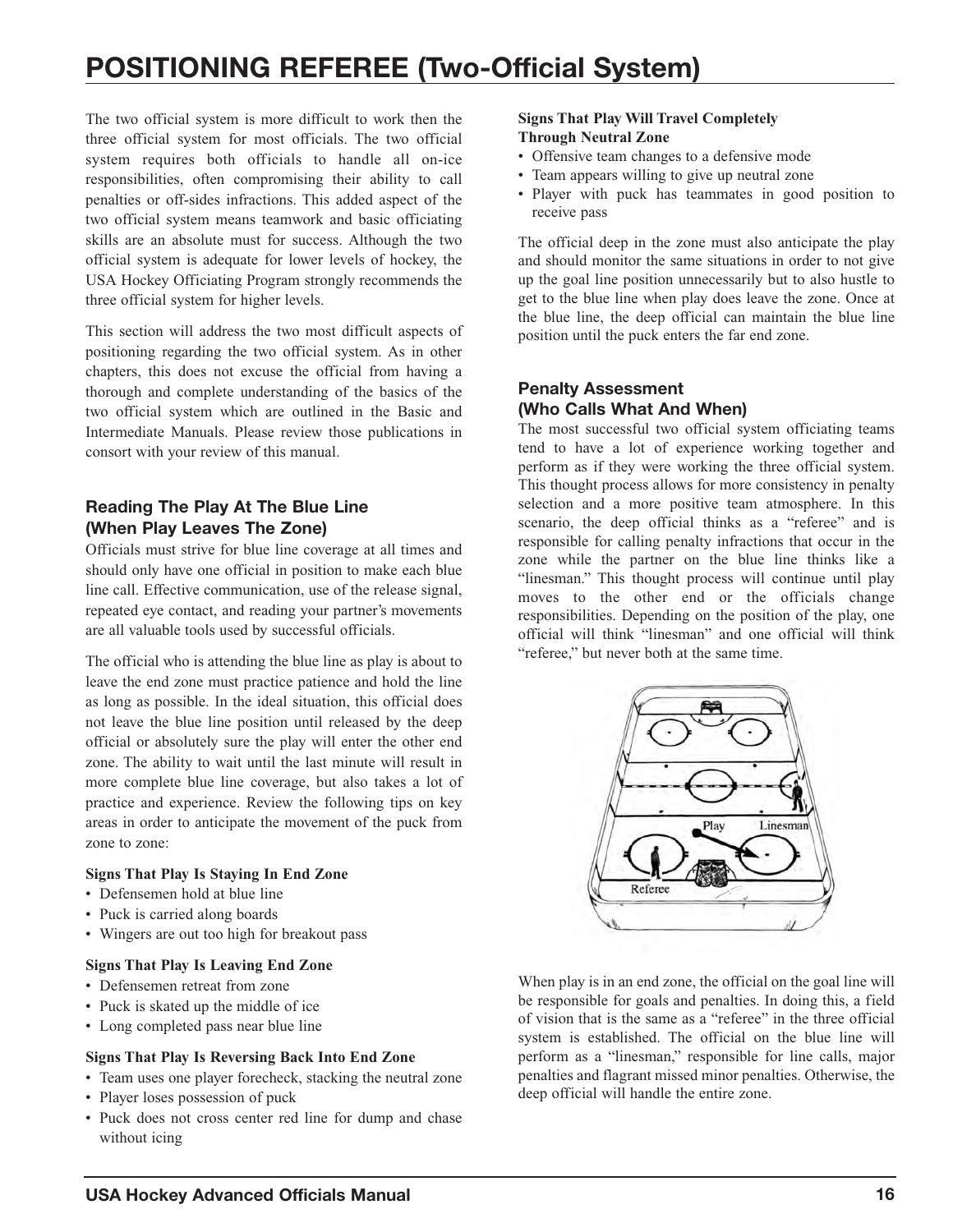# POSITIONING REFEREE (Two-Official System)

The two official system is more difficult to work then the three official system for most officials. The two official system requires both officials to handle all on-ice responsibilities, often compromising their ability to call penalties or off-sides infractions. This added aspect of the two official system means teamwork and basic officiating skills are an absolute must for success. Although the two official system is adequate for lower levels of hockey, the USA Hockey Officiating Program strongly recommends the three official system for higher levels.

This section will address the two most difficult aspects of positioning regarding the two official system. As in other chapters, this does not excuse the official from having a thorough and complete understanding of the basics of the two official system which are outlined in the Basic and Intermediate Manuals. Please review those publications in consort with your review of this manual.

## Reading The Play At The Blue Line (When Play Leaves The Zone)

Officials must strive for blue line coverage at all times and should only have one official in position to make each blue line call. Effective communication, use of the release signal, repeated eye contact, and reading your partner's movements are all valuable tools used by successful officials.

The official who is attending the blue line as play is about to leave the end zone must practice patience and hold the line as long as possible. In the ideal situation, this official does not leave the blue line position until released by the deep official or absolutely sure the play will enter the other end zone. The ability to wait until the last minute will result in more complete blue line coverage, but also takes a lot of practice and experience. Review the following tips on key areas in order to anticipate the movement of the puck from zone to zone:

**Signs That Play Is Staying In End Zone**

- Defensemen hold at blue line
- Puck is carried along boards
- Wingers are out too high for breakout pass

**Signs That Play Is Leaving End Zone**

- Defensemen retreat from zone
- Puck is skated up the middle of ice
- Long completed pass near blue line

**Signs That Play Is Reversing Back Into End Zone**

- Team uses one player forecheck, stacking the neutral zone
- Player loses possession of puck
- Puck does not cross center red line for dump and chase without icing

**Signs That Play Will Travel Completely Through Neutral Zone**

- Offensive team changes to a defensive mode
- Team appears willing to give up neutral zone
- Player with puck has teammates in good position to receive pass

The official deep in the zone must also anticipate the play and should monitor the same situations in order to not give up the goal line position unnecessarily but to also hustle to get to the blue line when play does leave the zone. Once at the blue line, the deep official can maintain the blue line position until the puck enters the far end zone.

## Penalty Assessment (Who Calls What And When)

The most successful two official system officiating teams tend to have a lot of experience working together and perform as if they were working the three official system. This thought process allows for more consistency in penalty selection and a more positive team atmosphere. In this scenario, the deep official thinks as a "referee" and is responsible for calling penalty infractions that occur in the zone while the partner on the blue line thinks like a "linesman." This thought process will continue until play moves to the other end or the officials change responsibilities. Depending on the position of the play, one official will think "linesman" and one official will think "referee," but never both at the same time.

When play is in an end zone, the official on the goal line will be responsible for goals and penalties. In doing this, a field of vision that is the same as a "referee" in the three official system is established. The official on the blue line will perform as a "linesman," responsible for line calls, major penalties and flagrant missed minor penalties. Otherwise, the deep official will handle the entire zone.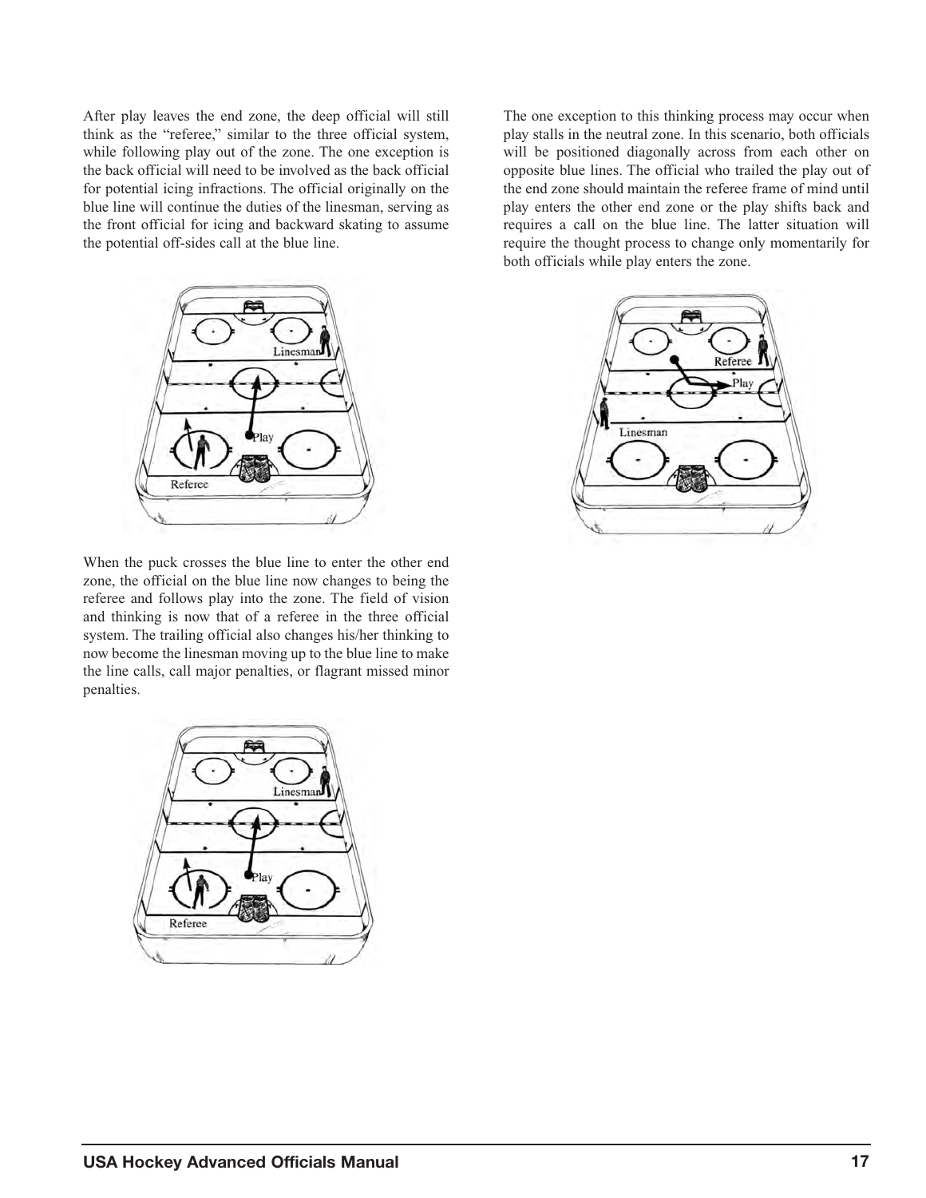After play leaves the end zone, the deep official will still think as the "referee," similar to the three official system, while following play out of the zone. The one exception is the back official will need to be involved as the back official for potential icing infractions. The official originally on the blue line will continue the duties of the linesman, serving as the front official for icing and backward skating to assume the potential off-sides call at the blue line.

When the puck crosses the blue line to enter the other end zone, the official on the blue line now changes to being the referee and follows play into the zone. The field of vision and thinking is now that of a referee in the three official system. The trailing official also changes his/her thinking to now become the linesman moving up to the blue line to make the line calls, call major penalties, or flagrant missed minor penalties.

The one exception to this thinking process may occur when play stalls in the neutral zone. In this scenario, both officials will be positioned diagonally across from each other on opposite blue lines. The official who trailed the play out of the end zone should maintain the referee frame of mind until play enters the other end zone or the play shifts back and requires a call on the blue line. The latter situation will require the thought process to change only momentarily for both officials while play enters the zone.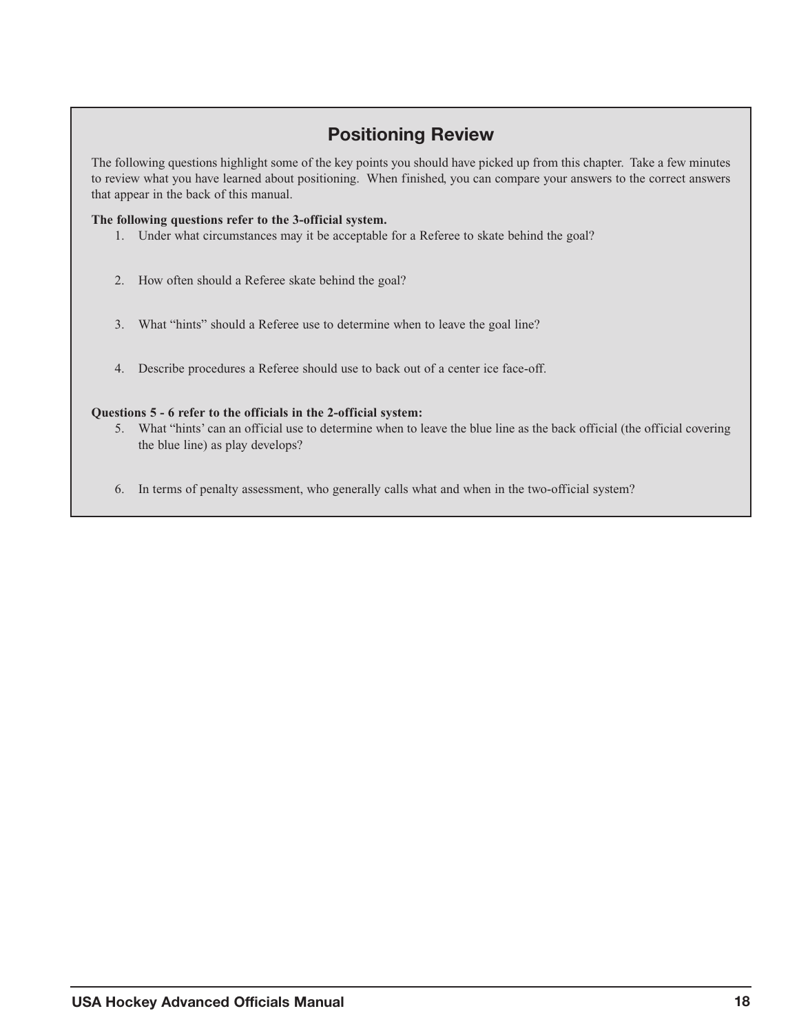## Positioning Review

The following questions highlight some of the key points you should have picked up from this chapter. Take a few minutes to review what you have learned about positioning. When finished, you can compare your answers to the correct answers that appear in the back of this manual.

**The following questions refer to the 3-official system.**

1. Under what circumstances may it be acceptable for a Referee to skate behind the goal?

2. How often should a Referee skate behind the goal?

3. What "hints" should a Referee use to determine when to leave the goal line?

4. Describe procedures a Referee should use to back out of a center ice face-off.

**Questions 5 - 6 refer to the officials in the 2-official system:**

5. What "hints' can an official use to determine when to leave the blue line as the back official (the official covering the blue line) as play develops?

6. In terms of penalty assessment, who generally calls what and when in the two-official system?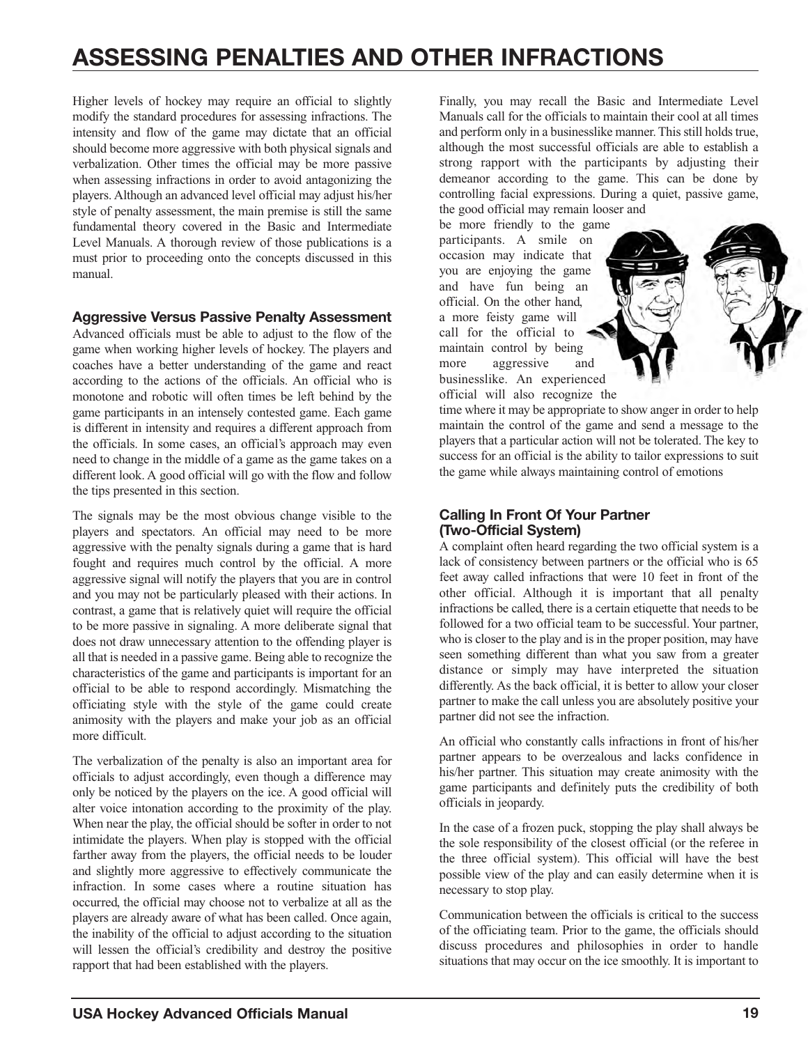# ASSESSING PENALTIES AND OTHER INFRACTIONS

Higher levels of hockey may require an official to slightly modify the standard procedures for assessing infractions. The intensity and flow of the game may dictate that an official should become more aggressive with both physical signals and verbalization. Other times the official may be more passive when assessing infractions in order to avoid antagonizing the players. Although an advanced level official may adjust his/her style of penalty assessment, the main premise is still the same fundamental theory covered in the Basic and Intermediate Level Manuals. A thorough review of those publications is a must prior to proceeding onto the concepts discussed in this manual.

### Aggressive Versus Passive Penalty Assessment

Advanced officials must be able to adjust to the flow of the game when working higher levels of hockey. The players and coaches have a better understanding of the game and react according to the actions of the officials. An official who is monotone and robotic will often times be left behind by the game participants in an intensely contested game. Each game is different in intensity and requires a different approach from the officials. In some cases, an official's approach may even need to change in the middle of a game as the game takes on a different look. A good official will go with the flow and follow the tips presented in this section.

The signals may be the most obvious change visible to the players and spectators. An official may need to be more aggressive with the penalty signals during a game that is hard fought and requires much control by the official. A more aggressive signal will notify the players that you are in control and you may not be particularly pleased with their actions. In contrast, a game that is relatively quiet will require the official to be more passive in signaling. A more deliberate signal that does not draw unnecessary attention to the offending player is all that is needed in a passive game. Being able to recognize the characteristics of the game and participants is important for an official to be able to respond accordingly. Mismatching the officiating style with the style of the game could create animosity with the players and make your job as an official more difficult.

The verbalization of the penalty is also an important area for officials to adjust accordingly, even though a difference may only be noticed by the players on the ice. A good official will alter voice intonation according to the proximity of the play. When near the play, the official should be softer in order to not intimidate the players. When play is stopped with the official farther away from the players, the official needs to be louder and slightly more aggressive to effectively communicate the infraction. In some cases where a routine situation has occurred, the official may choose not to verbalize at all as the players are already aware of what has been called. Once again, the inability of the official to adjust according to the situation will lessen the official's credibility and destroy the positive rapport that had been established with the players.

Finally, you may recall the Basic and Intermediate Level Manuals call for the officials to maintain their cool at all times and perform only in a businesslike manner. This still holds true, although the most successful officials are able to establish a strong rapport with the participants by adjusting their demeanor according to the game. This can be done by controlling facial expressions. During a quiet, passive game, the good official may remain looser and be more friendly to the game participants. A smile on occasion may indicate that you are enjoying the game and have fun being an official. On the other hand, a more feisty game will call for the official to maintain control by being more aggressive and businesslike. An experienced official will also recognize the time where it may be appropriate to show anger in order to help maintain the control of the game and send a message to the players that a particular action will not be tolerated. The key to success for an official is the ability to tailor expressions to suit the game while always maintaining control of emotions

### Calling In Front Of Your Partner (Two-Official System)

A complaint often heard regarding the two official system is a lack of consistency between partners or the official who is 65 feet away called infractions that were 10 feet in front of the other official. Although it is important that all penalty infractions be called, there is a certain etiquette that needs to be followed for a two official team to be successful. Your partner, who is closer to the play and is in the proper position, may have seen something different than what you saw from a greater distance or simply may have interpreted the situation differently. As the back official, it is better to allow your closer partner to make the call unless you are absolutely positive your partner did not see the infraction.

An official who constantly calls infractions in front of his/her partner appears to be overzealous and lacks confidence in his/her partner. This situation may create animosity with the game participants and definitely puts the credibility of both officials in jeopardy.

In the case of a frozen puck, stopping the play shall always be the sole responsibility of the closest official (or the referee in the three official system). This official will have the best possible view of the play and can easily determine when it is necessary to stop play.

Communication between the officials is critical to the success of the officiating team. Prior to the game, the officials should discuss procedures and philosophies in order to handle situations that may occur on the ice smoothly. It is important to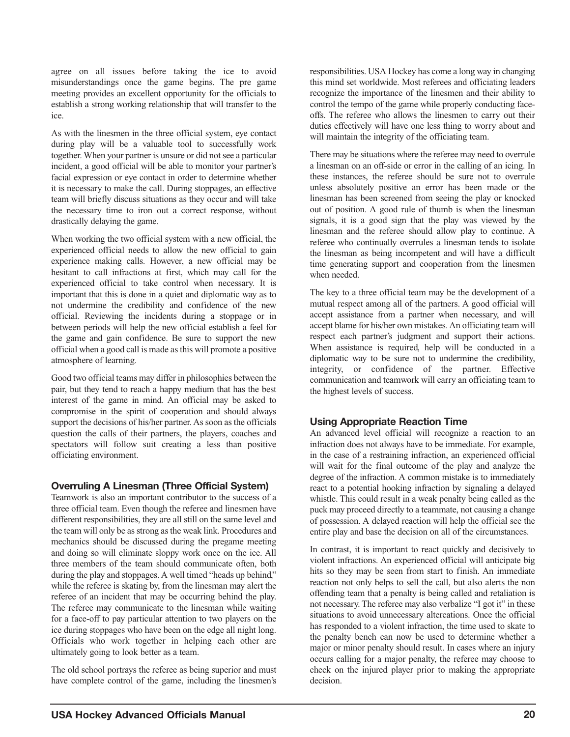agree on all issues before taking the ice to avoid misunderstandings once the game begins. The pre game meeting provides an excellent opportunity for the officials to establish a strong working relationship that will transfer to the ice.

As with the linesmen in the three official system, eye contact during play will be a valuable tool to successfully work together. When your partner is unsure or did not see a particular incident, a good official will be able to monitor your partner's facial expression or eye contact in order to determine whether it is necessary to make the call. During stoppages, an effective team will briefly discuss situations as they occur and will take the necessary time to iron out a correct response, without drastically delaying the game.

When working the two official system with a new official, the experienced official needs to allow the new official to gain experience making calls. However, a new official may be hesitant to call infractions at first, which may call for the experienced official to take control when necessary. It is important that this is done in a quiet and diplomatic way as to not undermine the credibility and confidence of the new official. Reviewing the incidents during a stoppage or in between periods will help the new official establish a feel for the game and gain confidence. Be sure to support the new official when a good call is made as this will promote a positive atmosphere of learning.

Good two official teams may differ in philosophies between the pair, but they tend to reach a happy medium that has the best interest of the game in mind. An official may be asked to compromise in the spirit of cooperation and should always support the decisions of his/her partner. As soon as the officials question the calls of their partners, the players, coaches and spectators will follow suit creating a less than positive officiating environment.

### Overruling A Linesman (Three Official System)

Teamwork is also an important contributor to the success of a three official team. Even though the referee and linesmen have different responsibilities, they are all still on the same level and the team will only be as strong as the weak link. Procedures and mechanics should be discussed during the pregame meeting and doing so will eliminate sloppy work once on the ice. All three members of the team should communicate often, both during the play and stoppages. A well timed "heads up behind," while the referee is skating by, from the linesman may alert the referee of an incident that may be occurring behind the play. The referee may communicate to the linesman while waiting for a face-off to pay particular attention to two players on the ice during stoppages who have been on the edge all night long. Officials who work together in helping each other are ultimately going to look better as a team.

The old school portrays the referee as being superior and must have complete control of the game, including the linesmen's responsibilities. USA Hockey has come a long way in changing this mind set worldwide. Most referees and officiating leaders recognize the importance of the linesmen and their ability to control the tempo of the game while properly conducting face-offs. The referee who allows the linesmen to carry out their duties effectively will have one less thing to worry about and will maintain the integrity of the officiating team.

There may be situations where the referee may need to overrule a linesman on an off-side or error in the calling of an icing. In these instances, the referee should be sure not to overrule unless absolutely positive an error has been made or the linesman has been screened from seeing the play or knocked out of position. A good rule of thumb is when the linesman signals, it is a good sign that the play was viewed by the linesman and the referee should allow play to continue. A referee who continually overrules a linesman tends to isolate the linesman as being incompetent and will have a difficult time generating support and cooperation from the linesmen when needed.

The key to a three official team may be the development of a mutual respect among all of the partners. A good official will accept assistance from a partner when necessary, and will accept blame for his/her own mistakes. An officiating team will respect each partner's judgment and support their actions. When assistance is required, help will be conducted in a diplomatic way to be sure not to undermine the credibility, integrity, or confidence of the partner. Effective communication and teamwork will carry an officiating team to the highest levels of success.

### Using Appropriate Reaction Time

An advanced level official will recognize a reaction to an infraction does not always have to be immediate. For example, in the case of a restraining infraction, an experienced official will wait for the final outcome of the play and analyze the degree of the infraction. A common mistake is to immediately react to a potential hooking infraction by signaling a delayed whistle. This could result in a weak penalty being called as the puck may proceed directly to a teammate, not causing a change of possession. A delayed reaction will help the official see the entire play and base the decision on all of the circumstances.

In contrast, it is important to react quickly and decisively to violent infractions. An experienced official will anticipate big hits so they may be seen from start to finish. An immediate reaction not only helps to sell the call, but also alerts the non offending team that a penalty is being called and retaliation is not necessary. The referee may also verbalize "I got it" in these situations to avoid unnecessary altercations. Once the official has responded to a violent infraction, the time used to skate to the penalty bench can now be used to determine whether a major or minor penalty should result. In cases where an injury occurs calling for a major penalty, the referee may choose to check on the injured player prior to making the appropriate decision.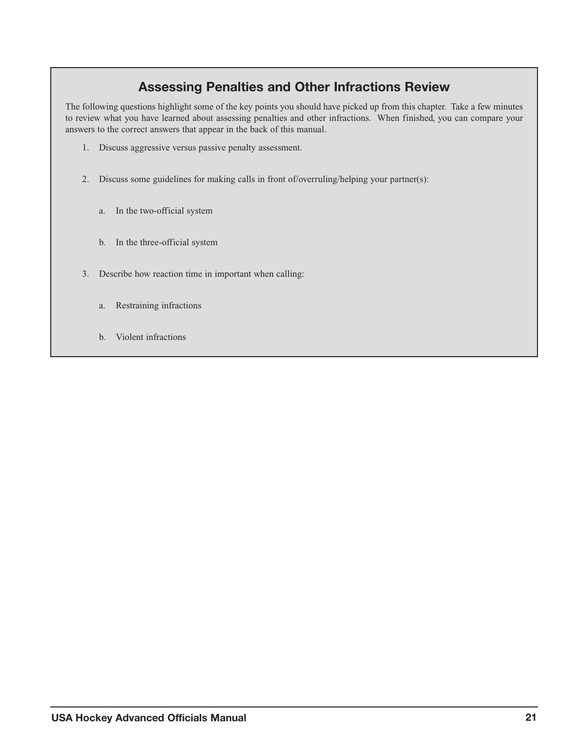## Assessing Penalties and Other Infractions Review

The following questions highlight some of the key points you should have picked up from this chapter. Take a few minutes to review what you have learned about assessing penalties and other infractions. When finished, you can compare your answers to the correct answers that appear in the back of this manual.

1. Discuss aggressive versus passive penalty assessment.

2. Discuss some guidelines for making calls in front of/overruling/helping your partner(s):

   a. In the two-official system

   b. In the three-official system

3. Describe how reaction time in important when calling:

   a. Restraining infractions

   b. Violent infractions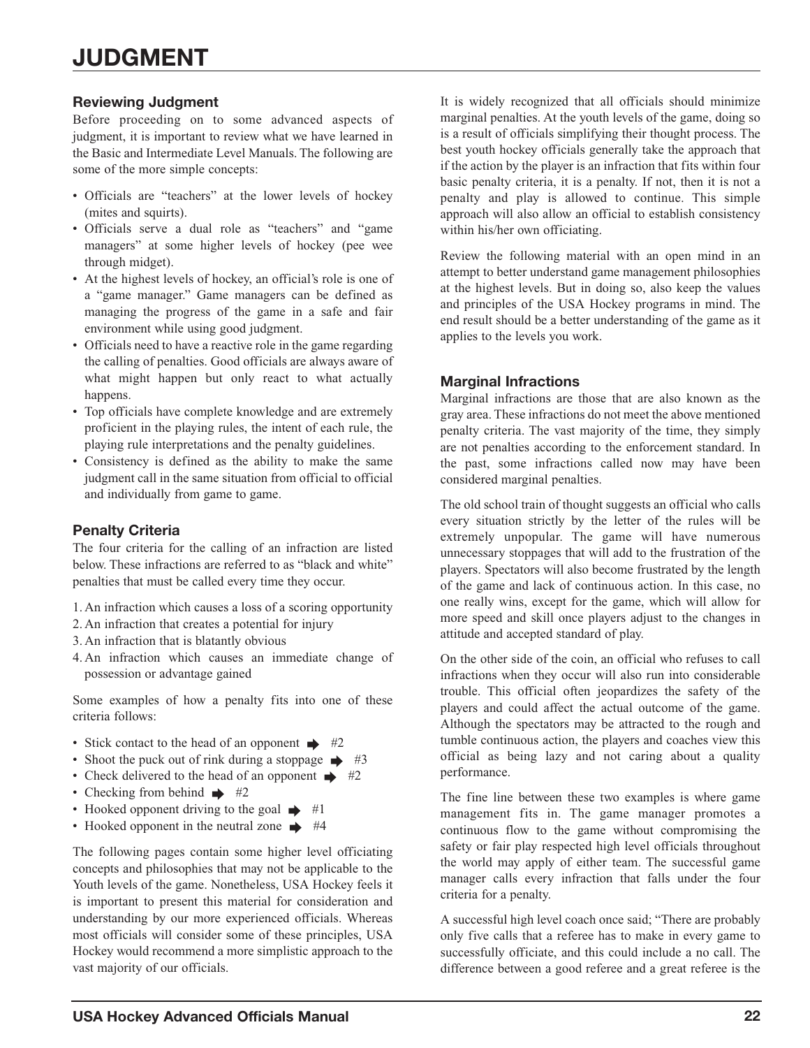# JUDGMENT

### Reviewing Judgment

Before proceeding on to some advanced aspects of judgment, it is important to review what we have learned in the Basic and Intermediate Level Manuals. The following are some of the more simple concepts:

- Officials are "teachers" at the lower levels of hockey (mites and squirts).
- Officials serve a dual role as "teachers" and "game managers" at some higher levels of hockey (pee wee through midget).
- At the highest levels of hockey, an official's role is one of a "game manager." Game managers can be defined as managing the progress of the game in a safe and fair environment while using good judgment.
- Officials need to have a reactive role in the game regarding the calling of penalties. Good officials are always aware of what might happen but only react to what actually happens.
- Top officials have complete knowledge and are extremely proficient in the playing rules, the intent of each rule, the playing rule interpretations and the penalty guidelines.
- Consistency is defined as the ability to make the same judgment call in the same situation from official to official and individually from game to game.

### Penalty Criteria

The four criteria for the calling of an infraction are listed below. These infractions are referred to as "black and white" penalties that must be called every time they occur.

1. An infraction which causes a loss of a scoring opportunity
2. An infraction that creates a potential for injury
3. An infraction that is blatantly obvious
4. An infraction which causes an immediate change of possession or advantage gained

Some examples of how a penalty fits into one of these criteria follows:

- Stick contact to the head of an opponent ➡ #2
- Shoot the puck out of rink during a stoppage ➡ #3
- Check delivered to the head of an opponent ➡ #2
- Checking from behind ➡ #2
- Hooked opponent driving to the goal ➡ #1
- Hooked opponent in the neutral zone ➡ #4

The following pages contain some higher level officiating concepts and philosophies that may not be applicable to the Youth levels of the game. Nonetheless, USA Hockey feels it is important to present this material for consideration and understanding by our more experienced officials. Whereas most officials will consider some of these principles, USA Hockey would recommend a more simplistic approach to the vast majority of our officials.

It is widely recognized that all officials should minimize marginal penalties. At the youth levels of the game, doing so is a result of officials simplifying their thought process. The best youth hockey officials generally take the approach that if the action by the player is an infraction that fits within four basic penalty criteria, it is a penalty. If not, then it is not a penalty and play is allowed to continue. This simple approach will also allow an official to establish consistency within his/her own officiating.

Review the following material with an open mind in an attempt to better understand game management philosophies at the highest levels. But in doing so, also keep the values and principles of the USA Hockey programs in mind. The end result should be a better understanding of the game as it applies to the levels you work.

### Marginal Infractions

Marginal infractions are those that are also known as the gray area. These infractions do not meet the above mentioned penalty criteria. The vast majority of the time, they simply are not penalties according to the enforcement standard. In the past, some infractions called now may have been considered marginal penalties.

The old school train of thought suggests an official who calls every situation strictly by the letter of the rules will be extremely unpopular. The game will have numerous unnecessary stoppages that will add to the frustration of the players. Spectators will also become frustrated by the length of the game and lack of continuous action. In this case, no one really wins, except for the game, which will allow for more speed and skill once players adjust to the changes in attitude and accepted standard of play.

On the other side of the coin, an official who refuses to call infractions when they occur will also run into considerable trouble. This official often jeopardizes the safety of the players and could affect the actual outcome of the game. Although the spectators may be attracted to the rough and tumble continuous action, the players and coaches view this official as being lazy and not caring about a quality performance.

The fine line between these two examples is where game management fits in. The game manager promotes a continuous flow to the game without compromising the safety or fair play respected high level officials throughout the world may apply of either team. The successful game manager calls every infraction that falls under the four criteria for a penalty.

A successful high level coach once said; "There are probably only five calls that a referee has to make in every game to successfully officiate, and this could include a no call. The difference between a good referee and a great referee is the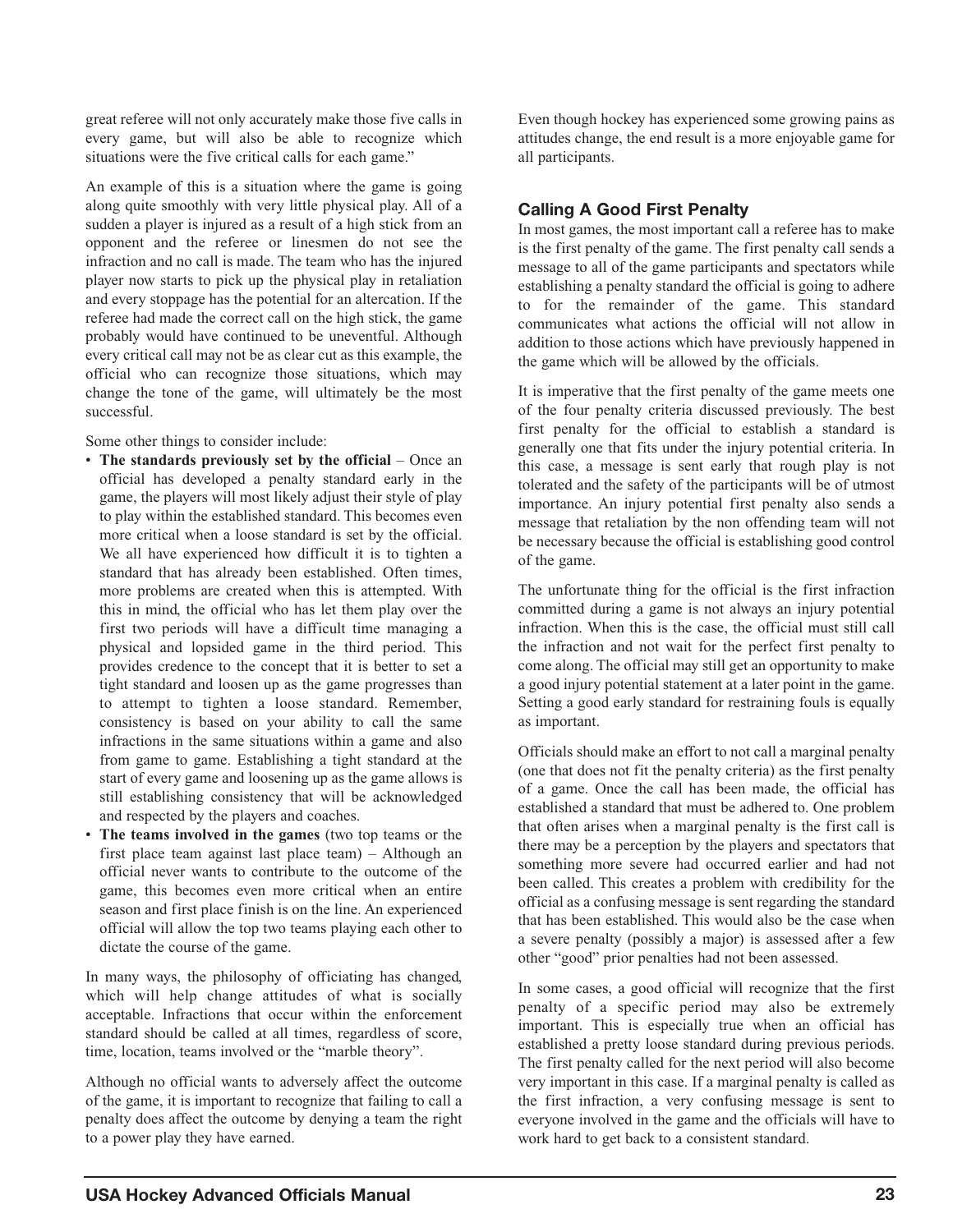great referee will not only accurately make those five calls in every game, but will also be able to recognize which situations were the five critical calls for each game."

An example of this is a situation where the game is going along quite smoothly with very little physical play. All of a sudden a player is injured as a result of a high stick from an opponent and the referee or linesmen do not see the infraction and no call is made. The team who has the injured player now starts to pick up the physical play in retaliation and every stoppage has the potential for an altercation. If the referee had made the correct call on the high stick, the game probably would have continued to be uneventful. Although every critical call may not be as clear cut as this example, the official who can recognize those situations, which may change the tone of the game, will ultimately be the most successful.

Some other things to consider include:

- **The standards previously set by the official** – Once an official has developed a penalty standard early in the game, the players will most likely adjust their style of play to play within the established standard. This becomes even more critical when a loose standard is set by the official. We all have experienced how difficult it is to tighten a standard that has already been established. Often times, more problems are created when this is attempted. With this in mind, the official who has let them play over the first two periods will have a difficult time managing a physical and lopsided game in the third period. This provides credence to the concept that it is better to set a tight standard and loosen up as the game progresses than to attempt to tighten a loose standard. Remember, consistency is based on your ability to call the same infractions in the same situations within a game and also from game to game. Establishing a tight standard at the start of every game and loosening up as the game allows is still establishing consistency that will be acknowledged and respected by the players and coaches.
- **The teams involved in the games** (two top teams or the first place team against last place team) – Although an official never wants to contribute to the outcome of the game, this becomes even more critical when an entire season and first place finish is on the line. An experienced official will allow the top two teams playing each other to dictate the course of the game.

In many ways, the philosophy of officiating has changed, which will help change attitudes of what is socially acceptable. Infractions that occur within the enforcement standard should be called at all times, regardless of score, time, location, teams involved or the "marble theory".

Although no official wants to adversely affect the outcome of the game, it is important to recognize that failing to call a penalty does affect the outcome by denying a team the right to a power play they have earned.

Even though hockey has experienced some growing pains as attitudes change, the end result is a more enjoyable game for all participants.

### Calling A Good First Penalty

In most games, the most important call a referee has to make is the first penalty of the game. The first penalty call sends a message to all of the game participants and spectators while establishing a penalty standard the official is going to adhere to for the remainder of the game. This standard communicates what actions the official will not allow in addition to those actions which have previously happened in the game which will be allowed by the officials.

It is imperative that the first penalty of the game meets one of the four penalty criteria discussed previously. The best first penalty for the official to establish a standard is generally one that fits under the injury potential criteria. In this case, a message is sent early that rough play is not tolerated and the safety of the participants will be of utmost importance. An injury potential first penalty also sends a message that retaliation by the non offending team will not be necessary because the official is establishing good control of the game.

The unfortunate thing for the official is the first infraction committed during a game is not always an injury potential infraction. When this is the case, the official must still call the infraction and not wait for the perfect first penalty to come along. The official may still get an opportunity to make a good injury potential statement at a later point in the game. Setting a good early standard for restraining fouls is equally as important.

Officials should make an effort to not call a marginal penalty (one that does not fit the penalty criteria) as the first penalty of a game. Once the call has been made, the official has established a standard that must be adhered to. One problem that often arises when a marginal penalty is the first call is there may be a perception by the players and spectators that something more severe had occurred earlier and had not been called. This creates a problem with credibility for the official as a confusing message is sent regarding the standard that has been established. This would also be the case when a severe penalty (possibly a major) is assessed after a few other "good" prior penalties had not been assessed.

In some cases, a good official will recognize that the first penalty of a specific period may also be extremely important. This is especially true when an official has established a pretty loose standard during previous periods. The first penalty called for the next period will also become very important in this case. If a marginal penalty is called as the first infraction, a very confusing message is sent to everyone involved in the game and the officials will have to work hard to get back to a consistent standard.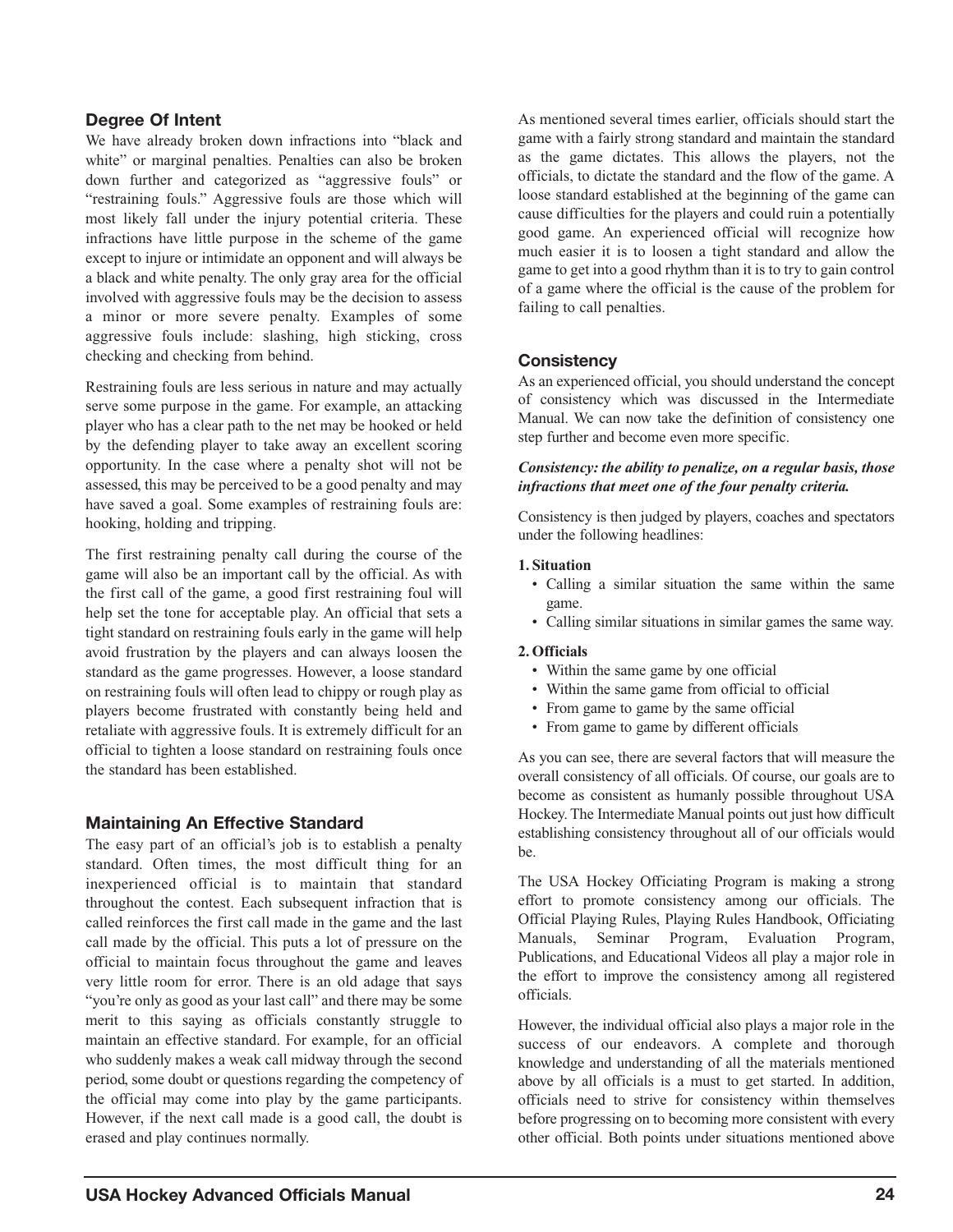### Degree Of Intent

We have already broken down infractions into "black and white" or marginal penalties. Penalties can also be broken down further and categorized as "aggressive fouls" or "restraining fouls." Aggressive fouls are those which will most likely fall under the injury potential criteria. These infractions have little purpose in the scheme of the game except to injure or intimidate an opponent and will always be a black and white penalty. The only gray area for the official involved with aggressive fouls may be the decision to assess a minor or more severe penalty. Examples of some aggressive fouls include: slashing, high sticking, cross checking and checking from behind.

Restraining fouls are less serious in nature and may actually serve some purpose in the game. For example, an attacking player who has a clear path to the net may be hooked or held by the defending player to take away an excellent scoring opportunity. In the case where a penalty shot will not be assessed, this may be perceived to be a good penalty and may have saved a goal. Some examples of restraining fouls are: hooking, holding and tripping.

The first restraining penalty call during the course of the game will also be an important call by the official. As with the first call of the game, a good first restraining foul will help set the tone for acceptable play. An official that sets a tight standard on restraining fouls early in the game will help avoid frustration by the players and can always loosen the standard as the game progresses. However, a loose standard on restraining fouls will often lead to chippy or rough play as players become frustrated with constantly being held and retaliate with aggressive fouls. It is extremely difficult for an official to tighten a loose standard on restraining fouls once the standard has been established.

### Maintaining An Effective Standard

The easy part of an official's job is to establish a penalty standard. Often times, the most difficult thing for an inexperienced official is to maintain that standard throughout the contest. Each subsequent infraction that is called reinforces the first call made in the game and the last call made by the official. This puts a lot of pressure on the official to maintain focus throughout the game and leaves very little room for error. There is an old adage that says "you're only as good as your last call" and there may be some merit to this saying as officials constantly struggle to maintain an effective standard. For example, for an official who suddenly makes a weak call midway through the second period, some doubt or questions regarding the competency of the official may come into play by the game participants. However, if the next call made is a good call, the doubt is erased and play continues normally.

As mentioned several times earlier, officials should start the game with a fairly strong standard and maintain the standard as the game dictates. This allows the players, not the officials, to dictate the standard and the flow of the game. A loose standard established at the beginning of the game can cause difficulties for the players and could ruin a potentially good game. An experienced official will recognize how much easier it is to loosen a tight standard and allow the game to get into a good rhythm than it is to try to gain control of a game where the official is the cause of the problem for failing to call penalties.

### Consistency

As an experienced official, you should understand the concept of consistency which was discussed in the Intermediate Manual. We can now take the definition of consistency one step further and become even more specific.

***Consistency: the ability to penalize, on a regular basis, those infractions that meet one of the four penalty criteria.***

Consistency is then judged by players, coaches and spectators under the following headlines:

**1. Situation**

- Calling a similar situation the same within the same game.
- Calling similar situations in similar games the same way.

**2. Officials**

- Within the same game by one official
- Within the same game from official to official
- From game to game by the same official
- From game to game by different officials

As you can see, there are several factors that will measure the overall consistency of all officials. Of course, our goals are to become as consistent as humanly possible throughout USA Hockey. The Intermediate Manual points out just how difficult establishing consistency throughout all of our officials would be.

The USA Hockey Officiating Program is making a strong effort to promote consistency among our officials. The Official Playing Rules, Playing Rules Handbook, Officiating Manuals, Seminar Program, Evaluation Program, Publications, and Educational Videos all play a major role in the effort to improve the consistency among all registered officials.

However, the individual official also plays a major role in the success of our endeavors. A complete and thorough knowledge and understanding of all the materials mentioned above by all officials is a must to get started. In addition, officials need to strive for consistency within themselves before progressing on to becoming more consistent with every other official. Both points under situations mentioned above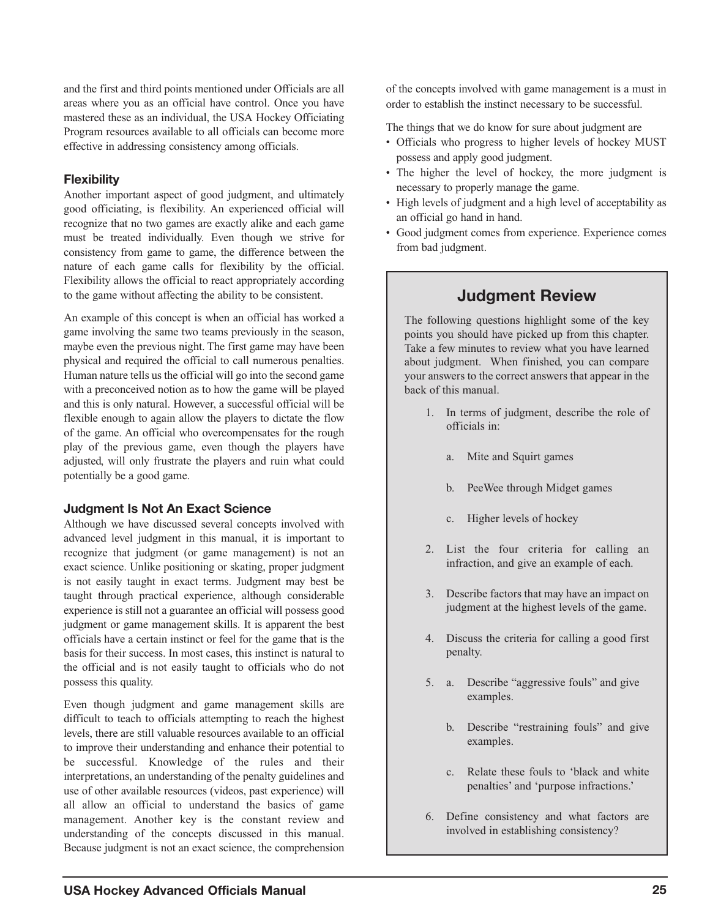and the first and third points mentioned under Officials are all areas where you as an official have control. Once you have mastered these as an individual, the USA Hockey Officiating Program resources available to all officials can become more effective in addressing consistency among officials.

### Flexibility

Another important aspect of good judgment, and ultimately good officiating, is flexibility. An experienced official will recognize that no two games are exactly alike and each game must be treated individually. Even though we strive for consistency from game to game, the difference between the nature of each game calls for flexibility by the official. Flexibility allows the official to react appropriately according to the game without affecting the ability to be consistent.

An example of this concept is when an official has worked a game involving the same two teams previously in the season, maybe even the previous night. The first game may have been physical and required the official to call numerous penalties. Human nature tells us the official will go into the second game with a preconceived notion as to how the game will be played and this is only natural. However, a successful official will be flexible enough to again allow the players to dictate the flow of the game. An official who overcompensates for the rough play of the previous game, even though the players have adjusted, will only frustrate the players and ruin what could potentially be a good game.

### Judgment Is Not An Exact Science

Although we have discussed several concepts involved with advanced level judgment in this manual, it is important to recognize that judgment (or game management) is not an exact science. Unlike positioning or skating, proper judgment is not easily taught in exact terms. Judgment may best be taught through practical experience, although considerable experience is still not a guarantee an official will possess good judgment or game management skills. It is apparent the best officials have a certain instinct or feel for the game that is the basis for their success. In most cases, this instinct is natural to the official and is not easily taught to officials who do not possess this quality.

Even though judgment and game management skills are difficult to teach to officials attempting to reach the highest levels, there are still valuable resources available to an official to improve their understanding and enhance their potential to be successful. Knowledge of the rules and their interpretations, an understanding of the penalty guidelines and use of other available resources (videos, past experience) will all allow an official to understand the basics of game management. Another key is the constant review and understanding of the concepts discussed in this manual. Because judgment is not an exact science, the comprehension of the concepts involved with game management is a must in order to establish the instinct necessary to be successful.

The things that we do know for sure about judgment are

- Officials who progress to higher levels of hockey MUST possess and apply good judgment.
- The higher the level of hockey, the more judgment is necessary to properly manage the game.
- High levels of judgment and a high level of acceptability as an official go hand in hand.
- Good judgment comes from experience. Experience comes from bad judgment.

## Judgment Review

The following questions highlight some of the key points you should have picked up from this chapter. Take a few minutes to review what you have learned about judgment. When finished, you can compare your answers to the correct answers that appear in the back of this manual.

1. In terms of judgment, describe the role of officials in:
   a. Mite and Squirt games
   b. PeeWee through Midget games
   c. Higher levels of hockey
2. List the four criteria for calling an infraction, and give an example of each.
3. Describe factors that may have an impact on judgment at the highest levels of the game.
4. Discuss the criteria for calling a good first penalty.
5. a. Describe "aggressive fouls" and give examples.
   b. Describe "restraining fouls" and give examples.
   c. Relate these fouls to 'black and white penalties' and 'purpose infractions.'
6. Define consistency and what factors are involved in establishing consistency?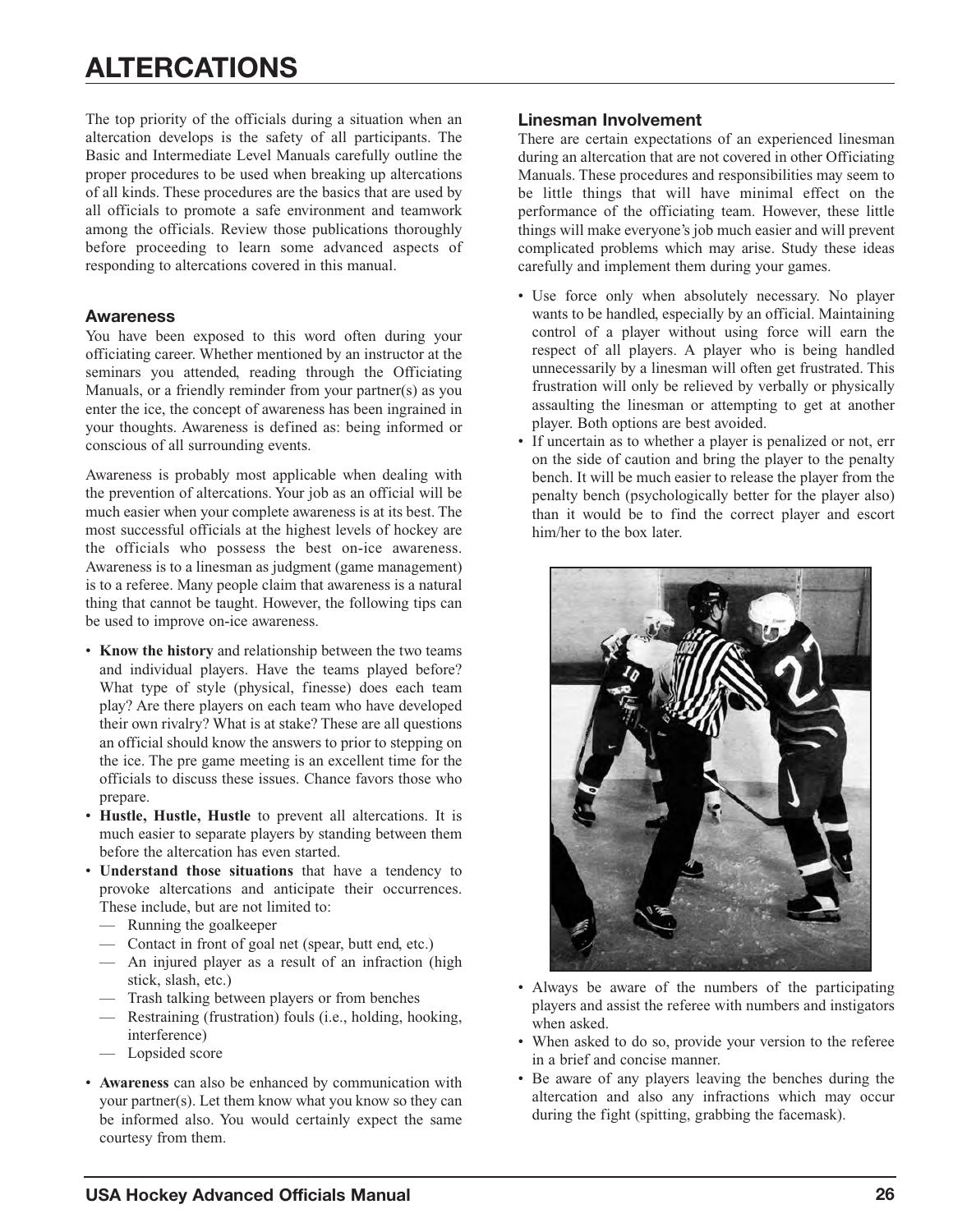# ALTERCATIONS

The top priority of the officials during a situation when an altercation develops is the safety of all participants. The Basic and Intermediate Level Manuals carefully outline the proper procedures to be used when breaking up altercations of all kinds. These procedures are the basics that are used by all officials to promote a safe environment and teamwork among the officials. Review those publications thoroughly before proceeding to learn some advanced aspects of responding to altercations covered in this manual.

### Awareness

You have been exposed to this word often during your officiating career. Whether mentioned by an instructor at the seminars you attended, reading through the Officiating Manuals, or a friendly reminder from your partner(s) as you enter the ice, the concept of awareness has been ingrained in your thoughts. Awareness is defined as: being informed or conscious of all surrounding events.

Awareness is probably most applicable when dealing with the prevention of altercations. Your job as an official will be much easier when your complete awareness is at its best. The most successful officials at the highest levels of hockey are the officials who possess the best on-ice awareness. Awareness is to a linesman as judgment (game management) is to a referee. Many people claim that awareness is a natural thing that cannot be taught. However, the following tips can be used to improve on-ice awareness.

- **Know the history** and relationship between the two teams and individual players. Have the teams played before? What type of style (physical, finesse) does each team play? Are there players on each team who have developed their own rivalry? What is at stake? These are all questions an official should know the answers to prior to stepping on the ice. The pre game meeting is an excellent time for the officials to discuss these issues. Chance favors those who prepare.
- **Hustle, Hustle, Hustle** to prevent all altercations. It is much easier to separate players by standing between them before the altercation has even started.
- **Understand those situations** that have a tendency to provoke altercations and anticipate their occurrences. These include, but are not limited to:
  - Running the goalkeeper
  - Contact in front of goal net (spear, butt end, etc.)
  - An injured player as a result of an infraction (high stick, slash, etc.)
  - Trash talking between players or from benches
  - Restraining (frustration) fouls (i.e., holding, hooking, interference)
  - Lopsided score
- **Awareness** can also be enhanced by communication with your partner(s). Let them know what you know so they can be informed also. You would certainly expect the same courtesy from them.

### Linesman Involvement

There are certain expectations of an experienced linesman during an altercation that are not covered in other Officiating Manuals. These procedures and responsibilities may seem to be little things that will have minimal effect on the performance of the officiating team. However, these little things will make everyone's job much easier and will prevent complicated problems which may arise. Study these ideas carefully and implement them during your games.

- Use force only when absolutely necessary. No player wants to be handled, especially by an official. Maintaining control of a player without using force will earn the respect of all players. A player who is being handled unnecessarily by a linesman will often get frustrated. This frustration will only be relieved by verbally or physically assaulting the linesman or attempting to get at another player. Both options are best avoided.
- If uncertain as to whether a player is penalized or not, err on the side of caution and bring the player to the penalty bench. It will be much easier to release the player from the penalty bench (psychologically better for the player also) than it would be to find the correct player and escort him/her to the box later.
- Always be aware of the numbers of the participating players and assist the referee with numbers and instigators when asked.
- When asked to do so, provide your version to the referee in a brief and concise manner.
- Be aware of any players leaving the benches during the altercation and also any infractions which may occur during the fight (spitting, grabbing the facemask).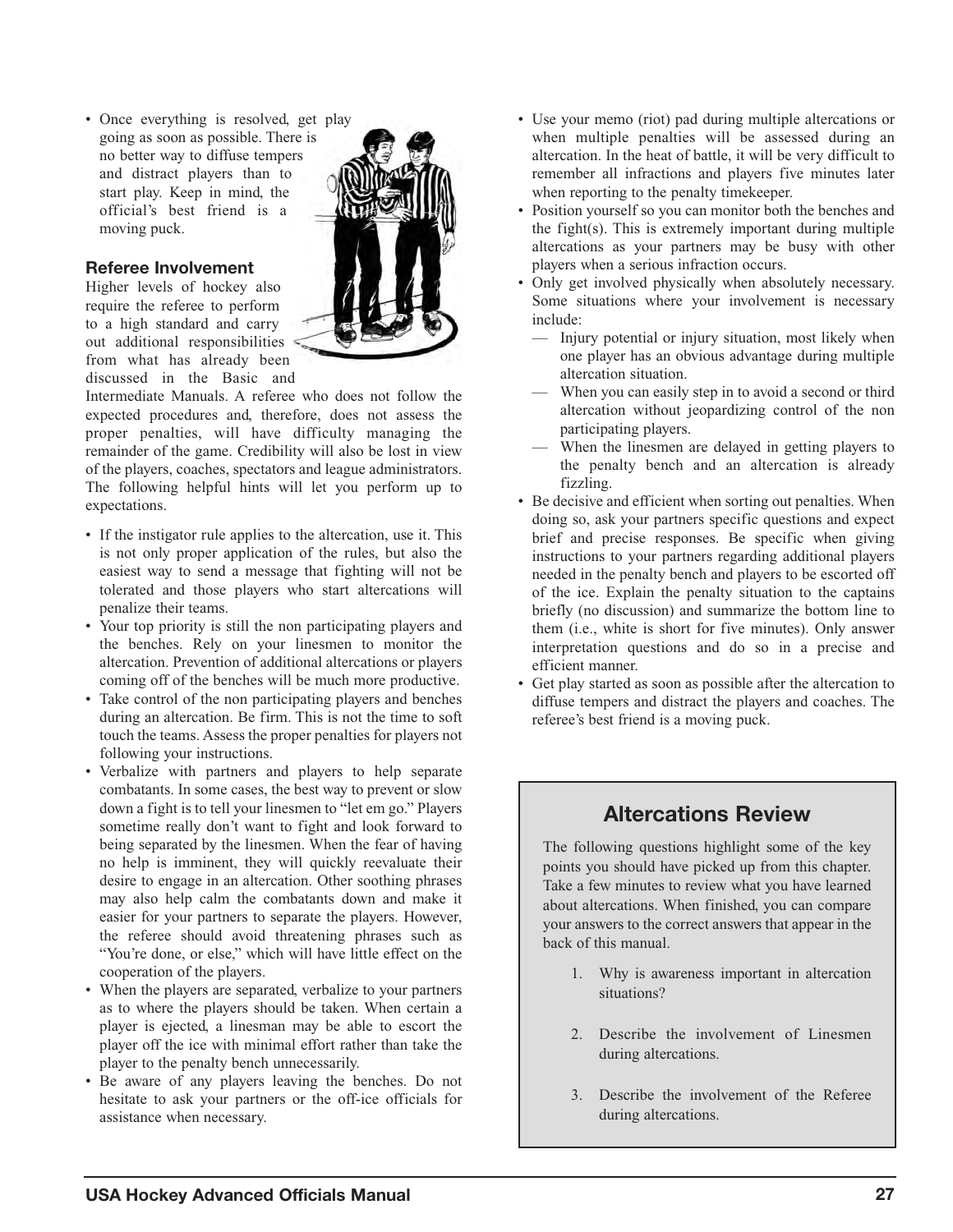- Once everything is resolved, get play going as soon as possible. There is no better way to diffuse tempers and distract players than to start play. Keep in mind, the official's best friend is a moving puck.

### Referee Involvement

Higher levels of hockey also require the referee to perform to a high standard and carry out additional responsibilities from what has already been discussed in the Basic and Intermediate Manuals. A referee who does not follow the expected procedures and, therefore, does not assess the proper penalties, will have difficulty managing the remainder of the game. Credibility will also be lost in view of the players, coaches, spectators and league administrators. The following helpful hints will let you perform up to expectations.

- If the instigator rule applies to the altercation, use it. This is not only proper application of the rules, but also the easiest way to send a message that fighting will not be tolerated and those players who start altercations will penalize their teams.
- Your top priority is still the non participating players and the benches. Rely on your linesmen to monitor the altercation. Prevention of additional altercations or players coming off of the benches will be much more productive.
- Take control of the non participating players and benches during an altercation. Be firm. This is not the time to soft touch the teams. Assess the proper penalties for players not following your instructions.
- Verbalize with partners and players to help separate combatants. In some cases, the best way to prevent or slow down a fight is to tell your linesmen to "let em go." Players sometime really don't want to fight and look forward to being separated by the linesmen. When the fear of having no help is imminent, they will quickly reevaluate their desire to engage in an altercation. Other soothing phrases may also help calm the combatants down and make it easier for your partners to separate the players. However, the referee should avoid threatening phrases such as "You're done, or else," which will have little effect on the cooperation of the players.
- When the players are separated, verbalize to your partners as to where the players should be taken. When certain a player is ejected, a linesman may be able to escort the player off the ice with minimal effort rather than take the player to the penalty bench unnecessarily.
- Be aware of any players leaving the benches. Do not hesitate to ask your partners or the off-ice officials for assistance when necessary.
- Use your memo (riot) pad during multiple altercations or when multiple penalties will be assessed during an altercation. In the heat of battle, it will be very difficult to remember all infractions and players five minutes later when reporting to the penalty timekeeper.
- Position yourself so you can monitor both the benches and the fight(s). This is extremely important during multiple altercations as your partners may be busy with other players when a serious infraction occurs.
- Only get involved physically when absolutely necessary. Some situations where your involvement is necessary include:
  - Injury potential or injury situation, most likely when one player has an obvious advantage during multiple altercation situation.
  - When you can easily step in to avoid a second or third altercation without jeopardizing control of the non participating players.
  - When the linesmen are delayed in getting players to the penalty bench and an altercation is already fizzling.
- Be decisive and efficient when sorting out penalties. When doing so, ask your partners specific questions and expect brief and precise responses. Be specific when giving instructions to your partners regarding additional players needed in the penalty bench and players to be escorted off of the ice. Explain the penalty situation to the captains briefly (no discussion) and summarize the bottom line to them (i.e., white is short for five minutes). Only answer interpretation questions and do so in a precise and efficient manner.
- Get play started as soon as possible after the altercation to diffuse tempers and distract the players and coaches. The referee's best friend is a moving puck.

## Altercations Review

The following questions highlight some of the key points you should have picked up from this chapter. Take a few minutes to review what you have learned about altercations. When finished, you can compare your answers to the correct answers that appear in the back of this manual.

1. Why is awareness important in altercation situations?

2. Describe the involvement of Linesmen during altercations.

3. Describe the involvement of the Referee during altercations.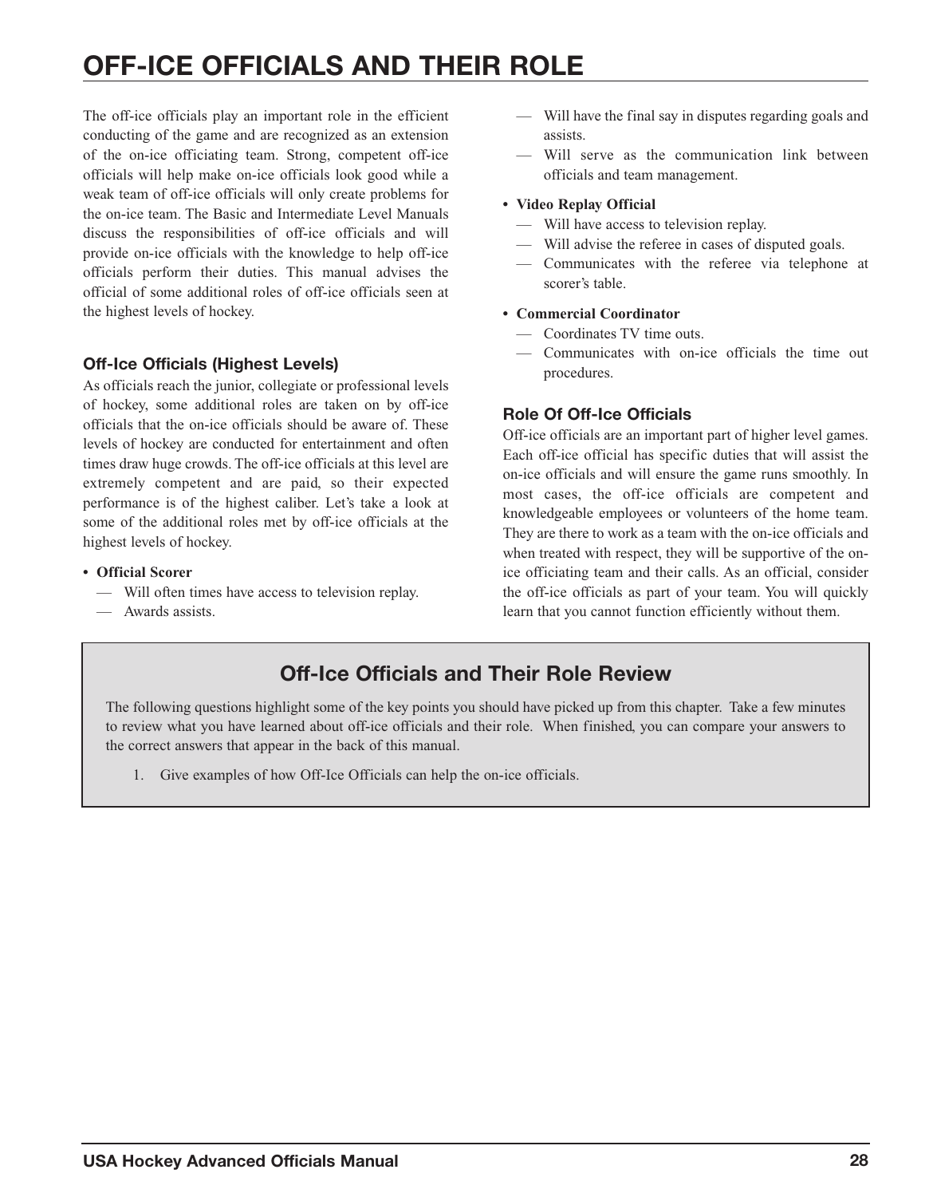# OFF-ICE OFFICIALS AND THEIR ROLE

The off-ice officials play an important role in the efficient conducting of the game and are recognized as an extension of the on-ice officiating team. Strong, competent off-ice officials will help make on-ice officials look good while a weak team of off-ice officials will only create problems for the on-ice team. The Basic and Intermediate Level Manuals discuss the responsibilities of off-ice officials and will provide on-ice officials with the knowledge to help off-ice officials perform their duties. This manual advises the official of some additional roles of off-ice officials seen at the highest levels of hockey.

### Off-Ice Officials (Highest Levels)

As officials reach the junior, collegiate or professional levels of hockey, some additional roles are taken on by off-ice officials that the on-ice officials should be aware of. These levels of hockey are conducted for entertainment and often times draw huge crowds. The off-ice officials at this level are extremely competent and are paid, so their expected performance is of the highest caliber. Let's take a look at some of the additional roles met by off-ice officials at the highest levels of hockey.

- **Official Scorer**
  - Will often times have access to television replay.
  - Awards assists.
  - Will have the final say in disputes regarding goals and assists.
  - Will serve as the communication link between officials and team management.
- **Video Replay Official**
  - Will have access to television replay.
  - Will advise the referee in cases of disputed goals.
  - Communicates with the referee via telephone at scorer's table.
- **Commercial Coordinator**
  - Coordinates TV time outs.
  - Communicates with on-ice officials the time out procedures.

### Role Of Off-Ice Officials

Off-ice officials are an important part of higher level games. Each off-ice official has specific duties that will assist the on-ice officials and will ensure the game runs smoothly. In most cases, the off-ice officials are competent and knowledgeable employees or volunteers of the home team. They are there to work as a team with the on-ice officials and when treated with respect, they will be supportive of the on-ice officiating team and their calls. As an official, consider the off-ice officials as part of your team. You will quickly learn that you cannot function efficiently without them.

## Off-Ice Officials and Their Role Review

The following questions highlight some of the key points you should have picked up from this chapter. Take a few minutes to review what you have learned about off-ice officials and their role. When finished, you can compare your answers to the correct answers that appear in the back of this manual.

1. Give examples of how Off-Ice Officials can help the on-ice officials.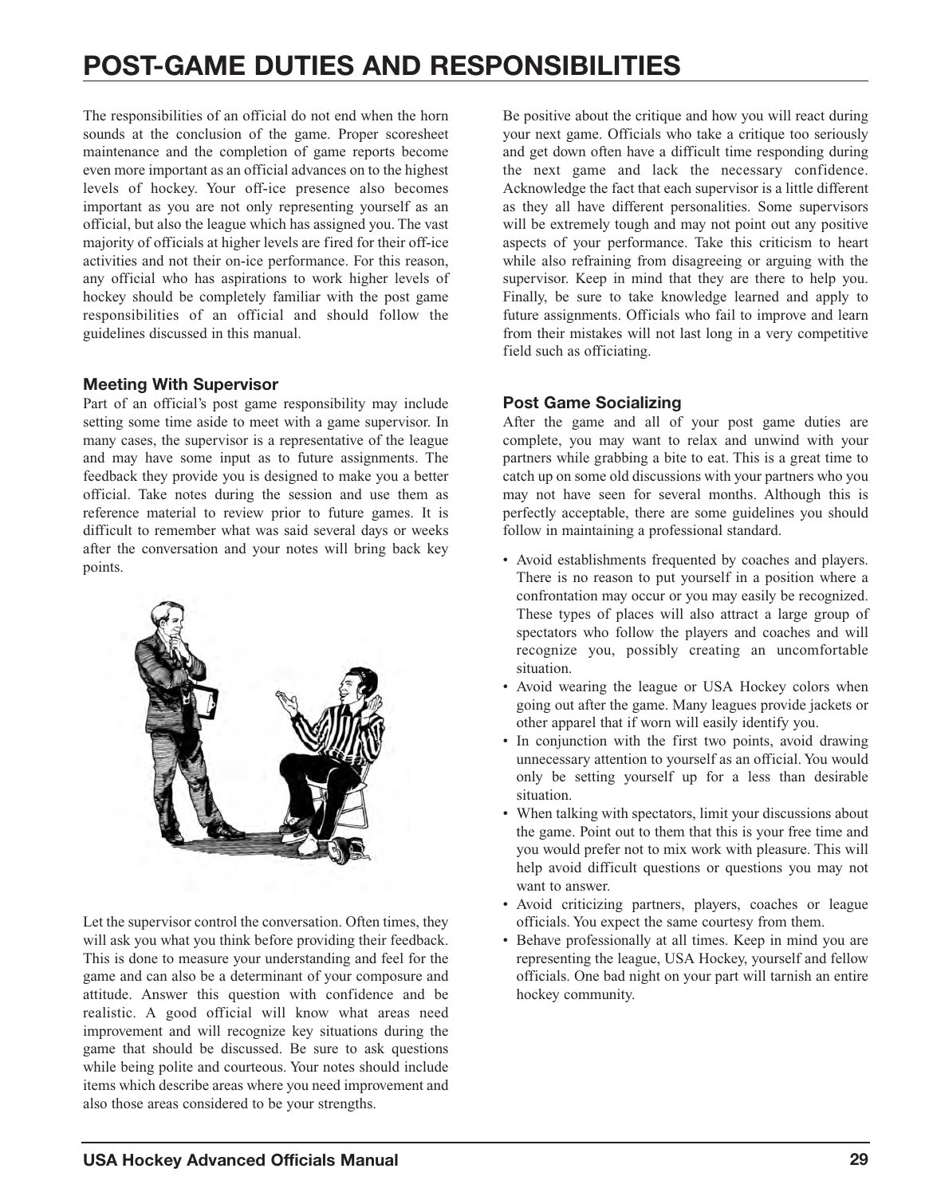# POST-GAME DUTIES AND RESPONSIBILITIES

The responsibilities of an official do not end when the horn sounds at the conclusion of the game. Proper scoresheet maintenance and the completion of game reports become even more important as an official advances on to the highest levels of hockey. Your off-ice presence also becomes important as you are not only representing yourself as an official, but also the league which has assigned you. The vast majority of officials at higher levels are fired for their off-ice activities and not their on-ice performance. For this reason, any official who has aspirations to work higher levels of hockey should be completely familiar with the post game responsibilities of an official and should follow the guidelines discussed in this manual.

### Meeting With Supervisor

Part of an official's post game responsibility may include setting some time aside to meet with a game supervisor. In many cases, the supervisor is a representative of the league and may have some input as to future assignments. The feedback they provide you is designed to make you a better official. Take notes during the session and use them as reference material to review prior to future games. It is difficult to remember what was said several days or weeks after the conversation and your notes will bring back key points.

Let the supervisor control the conversation. Often times, they will ask you what you think before providing their feedback. This is done to measure your understanding and feel for the game and can also be a determinant of your composure and attitude. Answer this question with confidence and be realistic. A good official will know what areas need improvement and will recognize key situations during the game that should be discussed. Be sure to ask questions while being polite and courteous. Your notes should include items which describe areas where you need improvement and also those areas considered to be your strengths.

Be positive about the critique and how you will react during your next game. Officials who take a critique too seriously and get down often have a difficult time responding during the next game and lack the necessary confidence. Acknowledge the fact that each supervisor is a little different as they all have different personalities. Some supervisors will be extremely tough and may not point out any positive aspects of your performance. Take this criticism to heart while also refraining from disagreeing or arguing with the supervisor. Keep in mind that they are there to help you. Finally, be sure to take knowledge learned and apply to future assignments. Officials who fail to improve and learn from their mistakes will not last long in a very competitive field such as officiating.

### Post Game Socializing

After the game and all of your post game duties are complete, you may want to relax and unwind with your partners while grabbing a bite to eat. This is a great time to catch up on some old discussions with your partners who you may not have seen for several months. Although this is perfectly acceptable, there are some guidelines you should follow in maintaining a professional standard.

- Avoid establishments frequented by coaches and players. There is no reason to put yourself in a position where a confrontation may occur or you may easily be recognized. These types of places will also attract a large group of spectators who follow the players and coaches and will recognize you, possibly creating an uncomfortable situation.
- Avoid wearing the league or USA Hockey colors when going out after the game. Many leagues provide jackets or other apparel that if worn will easily identify you.
- In conjunction with the first two points, avoid drawing unnecessary attention to yourself as an official. You would only be setting yourself up for a less than desirable situation.
- When talking with spectators, limit your discussions about the game. Point out to them that this is your free time and you would prefer not to mix work with pleasure. This will help avoid difficult questions or questions you may not want to answer.
- Avoid criticizing partners, players, coaches or league officials. You expect the same courtesy from them.
- Behave professionally at all times. Keep in mind you are representing the league, USA Hockey, yourself and fellow officials. One bad night on your part will tarnish an entire hockey community.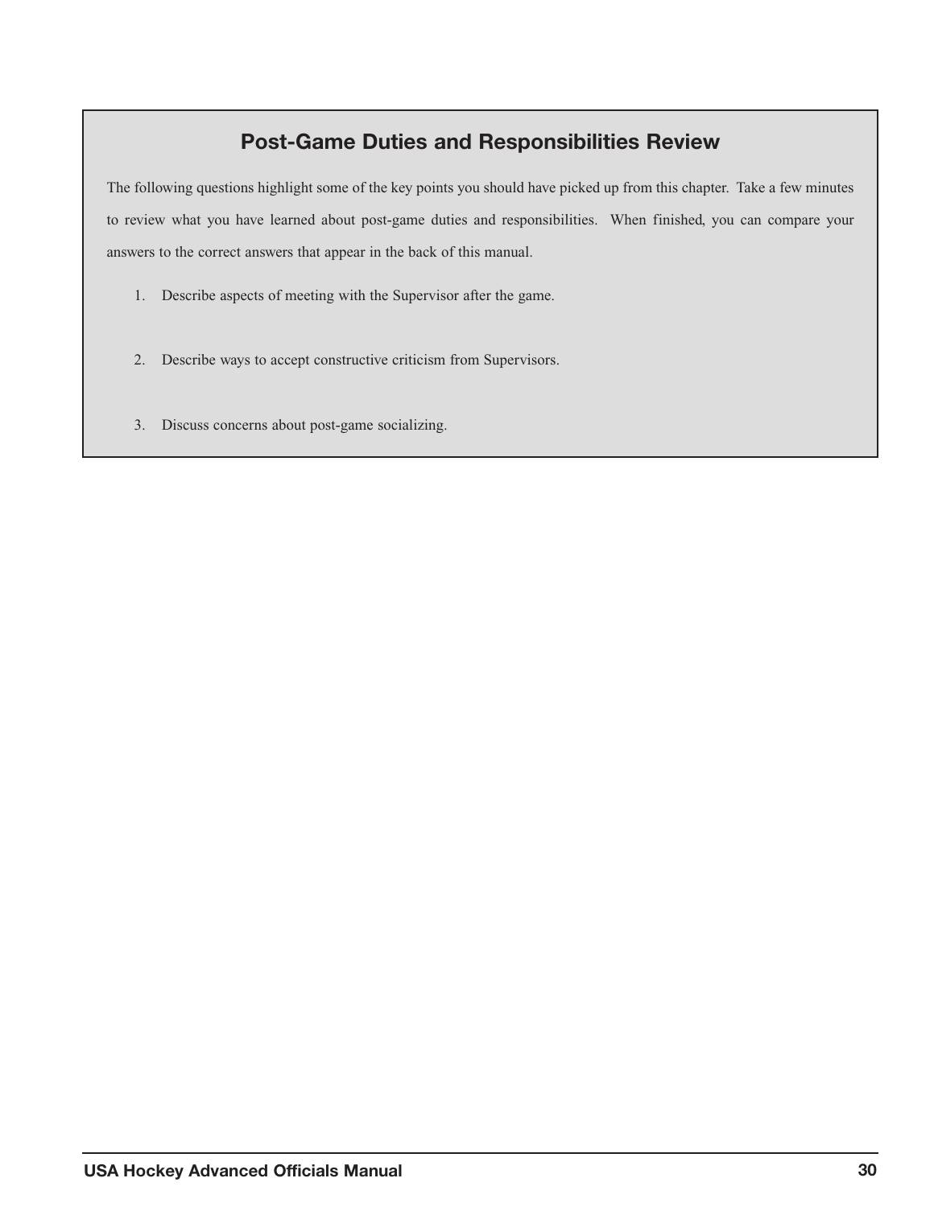## Post-Game Duties and Responsibilities Review

The following questions highlight some of the key points you should have picked up from this chapter. Take a few minutes to review what you have learned about post-game duties and responsibilities. When finished, you can compare your answers to the correct answers that appear in the back of this manual.

1. Describe aspects of meeting with the Supervisor after the game.

2. Describe ways to accept constructive criticism from Supervisors.

3. Discuss concerns about post-game socializing.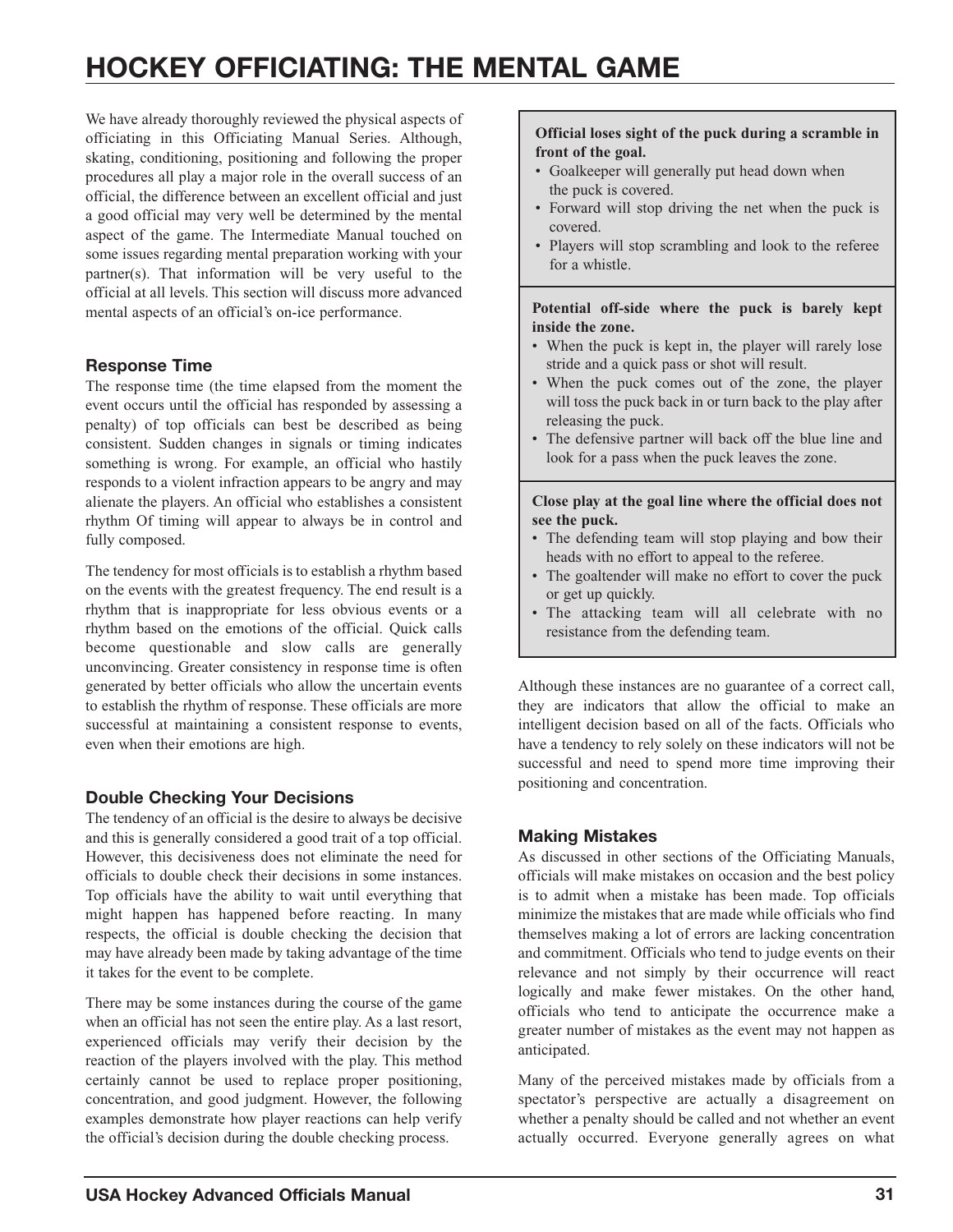# HOCKEY OFFICIATING: THE MENTAL GAME

We have already thoroughly reviewed the physical aspects of officiating in this Officiating Manual Series. Although, skating, conditioning, positioning and following the proper procedures all play a major role in the overall success of an official, the difference between an excellent official and just a good official may very well be determined by the mental aspect of the game. The Intermediate Manual touched on some issues regarding mental preparation working with your partner(s). That information will be very useful to the official at all levels. This section will discuss more advanced mental aspects of an official's on-ice performance.

### Response Time

The response time (the time elapsed from the moment the event occurs until the official has responded by assessing a penalty) of top officials can best be described as being consistent. Sudden changes in signals or timing indicates something is wrong. For example, an official who hastily responds to a violent infraction appears to be angry and may alienate the players. An official who establishes a consistent rhythm Of timing will appear to always be in control and fully composed.

The tendency for most officials is to establish a rhythm based on the events with the greatest frequency. The end result is a rhythm that is inappropriate for less obvious events or a rhythm based on the emotions of the official. Quick calls become questionable and slow calls are generally unconvincing. Greater consistency in response time is often generated by better officials who allow the uncertain events to establish the rhythm of response. These officials are more successful at maintaining a consistent response to events, even when their emotions are high.

### Double Checking Your Decisions

The tendency of an official is the desire to always be decisive and this is generally considered a good trait of a top official. However, this decisiveness does not eliminate the need for officials to double check their decisions in some instances. Top officials have the ability to wait until everything that might happen has happened before reacting. In many respects, the official is double checking the decision that may have already been made by taking advantage of the time it takes for the event to be complete.

There may be some instances during the course of the game when an official has not seen the entire play. As a last resort, experienced officials may verify their decision by the reaction of the players involved with the play. This method certainly cannot be used to replace proper positioning, concentration, and good judgment. However, the following examples demonstrate how player reactions can help verify the official's decision during the double checking process.

**Official loses sight of the puck during a scramble in front of the goal.**

- Goalkeeper will generally put head down when the puck is covered.
- Forward will stop driving the net when the puck is covered.
- Players will stop scrambling and look to the referee for a whistle.

**Potential off-side where the puck is barely kept inside the zone.**

- When the puck is kept in, the player will rarely lose stride and a quick pass or shot will result.
- When the puck comes out of the zone, the player will toss the puck back in or turn back to the play after releasing the puck.
- The defensive partner will back off the blue line and look for a pass when the puck leaves the zone.

**Close play at the goal line where the official does not see the puck.**

- The defending team will stop playing and bow their heads with no effort to appeal to the referee.
- The goaltender will make no effort to cover the puck or get up quickly.
- The attacking team will all celebrate with no resistance from the defending team.

Although these instances are no guarantee of a correct call, they are indicators that allow the official to make an intelligent decision based on all of the facts. Officials who have a tendency to rely solely on these indicators will not be successful and need to spend more time improving their positioning and concentration.

### Making Mistakes

As discussed in other sections of the Officiating Manuals, officials will make mistakes on occasion and the best policy is to admit when a mistake has been made. Top officials minimize the mistakes that are made while officials who find themselves making a lot of errors are lacking concentration and commitment. Officials who tend to judge events on their relevance and not simply by their occurrence will react logically and make fewer mistakes. On the other hand, officials who tend to anticipate the occurrence make a greater number of mistakes as the event may not happen as anticipated.

Many of the perceived mistakes made by officials from a spectator's perspective are actually a disagreement on whether a penalty should be called and not whether an event actually occurred. Everyone generally agrees on what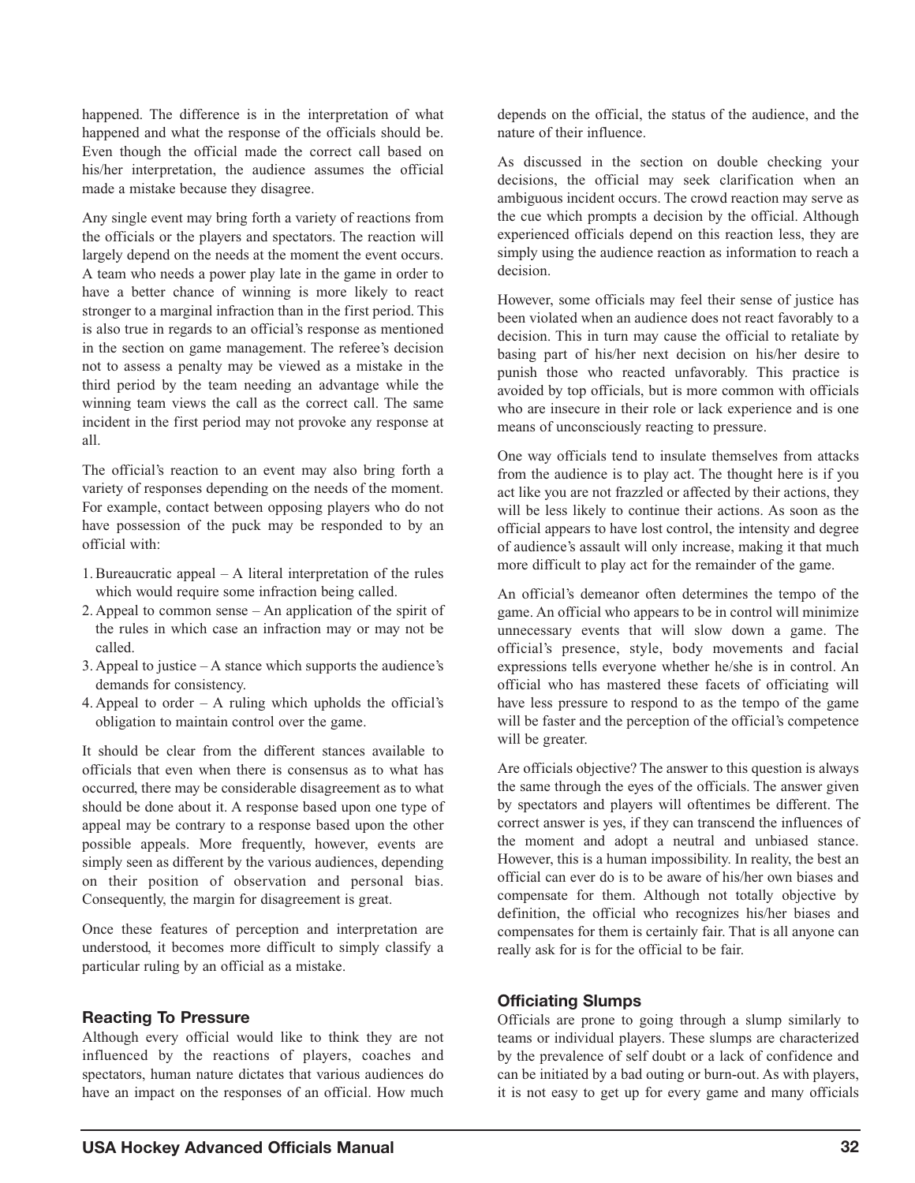happened. The difference is in the interpretation of what happened and what the response of the officials should be. Even though the official made the correct call based on his/her interpretation, the audience assumes the official made a mistake because they disagree.

Any single event may bring forth a variety of reactions from the officials or the players and spectators. The reaction will largely depend on the needs at the moment the event occurs. A team who needs a power play late in the game in order to have a better chance of winning is more likely to react stronger to a marginal infraction than in the first period. This is also true in regards to an official's response as mentioned in the section on game management. The referee's decision not to assess a penalty may be viewed as a mistake in the third period by the team needing an advantage while the winning team views the call as the correct call. The same incident in the first period may not provoke any response at all.

The official's reaction to an event may also bring forth a variety of responses depending on the needs of the moment. For example, contact between opposing players who do not have possession of the puck may be responded to by an official with:

1. Bureaucratic appeal – A literal interpretation of the rules which would require some infraction being called.
2. Appeal to common sense – An application of the spirit of the rules in which case an infraction may or may not be called.
3. Appeal to justice – A stance which supports the audience's demands for consistency.
4. Appeal to order – A ruling which upholds the official's obligation to maintain control over the game.

It should be clear from the different stances available to officials that even when there is consensus as to what has occurred, there may be considerable disagreement as to what should be done about it. A response based upon one type of appeal may be contrary to a response based upon the other possible appeals. More frequently, however, events are simply seen as different by the various audiences, depending on their position of observation and personal bias. Consequently, the margin for disagreement is great.

Once these features of perception and interpretation are understood, it becomes more difficult to simply classify a particular ruling by an official as a mistake.

### Reacting To Pressure

Although every official would like to think they are not influenced by the reactions of players, coaches and spectators, human nature dictates that various audiences do have an impact on the responses of an official. How much depends on the official, the status of the audience, and the nature of their influence.

As discussed in the section on double checking your decisions, the official may seek clarification when an ambiguous incident occurs. The crowd reaction may serve as the cue which prompts a decision by the official. Although experienced officials depend on this reaction less, they are simply using the audience reaction as information to reach a decision.

However, some officials may feel their sense of justice has been violated when an audience does not react favorably to a decision. This in turn may cause the official to retaliate by basing part of his/her next decision on his/her desire to punish those who reacted unfavorably. This practice is avoided by top officials, but is more common with officials who are insecure in their role or lack experience and is one means of unconsciously reacting to pressure.

One way officials tend to insulate themselves from attacks from the audience is to play act. The thought here is if you act like you are not frazzled or affected by their actions, they will be less likely to continue their actions. As soon as the official appears to have lost control, the intensity and degree of audience's assault will only increase, making it that much more difficult to play act for the remainder of the game.

An official's demeanor often determines the tempo of the game. An official who appears to be in control will minimize unnecessary events that will slow down a game. The official's presence, style, body movements and facial expressions tells everyone whether he/she is in control. An official who has mastered these facets of officiating will have less pressure to respond to as the tempo of the game will be faster and the perception of the official's competence will be greater.

Are officials objective? The answer to this question is always the same through the eyes of the officials. The answer given by spectators and players will oftentimes be different. The correct answer is yes, if they can transcend the influences of the moment and adopt a neutral and unbiased stance. However, this is a human impossibility. In reality, the best an official can ever do is to be aware of his/her own biases and compensate for them. Although not totally objective by definition, the official who recognizes his/her biases and compensates for them is certainly fair. That is all anyone can really ask for is for the official to be fair.

### Officiating Slumps

Officials are prone to going through a slump similarly to teams or individual players. These slumps are characterized by the prevalence of self doubt or a lack of confidence and can be initiated by a bad outing or burn-out. As with players, it is not easy to get up for every game and many officials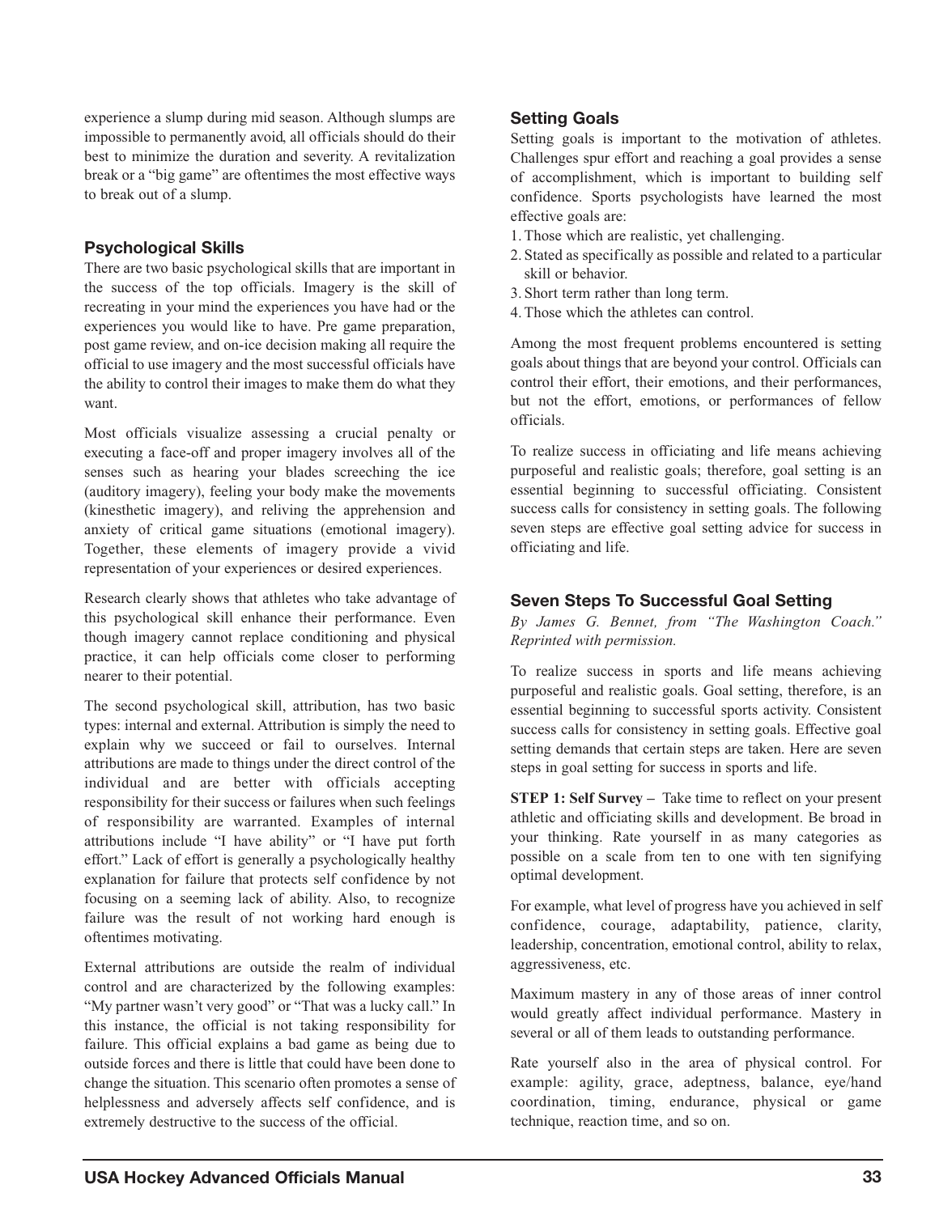experience a slump during mid season. Although slumps are impossible to permanently avoid, all officials should do their best to minimize the duration and severity. A revitalization break or a "big game" are oftentimes the most effective ways to break out of a slump.

### Psychological Skills

There are two basic psychological skills that are important in the success of the top officials. Imagery is the skill of recreating in your mind the experiences you have had or the experiences you would like to have. Pre game preparation, post game review, and on-ice decision making all require the official to use imagery and the most successful officials have the ability to control their images to make them do what they want.

Most officials visualize assessing a crucial penalty or executing a face-off and proper imagery involves all of the senses such as hearing your blades screeching the ice (auditory imagery), feeling your body make the movements (kinesthetic imagery), and reliving the apprehension and anxiety of critical game situations (emotional imagery). Together, these elements of imagery provide a vivid representation of your experiences or desired experiences.

Research clearly shows that athletes who take advantage of this psychological skill enhance their performance. Even though imagery cannot replace conditioning and physical practice, it can help officials come closer to performing nearer to their potential.

The second psychological skill, attribution, has two basic types: internal and external. Attribution is simply the need to explain why we succeed or fail to ourselves. Internal attributions are made to things under the direct control of the individual and are better with officials accepting responsibility for their success or failures when such feelings of responsibility are warranted. Examples of internal attributions include "I have ability" or "I have put forth effort." Lack of effort is generally a psychologically healthy explanation for failure that protects self confidence by not focusing on a seeming lack of ability. Also, to recognize failure was the result of not working hard enough is oftentimes motivating.

External attributions are outside the realm of individual control and are characterized by the following examples: "My partner wasn't very good" or "That was a lucky call." In this instance, the official is not taking responsibility for failure. This official explains a bad game as being due to outside forces and there is little that could have been done to change the situation. This scenario often promotes a sense of helplessness and adversely affects self confidence, and is extremely destructive to the success of the official.

### Setting Goals

Setting goals is important to the motivation of athletes. Challenges spur effort and reaching a goal provides a sense of accomplishment, which is important to building self confidence. Sports psychologists have learned the most effective goals are:

1. Those which are realistic, yet challenging.
2. Stated as specifically as possible and related to a particular skill or behavior.
3. Short term rather than long term.
4. Those which the athletes can control.

Among the most frequent problems encountered is setting goals about things that are beyond your control. Officials can control their effort, their emotions, and their performances, but not the effort, emotions, or performances of fellow officials.

To realize success in officiating and life means achieving purposeful and realistic goals; therefore, goal setting is an essential beginning to successful officiating. Consistent success calls for consistency in setting goals. The following seven steps are effective goal setting advice for success in officiating and life.

### Seven Steps To Successful Goal Setting

*By James G. Bennet, from "The Washington Coach." Reprinted with permission.*

To realize success in sports and life means achieving purposeful and realistic goals. Goal setting, therefore, is an essential beginning to successful sports activity. Consistent success calls for consistency in setting goals. Effective goal setting demands that certain steps are taken. Here are seven steps in goal setting for success in sports and life.

**STEP 1: Self Survey –** Take time to reflect on your present athletic and officiating skills and development. Be broad in your thinking. Rate yourself in as many categories as possible on a scale from ten to one with ten signifying optimal development.

For example, what level of progress have you achieved in self confidence, courage, adaptability, patience, clarity, leadership, concentration, emotional control, ability to relax, aggressiveness, etc.

Maximum mastery in any of those areas of inner control would greatly affect individual performance. Mastery in several or all of them leads to outstanding performance.

Rate yourself also in the area of physical control. For example: agility, grace, adeptness, balance, eye/hand coordination, timing, endurance, physical or game technique, reaction time, and so on.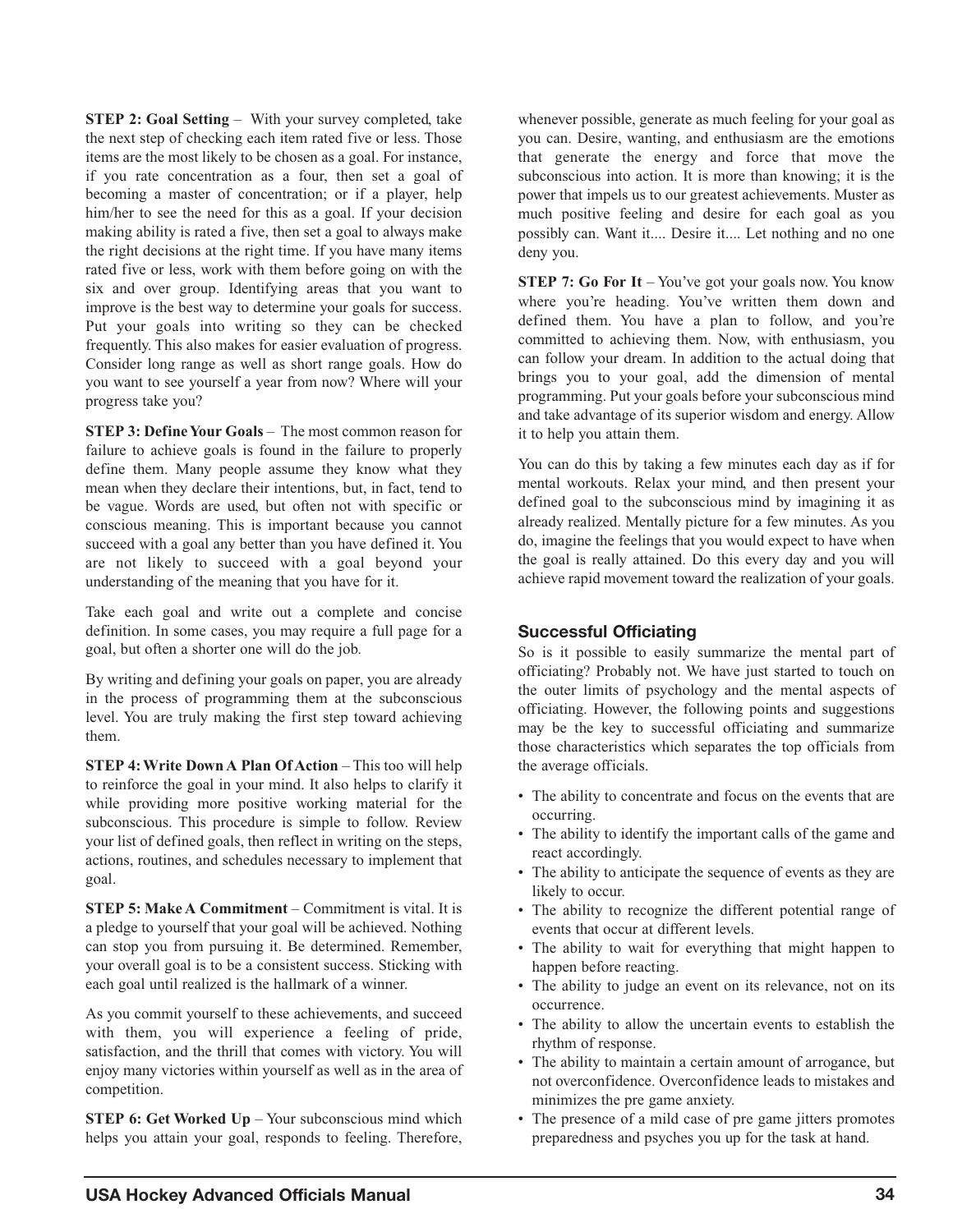**STEP 2: Goal Setting** – With your survey completed, take the next step of checking each item rated five or less. Those items are the most likely to be chosen as a goal. For instance, if you rate concentration as a four, then set a goal of becoming a master of concentration; or if a player, help him/her to see the need for this as a goal. If your decision making ability is rated a five, then set a goal to always make the right decisions at the right time. If you have many items rated five or less, work with them before going on with the six and over group. Identifying areas that you want to improve is the best way to determine your goals for success. Put your goals into writing so they can be checked frequently. This also makes for easier evaluation of progress. Consider long range as well as short range goals. How do you want to see yourself a year from now? Where will your progress take you?

**STEP 3: Define Your Goals** – The most common reason for failure to achieve goals is found in the failure to properly define them. Many people assume they know what they mean when they declare their intentions, but, in fact, tend to be vague. Words are used, but often not with specific or conscious meaning. This is important because you cannot succeed with a goal any better than you have defined it. You are not likely to succeed with a goal beyond your understanding of the meaning that you have for it.

Take each goal and write out a complete and concise definition. In some cases, you may require a full page for a goal, but often a shorter one will do the job.

By writing and defining your goals on paper, you are already in the process of programming them at the subconscious level. You are truly making the first step toward achieving them.

**STEP 4: Write Down A Plan Of Action** – This too will help to reinforce the goal in your mind. It also helps to clarify it while providing more positive working material for the subconscious. This procedure is simple to follow. Review your list of defined goals, then reflect in writing on the steps, actions, routines, and schedules necessary to implement that goal.

**STEP 5: Make A Commitment** – Commitment is vital. It is a pledge to yourself that your goal will be achieved. Nothing can stop you from pursuing it. Be determined. Remember, your overall goal is to be a consistent success. Sticking with each goal until realized is the hallmark of a winner.

As you commit yourself to these achievements, and succeed with them, you will experience a feeling of pride, satisfaction, and the thrill that comes with victory. You will enjoy many victories within yourself as well as in the area of competition.

**STEP 6: Get Worked Up** – Your subconscious mind which helps you attain your goal, responds to feeling. Therefore, whenever possible, generate as much feeling for your goal as you can. Desire, wanting, and enthusiasm are the emotions that generate the energy and force that move the subconscious into action. It is more than knowing; it is the power that impels us to our greatest achievements. Muster as much positive feeling and desire for each goal as you possibly can. Want it.... Desire it.... Let nothing and no one deny you.

**STEP 7: Go For It** – You've got your goals now. You know where you're heading. You've written them down and defined them. You have a plan to follow, and you're committed to achieving them. Now, with enthusiasm, you can follow your dream. In addition to the actual doing that brings you to your goal, add the dimension of mental programming. Put your goals before your subconscious mind and take advantage of its superior wisdom and energy. Allow it to help you attain them.

You can do this by taking a few minutes each day as if for mental workouts. Relax your mind, and then present your defined goal to the subconscious mind by imagining it as already realized. Mentally picture for a few minutes. As you do, imagine the feelings that you would expect to have when the goal is really attained. Do this every day and you will achieve rapid movement toward the realization of your goals.

## Successful Officiating

So is it possible to easily summarize the mental part of officiating? Probably not. We have just started to touch on the outer limits of psychology and the mental aspects of officiating. However, the following points and suggestions may be the key to successful officiating and summarize those characteristics which separates the top officials from the average officials.

- The ability to concentrate and focus on the events that are occurring.
- The ability to identify the important calls of the game and react accordingly.
- The ability to anticipate the sequence of events as they are likely to occur.
- The ability to recognize the different potential range of events that occur at different levels.
- The ability to wait for everything that might happen to happen before reacting.
- The ability to judge an event on its relevance, not on its occurrence.
- The ability to allow the uncertain events to establish the rhythm of response.
- The ability to maintain a certain amount of arrogance, but not overconfidence. Overconfidence leads to mistakes and minimizes the pre game anxiety.
- The presence of a mild case of pre game jitters promotes preparedness and psyches you up for the task at hand.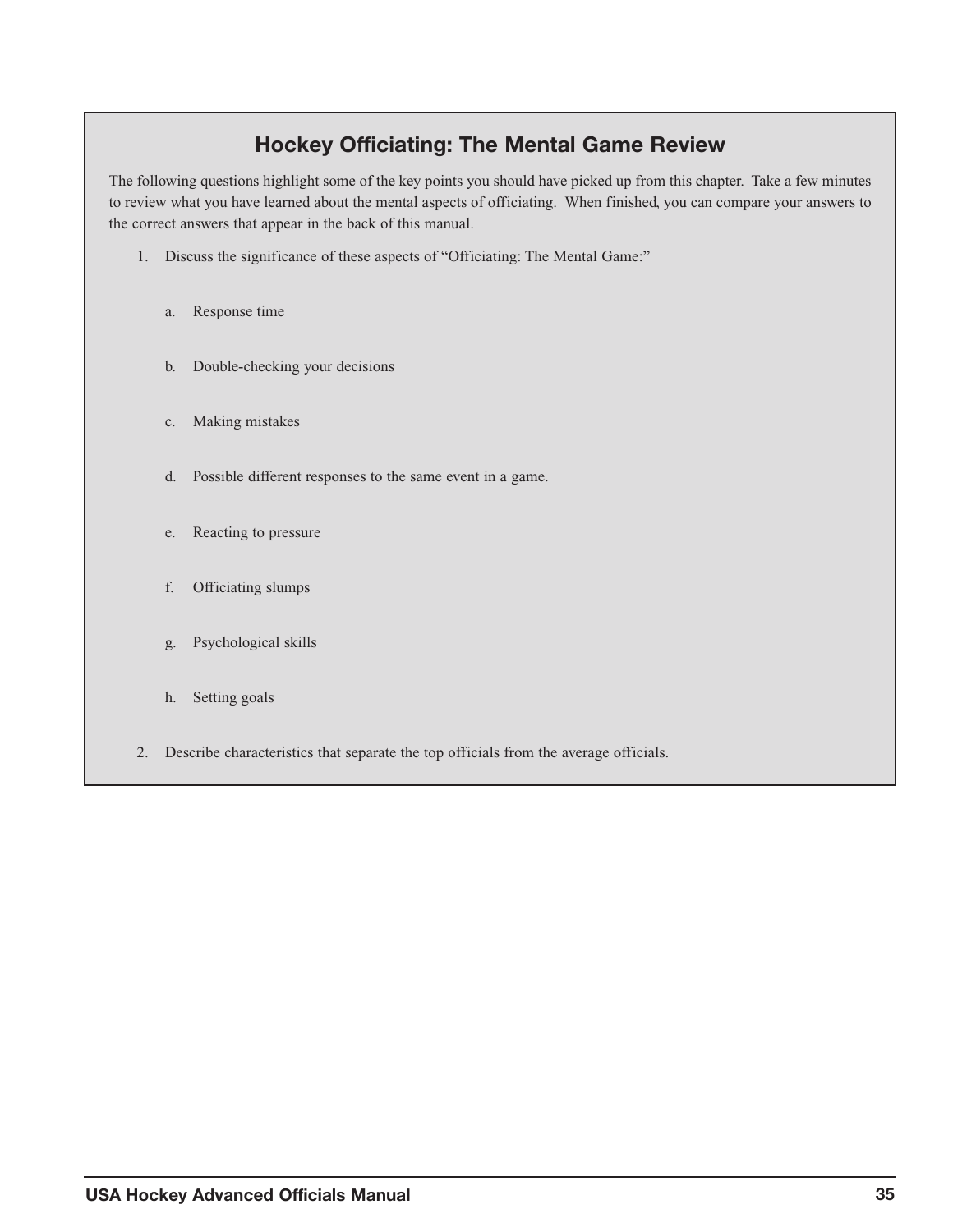## Hockey Officiating: The Mental Game Review

The following questions highlight some of the key points you should have picked up from this chapter. Take a few minutes to review what you have learned about the mental aspects of officiating. When finished, you can compare your answers to the correct answers that appear in the back of this manual.

1. Discuss the significance of these aspects of "Officiating: The Mental Game:"

   a. Response time

   b. Double-checking your decisions

   c. Making mistakes

   d. Possible different responses to the same event in a game.

   e. Reacting to pressure

   f. Officiating slumps

   g. Psychological skills

   h. Setting goals

2. Describe characteristics that separate the top officials from the average officials.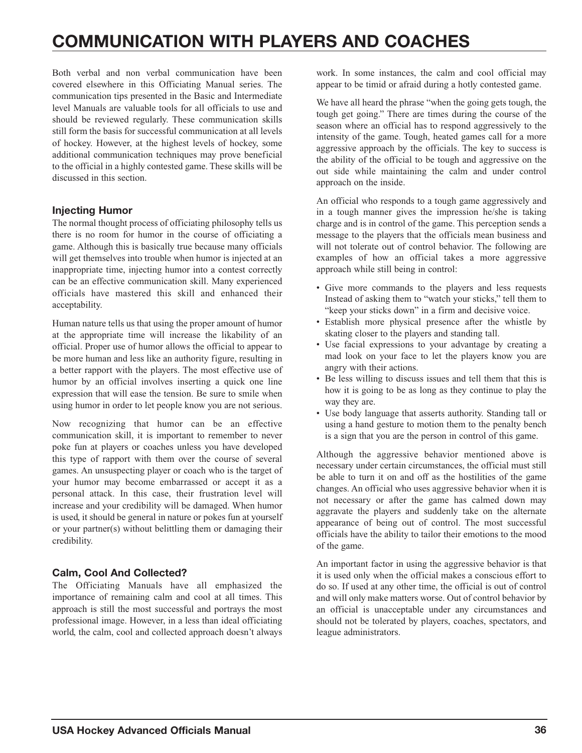# COMMUNICATION WITH PLAYERS AND COACHES

Both verbal and non verbal communication have been covered elsewhere in this Officiating Manual series. The communication tips presented in the Basic and Intermediate level Manuals are valuable tools for all officials to use and should be reviewed regularly. These communication skills still form the basis for successful communication at all levels of hockey. However, at the highest levels of hockey, some additional communication techniques may prove beneficial to the official in a highly contested game. These skills will be discussed in this section.

### Injecting Humor

The normal thought process of officiating philosophy tells us there is no room for humor in the course of officiating a game. Although this is basically true because many officials will get themselves into trouble when humor is injected at an inappropriate time, injecting humor into a contest correctly can be an effective communication skill. Many experienced officials have mastered this skill and enhanced their acceptability.

Human nature tells us that using the proper amount of humor at the appropriate time will increase the likability of an official. Proper use of humor allows the official to appear to be more human and less like an authority figure, resulting in a better rapport with the players. The most effective use of humor by an official involves inserting a quick one line expression that will ease the tension. Be sure to smile when using humor in order to let people know you are not serious.

Now recognizing that humor can be an effective communication skill, it is important to remember to never poke fun at players or coaches unless you have developed this type of rapport with them over the course of several games. An unsuspecting player or coach who is the target of your humor may become embarrassed or accept it as a personal attack. In this case, their frustration level will increase and your credibility will be damaged. When humor is used, it should be general in nature or pokes fun at yourself or your partner(s) without belittling them or damaging their credibility.

### Calm, Cool And Collected?

The Officiating Manuals have all emphasized the importance of remaining calm and cool at all times. This approach is still the most successful and portrays the most professional image. However, in a less than ideal officiating world, the calm, cool and collected approach doesn't always work. In some instances, the calm and cool official may appear to be timid or afraid during a hotly contested game.

We have all heard the phrase "when the going gets tough, the tough get going." There are times during the course of the season where an official has to respond aggressively to the intensity of the game. Tough, heated games call for a more aggressive approach by the officials. The key to success is the ability of the official to be tough and aggressive on the out side while maintaining the calm and under control approach on the inside.

An official who responds to a tough game aggressively and in a tough manner gives the impression he/she is taking charge and is in control of the game. This perception sends a message to the players that the officials mean business and will not tolerate out of control behavior. The following are examples of how an official takes a more aggressive approach while still being in control:

- Give more commands to the players and less requests Instead of asking them to "watch your sticks," tell them to "keep your sticks down" in a firm and decisive voice.
- Establish more physical presence after the whistle by skating closer to the players and standing tall.
- Use facial expressions to your advantage by creating a mad look on your face to let the players know you are angry with their actions.
- Be less willing to discuss issues and tell them that this is how it is going to be as long as they continue to play the way they are.
- Use body language that asserts authority. Standing tall or using a hand gesture to motion them to the penalty bench is a sign that you are the person in control of this game.

Although the aggressive behavior mentioned above is necessary under certain circumstances, the official must still be able to turn it on and off as the hostilities of the game changes. An official who uses aggressive behavior when it is not necessary or after the game has calmed down may aggravate the players and suddenly take on the alternate appearance of being out of control. The most successful officials have the ability to tailor their emotions to the mood of the game.

An important factor in using the aggressive behavior is that it is used only when the official makes a conscious effort to do so. If used at any other time, the official is out of control and will only make matters worse. Out of control behavior by an official is unacceptable under any circumstances and should not be tolerated by players, coaches, spectators, and league administrators.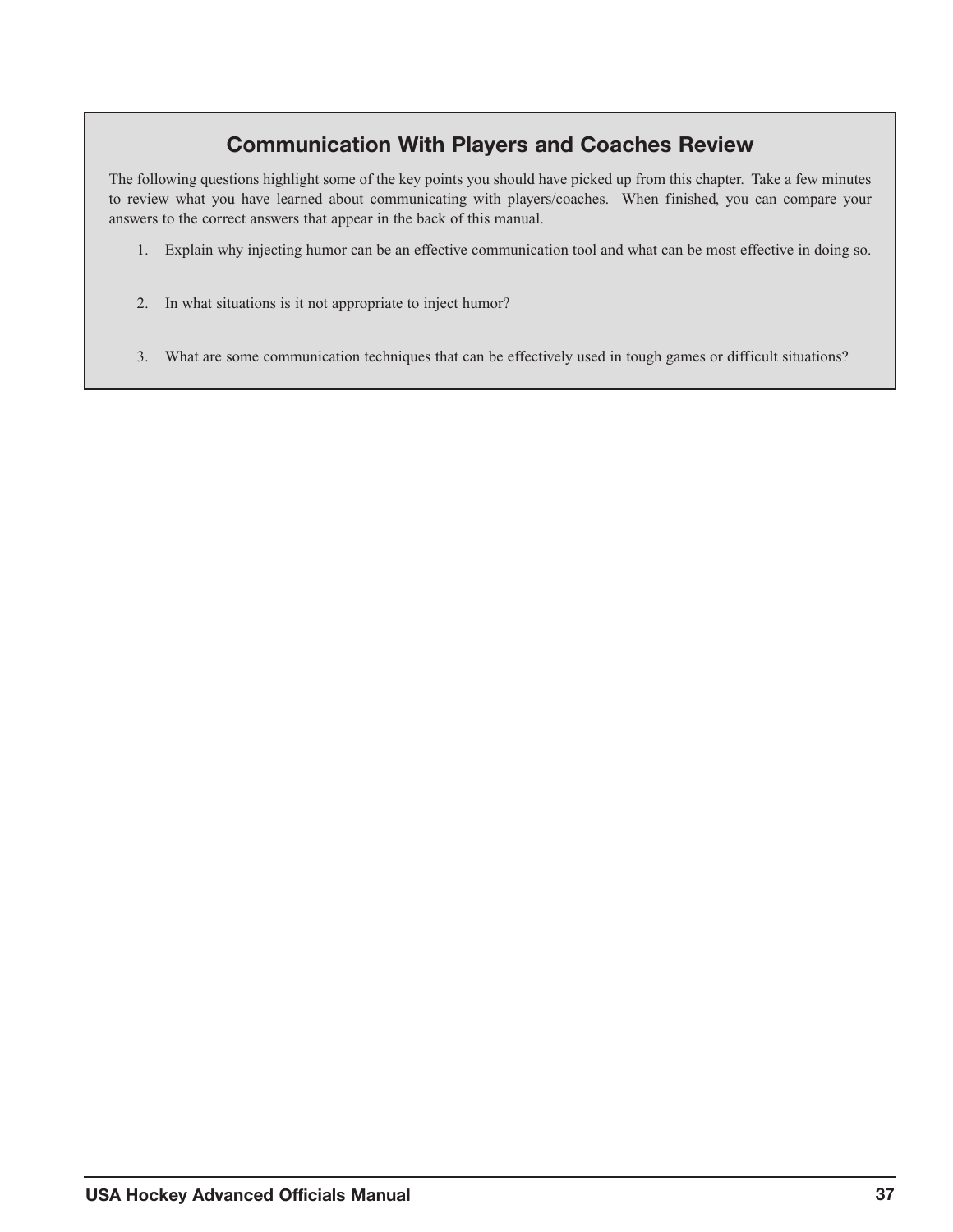## Communication With Players and Coaches Review

The following questions highlight some of the key points you should have picked up from this chapter. Take a few minutes to review what you have learned about communicating with players/coaches. When finished, you can compare your answers to the correct answers that appear in the back of this manual.

1. Explain why injecting humor can be an effective communication tool and what can be most effective in doing so.

2. In what situations is it not appropriate to inject humor?

3. What are some communication techniques that can be effectively used in tough games or difficult situations?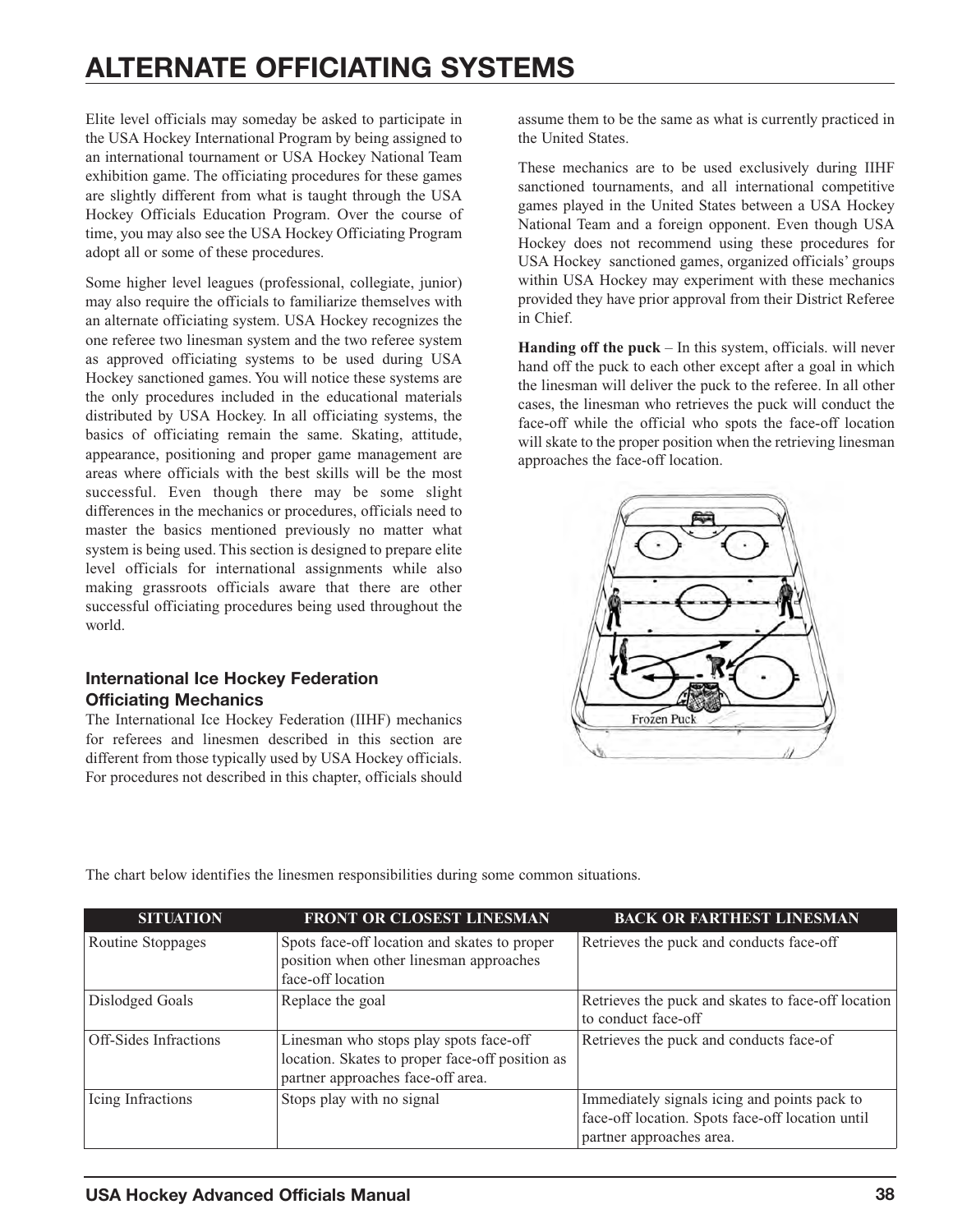# ALTERNATE OFFICIATING SYSTEMS

Elite level officials may someday be asked to participate in the USA Hockey International Program by being assigned to an international tournament or USA Hockey National Team exhibition game. The officiating procedures for these games are slightly different from what is taught through the USA Hockey Officials Education Program. Over the course of time, you may also see the USA Hockey Officiating Program adopt all or some of these procedures.

Some higher level leagues (professional, collegiate, junior) may also require the officials to familiarize themselves with an alternate officiating system. USA Hockey recognizes the one referee two linesman system and the two referee system as approved officiating systems to be used during USA Hockey sanctioned games. You will notice these systems are the only procedures included in the educational materials distributed by USA Hockey. In all officiating systems, the basics of officiating remain the same. Skating, attitude, appearance, positioning and proper game management are areas where officials with the best skills will be the most successful. Even though there may be some slight differences in the mechanics or procedures, officials need to master the basics mentioned previously no matter what system is being used. This section is designed to prepare elite level officials for international assignments while also making grassroots officials aware that there are other successful officiating procedures being used throughout the world.

### International Ice Hockey Federation Officiating Mechanics

The International Ice Hockey Federation (IIHF) mechanics for referees and linesmen described in this section are different from those typically used by USA Hockey officials. For procedures not described in this chapter, officials should assume them to be the same as what is currently practiced in the United States.

These mechanics are to be used exclusively during IIHF sanctioned tournaments, and all international competitive games played in the United States between a USA Hockey National Team and a foreign opponent. Even though USA Hockey does not recommend using these procedures for USA Hockey sanctioned games, organized officials' groups within USA Hockey may experiment with these mechanics provided they have prior approval from their District Referee in Chief.

**Handing off the puck** – In this system, officials. will never hand off the puck to each other except after a goal in which the linesman will deliver the puck to the referee. In all other cases, the linesman who retrieves the puck will conduct the face-off while the official who spots the face-off location will skate to the proper position when the retrieving linesman approaches the face-off location.

Frozen Puck

The chart below identifies the linesmen responsibilities during some common situations.

| SITUATION | FRONT OR CLOSEST LINESMAN | BACK OR FARTHEST LINESMAN |
|---|---|---|
| Routine Stoppages | Spots face-off location and skates to proper position when other linesman approaches face-off location | Retrieves the puck and conducts face-off |
| Dislodged Goals | Replace the goal | Retrieves the puck and skates to face-off location to conduct face-off |
| Off-Sides Infractions | Linesman who stops play spots face-off location. Skates to proper face-off position as partner approaches face-off area. | Retrieves the puck and conducts face-of |
| Icing Infractions | Stops play with no signal | Immediately signals icing and points pack to face-off location. Spots face-off location until partner approaches area. |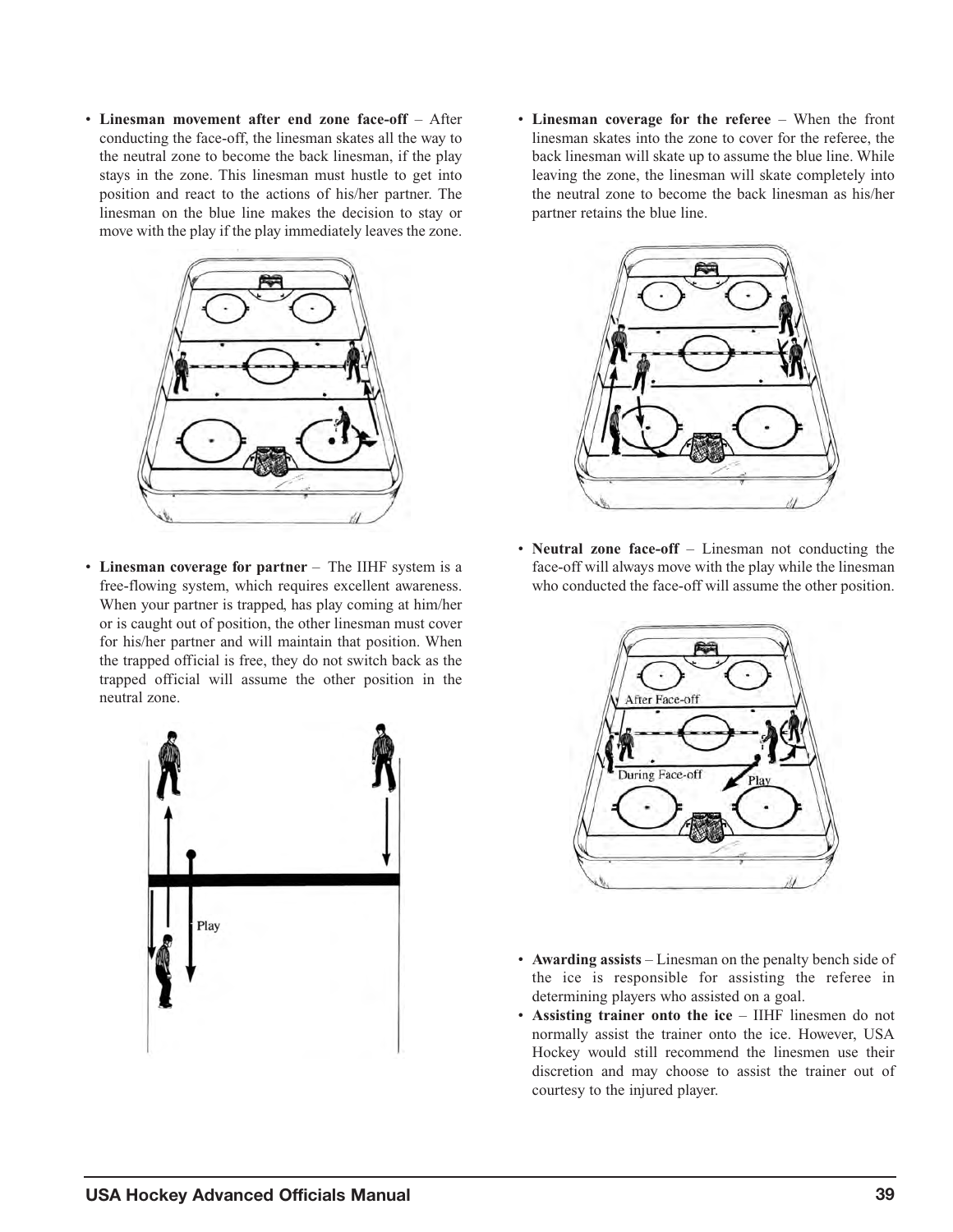- **Linesman movement after end zone face-off** – After conducting the face-off, the linesman skates all the way to the neutral zone to become the back linesman, if the play stays in the zone. This linesman must hustle to get into position and react to the actions of his/her partner. The linesman on the blue line makes the decision to stay or move with the play if the play immediately leaves the zone.

- **Linesman coverage for partner** – The IIHF system is a free-flowing system, which requires excellent awareness. When your partner is trapped, has play coming at him/her or is caught out of position, the other linesman must cover for his/her partner and will maintain that position. When the trapped official is free, they do not switch back as the trapped official will assume the other position in the neutral zone.

- **Linesman coverage for the referee** – When the front linesman skates into the zone to cover for the referee, the back linesman will skate up to assume the blue line. While leaving the zone, the linesman will skate completely into the neutral zone to become the back linesman as his/her partner retains the blue line.

- **Neutral zone face-off** – Linesman not conducting the face-off will always move with the play while the linesman who conducted the face-off will assume the other position.

- **Awarding assists** – Linesman on the penalty bench side of the ice is responsible for assisting the referee in determining players who assisted on a goal.
- **Assisting trainer onto the ice** – IIHF linesmen do not normally assist the trainer onto the ice. However, USA Hockey would still recommend the linesmen use their discretion and may choose to assist the trainer out of courtesy to the injured player.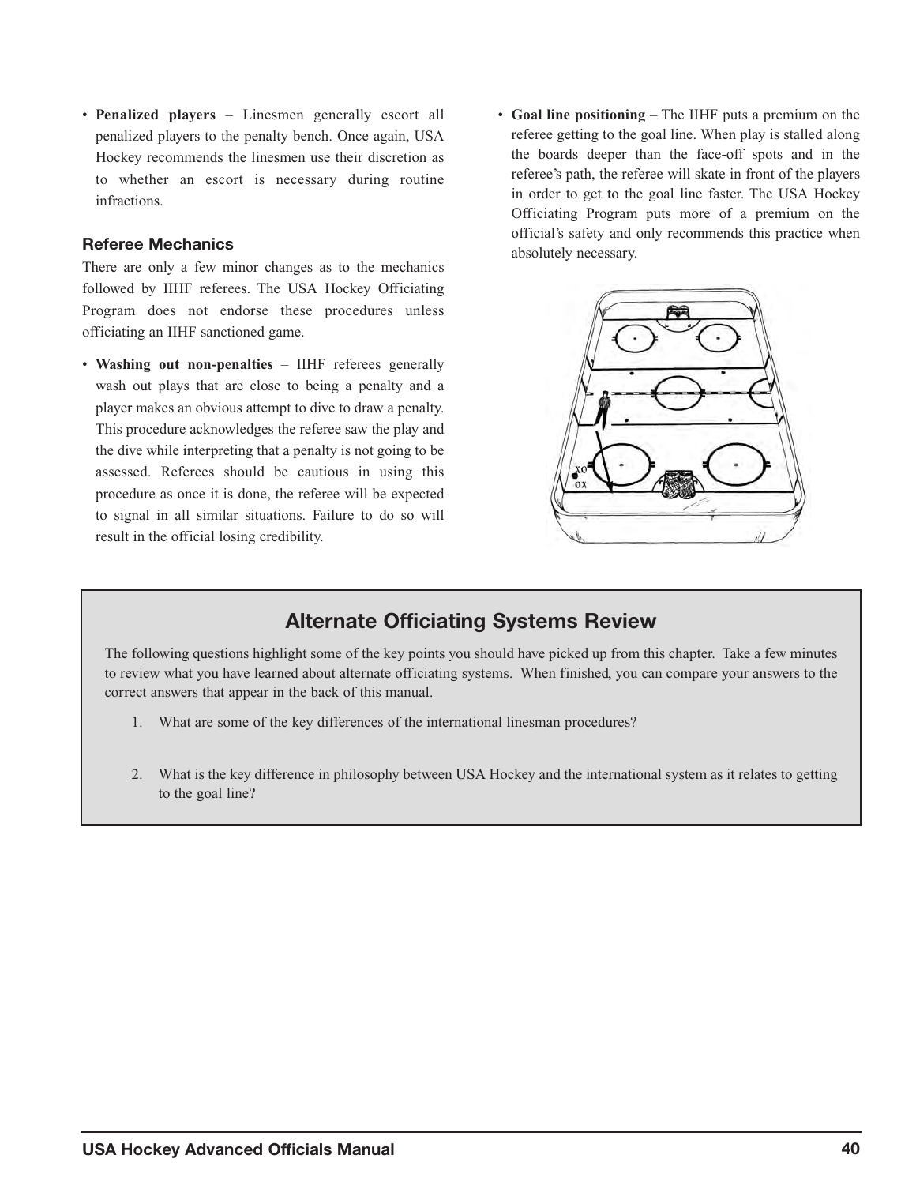- **Penalized players** – Linesmen generally escort all penalized players to the penalty bench. Once again, USA Hockey recommends the linesmen use their discretion as to whether an escort is necessary during routine infractions.

### Referee Mechanics

There are only a few minor changes as to the mechanics followed by IIHF referees. The USA Hockey Officiating Program does not endorse these procedures unless officiating an IIHF sanctioned game.

- **Washing out non-penalties** – IIHF referees generally wash out plays that are close to being a penalty and a player makes an obvious attempt to dive to draw a penalty. This procedure acknowledges the referee saw the play and the dive while interpreting that a penalty is not going to be assessed. Referees should be cautious in using this procedure as once it is done, the referee will be expected to signal in all similar situations. Failure to do so will result in the official losing credibility.

- **Goal line positioning** – The IIHF puts a premium on the referee getting to the goal line. When play is stalled along the boards deeper than the face-off spots and in the referee's path, the referee will skate in front of the players in order to get to the goal line faster. The USA Hockey Officiating Program puts more of a premium on the official's safety and only recommends this practice when absolutely necessary.

## Alternate Officiating Systems Review

The following questions highlight some of the key points you should have picked up from this chapter. Take a few minutes to review what you have learned about alternate officiating systems. When finished, you can compare your answers to the correct answers that appear in the back of this manual.

1. What are some of the key differences of the international linesman procedures?

2. What is the key difference in philosophy between USA Hockey and the international system as it relates to getting to the goal line?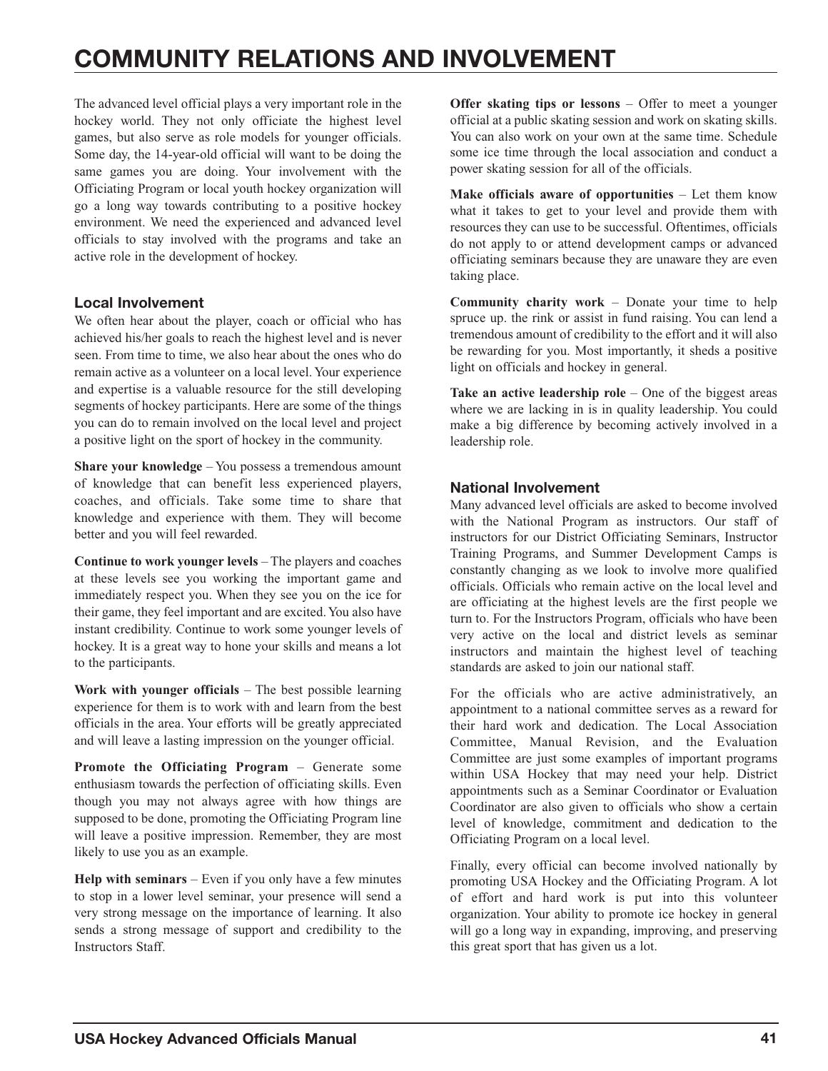# COMMUNITY RELATIONS AND INVOLVEMENT

The advanced level official plays a very important role in the hockey world. They not only officiate the highest level games, but also serve as role models for younger officials. Some day, the 14-year-old official will want to be doing the same games you are doing. Your involvement with the Officiating Program or local youth hockey organization will go a long way towards contributing to a positive hockey environment. We need the experienced and advanced level officials to stay involved with the programs and take an active role in the development of hockey.

## Local Involvement

We often hear about the player, coach or official who has achieved his/her goals to reach the highest level and is never seen. From time to time, we also hear about the ones who do remain active as a volunteer on a local level. Your experience and expertise is a valuable resource for the still developing segments of hockey participants. Here are some of the things you can do to remain involved on the local level and project a positive light on the sport of hockey in the community.

**Share your knowledge** – You possess a tremendous amount of knowledge that can benefit less experienced players, coaches, and officials. Take some time to share that knowledge and experience with them. They will become better and you will feel rewarded.

**Continue to work younger levels** – The players and coaches at these levels see you working the important game and immediately respect you. When they see you on the ice for their game, they feel important and are excited. You also have instant credibility. Continue to work some younger levels of hockey. It is a great way to hone your skills and means a lot to the participants.

**Work with younger officials** – The best possible learning experience for them is to work with and learn from the best officials in the area. Your efforts will be greatly appreciated and will leave a lasting impression on the younger official.

**Promote the Officiating Program** – Generate some enthusiasm towards the perfection of officiating skills. Even though you may not always agree with how things are supposed to be done, promoting the Officiating Program line will leave a positive impression. Remember, they are most likely to use you as an example.

**Help with seminars** – Even if you only have a few minutes to stop in a lower level seminar, your presence will send a very strong message on the importance of learning. It also sends a strong message of support and credibility to the Instructors Staff.

**Offer skating tips or lessons** – Offer to meet a younger official at a public skating session and work on skating skills. You can also work on your own at the same time. Schedule some ice time through the local association and conduct a power skating session for all of the officials.

**Make officials aware of opportunities** – Let them know what it takes to get to your level and provide them with resources they can use to be successful. Oftentimes, officials do not apply to or attend development camps or advanced officiating seminars because they are unaware they are even taking place.

**Community charity work** – Donate your time to help spruce up. the rink or assist in fund raising. You can lend a tremendous amount of credibility to the effort and it will also be rewarding for you. Most importantly, it sheds a positive light on officials and hockey in general.

**Take an active leadership role** – One of the biggest areas where we are lacking in is in quality leadership. You could make a big difference by becoming actively involved in a leadership role.

## National Involvement

Many advanced level officials are asked to become involved with the National Program as instructors. Our staff of instructors for our District Officiating Seminars, Instructor Training Programs, and Summer Development Camps is constantly changing as we look to involve more qualified officials. Officials who remain active on the local level and are officiating at the highest levels are the first people we turn to. For the Instructors Program, officials who have been very active on the local and district levels as seminar instructors and maintain the highest level of teaching standards are asked to join our national staff.

For the officials who are active administratively, an appointment to a national committee serves as a reward for their hard work and dedication. The Local Association Committee, Manual Revision, and the Evaluation Committee are just some examples of important programs within USA Hockey that may need your help. District appointments such as a Seminar Coordinator or Evaluation Coordinator are also given to officials who show a certain level of knowledge, commitment and dedication to the Officiating Program on a local level.

Finally, every official can become involved nationally by promoting USA Hockey and the Officiating Program. A lot of effort and hard work is put into this volunteer organization. Your ability to promote ice hockey in general will go a long way in expanding, improving, and preserving this great sport that has given us a lot.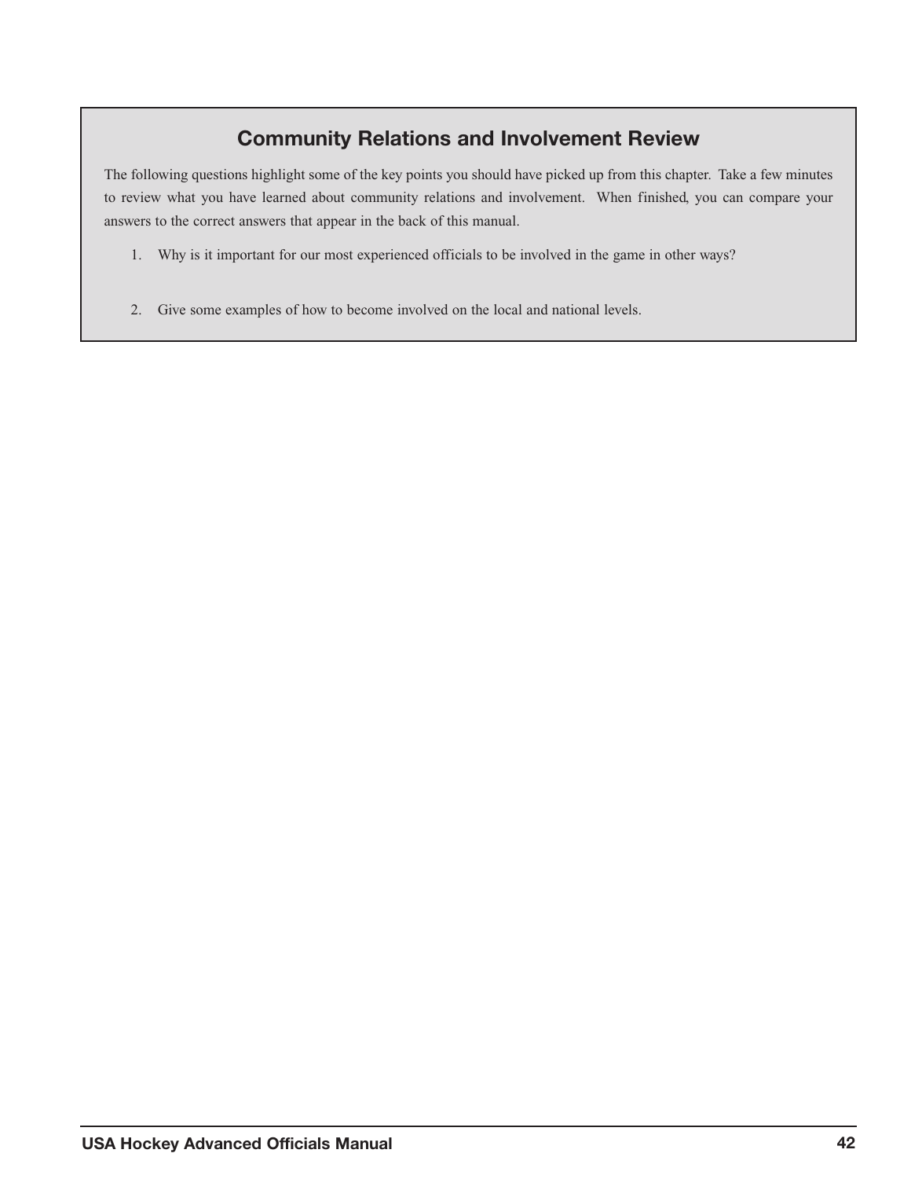## Community Relations and Involvement Review

The following questions highlight some of the key points you should have picked up from this chapter. Take a few minutes to review what you have learned about community relations and involvement. When finished, you can compare your answers to the correct answers that appear in the back of this manual.

1. Why is it important for our most experienced officials to be involved in the game in other ways?

2. Give some examples of how to become involved on the local and national levels.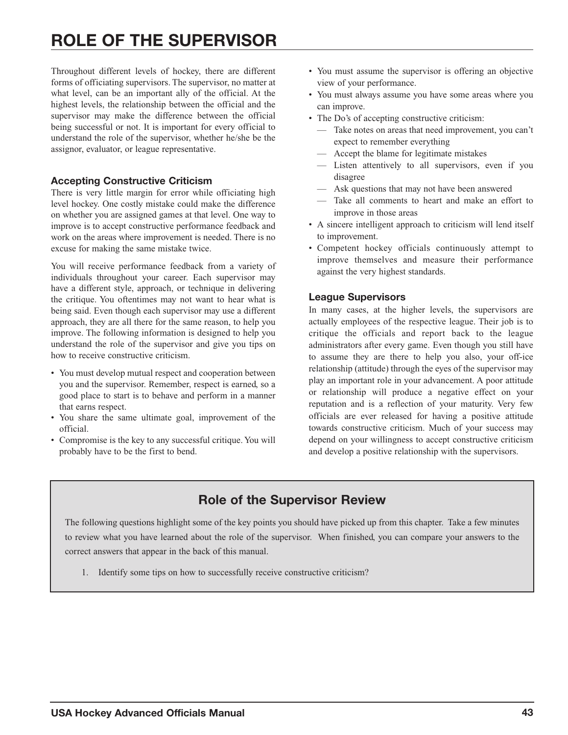# ROLE OF THE SUPERVISOR

Throughout different levels of hockey, there are different forms of officiating supervisors. The supervisor, no matter at what level, can be an important ally of the official. At the highest levels, the relationship between the official and the supervisor may make the difference between the official being successful or not. It is important for every official to understand the role of the supervisor, whether he/she be the assignor, evaluator, or league representative.

### Accepting Constructive Criticism

There is very little margin for error while officiating high level hockey. One costly mistake could make the difference on whether you are assigned games at that level. One way to improve is to accept constructive performance feedback and work on the areas where improvement is needed. There is no excuse for making the same mistake twice.

You will receive performance feedback from a variety of individuals throughout your career. Each supervisor may have a different style, approach, or technique in delivering the critique. You oftentimes may not want to hear what is being said. Even though each supervisor may use a different approach, they are all there for the same reason, to help you improve. The following information is designed to help you understand the role of the supervisor and give you tips on how to receive constructive criticism.

- You must develop mutual respect and cooperation between you and the supervisor. Remember, respect is earned, so a good place to start is to behave and perform in a manner that earns respect.
- You share the same ultimate goal, improvement of the official.
- Compromise is the key to any successful critique. You will probably have to be the first to bend.
- You must assume the supervisor is offering an objective view of your performance.
- You must always assume you have some areas where you can improve.
- The Do's of accepting constructive criticism:
  - Take notes on areas that need improvement, you can't expect to remember everything
  - Accept the blame for legitimate mistakes
  - Listen attentively to all supervisors, even if you disagree
  - Ask questions that may not have been answered
  - Take all comments to heart and make an effort to improve in those areas
- A sincere intelligent approach to criticism will lend itself to improvement.
- Competent hockey officials continuously attempt to improve themselves and measure their performance against the very highest standards.

### League Supervisors

In many cases, at the higher levels, the supervisors are actually employees of the respective league. Their job is to critique the officials and report back to the league administrators after every game. Even though you still have to assume they are there to help you also, your off-ice relationship (attitude) through the eyes of the supervisor may play an important role in your advancement. A poor attitude or relationship will produce a negative effect on your reputation and is a reflection of your maturity. Very few officials are ever released for having a positive attitude towards constructive criticism. Much of your success may depend on your willingness to accept constructive criticism and develop a positive relationship with the supervisors.

## Role of the Supervisor Review

The following questions highlight some of the key points you should have picked up from this chapter. Take a few minutes to review what you have learned about the role of the supervisor. When finished, you can compare your answers to the correct answers that appear in the back of this manual.

1. Identify some tips on how to successfully receive constructive criticism?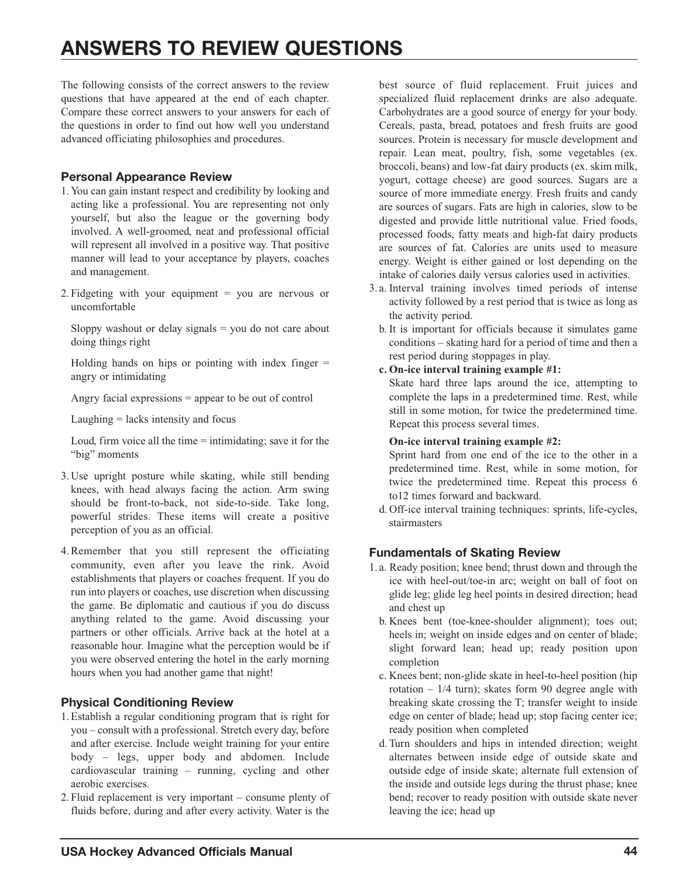# ANSWERS TO REVIEW QUESTIONS

The following consists of the correct answers to the review questions that have appeared at the end of each chapter. Compare these correct answers to your answers for each of the questions in order to find out how well you understand advanced officiating philosophies and procedures.

### Personal Appearance Review

1. You can gain instant respect and credibility by looking and acting like a professional. You are representing not only yourself, but also the league or the governing body involved. A well-groomed, neat and professional official will represent all involved in a positive way. That positive manner will lead to your acceptance by players, coaches and management.

2. Fidgeting with your equipment = you are nervous or uncomfortable

   Sloppy washout or delay signals = you do not care about doing things right

   Holding hands on hips or pointing with index finger = angry or intimidating

   Angry facial expressions = appear to be out of control

   Laughing = lacks intensity and focus

   Loud, firm voice all the time = intimidating; save it for the "big" moments

3. Use upright posture while skating, while still bending knees, with head always facing the action. Arm swing should be front-to-back, not side-to-side. Take long, powerful strides. These items will create a positive perception of you as an official.

4. Remember that you still represent the officiating community, even after you leave the rink. Avoid establishments that players or coaches frequent. If you do run into players or coaches, use discretion when discussing the game. Be diplomatic and cautious if you do discuss anything related to the game. Avoid discussing your partners or other officials. Arrive back at the hotel at a reasonable hour. Imagine what the perception would be if you were observed entering the hotel in the early morning hours when you had another game that night!

### Physical Conditioning Review

1. Establish a regular conditioning program that is right for you – consult with a professional. Stretch every day, before and after exercise. Include weight training for your entire body – legs, upper body and abdomen. Include cardiovascular training – running, cycling and other aerobic exercises.

2. Fluid replacement is very important – consume plenty of fluids before, during and after every activity. Water is the best source of fluid replacement. Fruit juices and specialized fluid replacement drinks are also adequate. Carbohydrates are a good source of energy for your body. Cereals, pasta, bread, potatoes and fresh fruits are good sources. Protein is necessary for muscle development and repair. Lean meat, poultry, fish, some vegetables (ex. broccoli, beans) and low-fat dairy products (ex. skim milk, yogurt, cottage cheese) are good sources. Sugars are a source of more immediate energy. Fresh fruits and candy are sources of sugars. Fats are high in calories, slow to be digested and provide little nutritional value. Fried foods, processed foods, fatty meats and high-fat dairy products are sources of fat. Calories are units used to measure energy. Weight is either gained or lost depending on the intake of calories daily versus calories used in activities.

3. a. Interval training involves timed periods of intense activity followed by a rest period that is twice as long as the activity period.

   b. It is important for officials because it simulates game conditions – skating hard for a period of time and then a rest period during stoppages in play.

   **c. On-ice interval training example #1:**

   Skate hard three laps around the ice, attempting to complete the laps in a predetermined time. Rest, while still in some motion, for twice the predetermined time. Repeat this process several times.

   **On-ice interval training example #2:**

   Sprint hard from one end of the ice to the other in a predetermined time. Rest, while in some motion, for twice the predetermined time. Repeat this process 6 to12 times forward and backward.

   d. Off-ice interval training techniques: sprints, life-cycles, stairmasters

### Fundamentals of Skating Review

1. a. Ready position; knee bend; thrust down and through the ice with heel-out/toe-in arc; weight on ball of foot on glide leg; glide leg heel points in desired direction; head and chest up

   b. Knees bent (toe-knee-shoulder alignment); toes out; heels in; weight on inside edges and on center of blade; slight forward lean; head up; ready position upon completion

   c. Knees bent; non-glide skate in heel-to-heel position (hip rotation – 1/4 turn); skates form 90 degree angle with breaking skate crossing the T; transfer weight to inside edge on center of blade; head up; stop facing center ice; ready position when completed

   d. Turn shoulders and hips in intended direction; weight alternates between inside edge of outside skate and outside edge of inside skate; alternate full extension of the inside and outside legs during the thrust phase; knee bend; recover to ready position with outside skate never leaving the ice; head up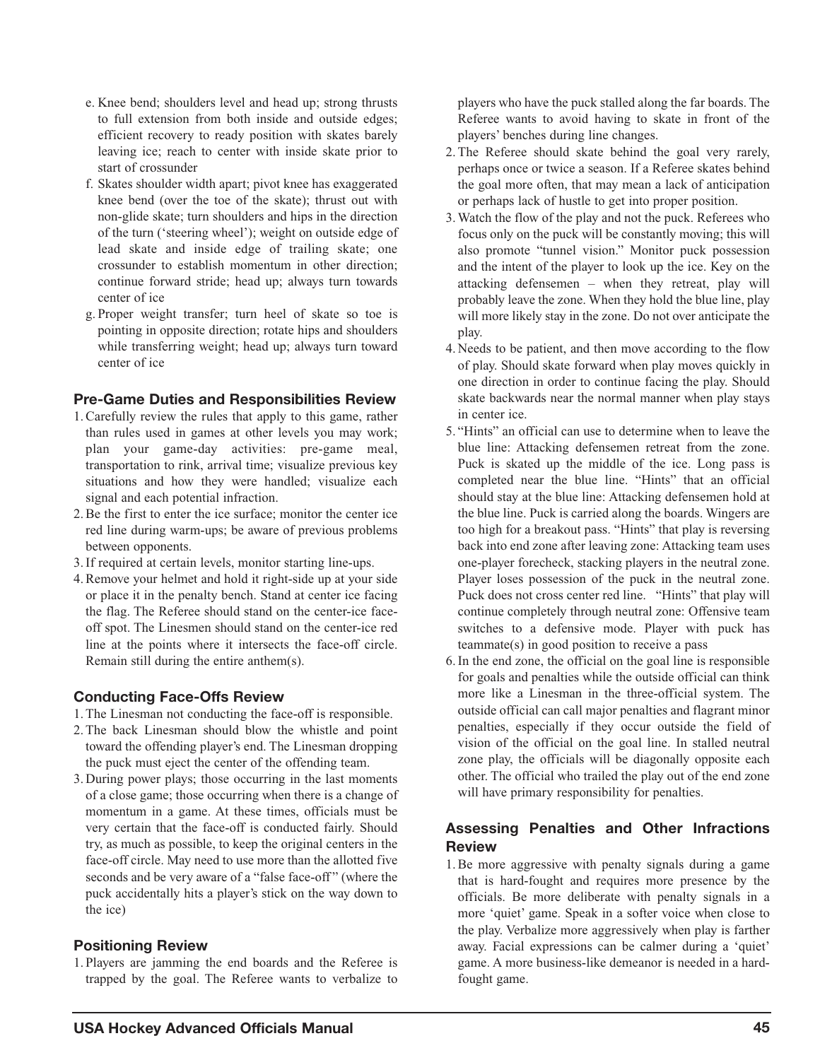e. Knee bend; shoulders level and head up; strong thrusts to full extension from both inside and outside edges; efficient recovery to ready position with skates barely leaving ice; reach to center with inside skate prior to start of crossunder

f. Skates shoulder width apart; pivot knee has exaggerated knee bend (over the toe of the skate); thrust out with non-glide skate; turn shoulders and hips in the direction of the turn ('steering wheel'); weight on outside edge of lead skate and inside edge of trailing skate; one crossunder to establish momentum in other direction; continue forward stride; head up; always turn towards center of ice

g. Proper weight transfer; turn heel of skate so toe is pointing in opposite direction; rotate hips and shoulders while transferring weight; head up; always turn toward center of ice

### Pre-Game Duties and Responsibilities Review

1. Carefully review the rules that apply to this game, rather than rules used in games at other levels you may work; plan your game-day activities: pre-game meal, transportation to rink, arrival time; visualize previous key situations and how they were handled; visualize each signal and each potential infraction.
2. Be the first to enter the ice surface; monitor the center ice red line during warm-ups; be aware of previous problems between opponents.
3. If required at certain levels, monitor starting line-ups.
4. Remove your helmet and hold it right-side up at your side or place it in the penalty bench. Stand at center ice facing the flag. The Referee should stand on the center-ice face-off spot. The Linesmen should stand on the center-ice red line at the points where it intersects the face-off circle. Remain still during the entire anthem(s).

### Conducting Face-Offs Review

1. The Linesman not conducting the face-off is responsible.
2. The back Linesman should blow the whistle and point toward the offending player's end. The Linesman dropping the puck must eject the center of the offending team.
3. During power plays; those occurring in the last moments of a close game; those occurring when there is a change of momentum in a game. At these times, officials must be very certain that the face-off is conducted fairly. Should try, as much as possible, to keep the original centers in the face-off circle. May need to use more than the allotted five seconds and be very aware of a "false face-off" (where the puck accidentally hits a player's stick on the way down to the ice)

### Positioning Review

1. Players are jamming the end boards and the Referee is trapped by the goal. The Referee wants to verbalize to players who have the puck stalled along the far boards. The Referee wants to avoid having to skate in front of the players' benches during line changes.
2. The Referee should skate behind the goal very rarely, perhaps once or twice a season. If a Referee skates behind the goal more often, that may mean a lack of anticipation or perhaps lack of hustle to get into proper position.
3. Watch the flow of the play and not the puck. Referees who focus only on the puck will be constantly moving; this will also promote "tunnel vision." Monitor puck possession and the intent of the player to look up the ice. Key on the attacking defensemen – when they retreat, play will probably leave the zone. When they hold the blue line, play will more likely stay in the zone. Do not over anticipate the play.
4. Needs to be patient, and then move according to the flow of play. Should skate forward when play moves quickly in one direction in order to continue facing the play. Should skate backwards near the normal manner when play stays in center ice.
5. "Hints" an official can use to determine when to leave the blue line: Attacking defensemen retreat from the zone. Puck is skated up the middle of the ice. Long pass is completed near the blue line. "Hints" that an official should stay at the blue line: Attacking defensemen hold at the blue line. Puck is carried along the boards. Wingers are too high for a breakout pass. "Hints" that play is reversing back into end zone after leaving zone: Attacking team uses one-player forecheck, stacking players in the neutral zone. Player loses possession of the puck in the neutral zone. Puck does not cross center red line. "Hints" that play will continue completely through neutral zone: Offensive team switches to a defensive mode. Player with puck has teammate(s) in good position to receive a pass
6. In the end zone, the official on the goal line is responsible for goals and penalties while the outside official can think more like a Linesman in the three-official system. The outside official can call major penalties and flagrant minor penalties, especially if they occur outside the field of vision of the official on the goal line. In stalled neutral zone play, the officials will be diagonally opposite each other. The official who trailed the play out of the end zone will have primary responsibility for penalties.

### Assessing Penalties and Other Infractions Review

1. Be more aggressive with penalty signals during a game that is hard-fought and requires more presence by the officials. Be more deliberate with penalty signals in a more 'quiet' game. Speak in a softer voice when close to the play. Verbalize more aggressively when play is farther away. Facial expressions can be calmer during a 'quiet' game. A more business-like demeanor is needed in a hard-fought game.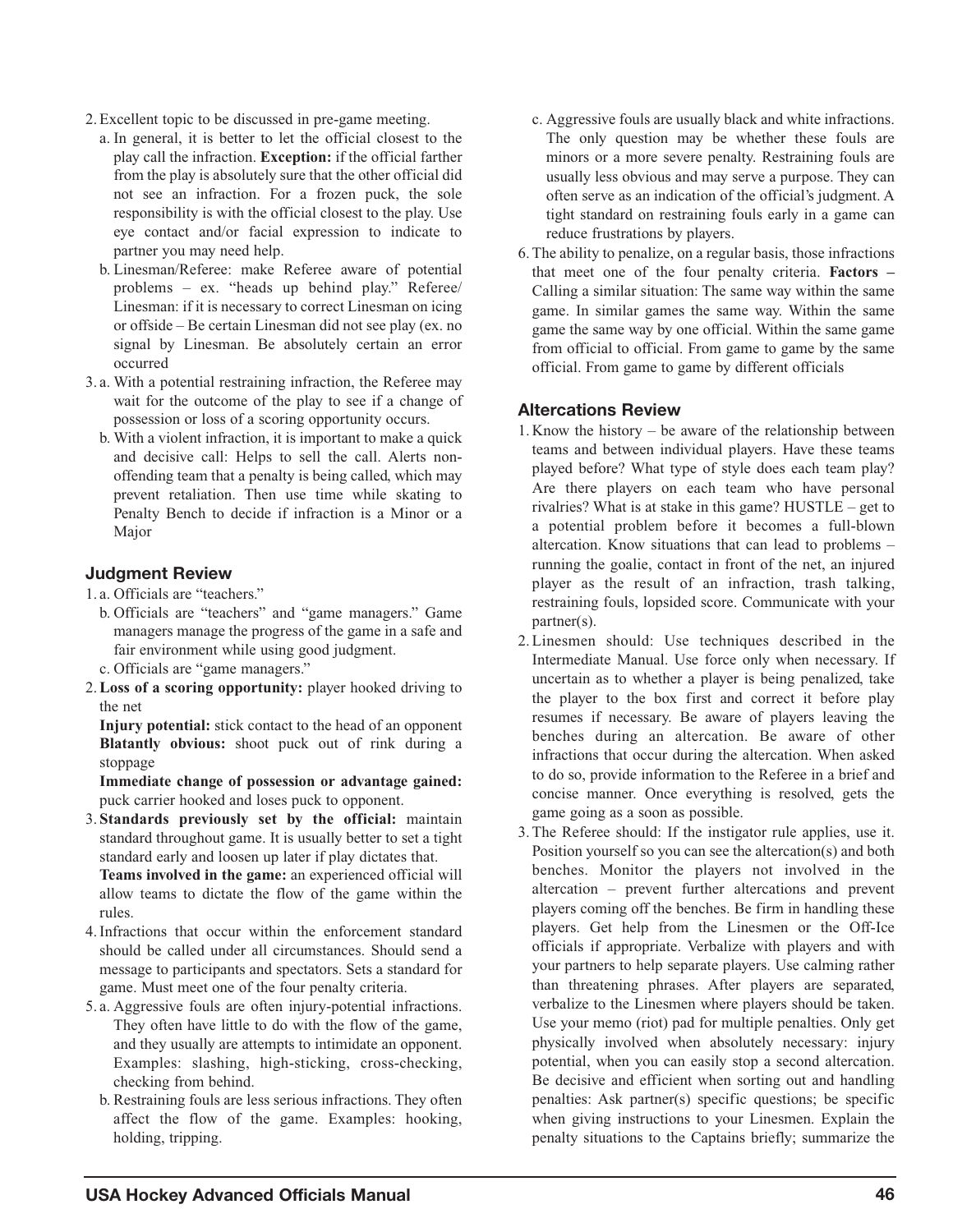2. Excellent topic to be discussed in pre-game meeting.
   a. In general, it is better to let the official closest to the play call the infraction. **Exception:** if the official farther from the play is absolutely sure that the other official did not see an infraction. For a frozen puck, the sole responsibility is with the official closest to the play. Use eye contact and/or facial expression to indicate to partner you may need help.
   b. Linesman/Referee: make Referee aware of potential problems – ex. "heads up behind play." Referee/ Linesman: if it is necessary to correct Linesman on icing or offside – Be certain Linesman did not see play (ex. no signal by Linesman. Be absolutely certain an error occurred
3. a. With a potential restraining infraction, the Referee may wait for the outcome of the play to see if a change of possession or loss of a scoring opportunity occurs.
   b. With a violent infraction, it is important to make a quick and decisive call: Helps to sell the call. Alerts non-offending team that a penalty is being called, which may prevent retaliation. Then use time while skating to Penalty Bench to decide if infraction is a Minor or a Major

### Judgment Review

1. a. Officials are "teachers."
   b. Officials are "teachers" and "game managers." Game managers manage the progress of the game in a safe and fair environment while using good judgment.
   c. Officials are "game managers."
2. **Loss of a scoring opportunity:** player hooked driving to the net

   **Injury potential:** stick contact to the head of an opponent
   **Blatantly obvious:** shoot puck out of rink during a stoppage

   **Immediate change of possession or advantage gained:** puck carrier hooked and loses puck to opponent.
3. **Standards previously set by the official:** maintain standard throughout game. It is usually better to set a tight standard early and loosen up later if play dictates that.

   **Teams involved in the game:** an experienced official will allow teams to dictate the flow of the game within the rules.
4. Infractions that occur within the enforcement standard should be called under all circumstances. Should send a message to participants and spectators. Sets a standard for game. Must meet one of the four penalty criteria.
5. a. Aggressive fouls are often injury-potential infractions. They often have little to do with the flow of the game, and they usually are attempts to intimidate an opponent. Examples: slashing, high-sticking, cross-checking, checking from behind.
   b. Restraining fouls are less serious infractions. They often affect the flow of the game. Examples: hooking, holding, tripping.
   c. Aggressive fouls are usually black and white infractions. The only question may be whether these fouls are minors or a more severe penalty. Restraining fouls are usually less obvious and may serve a purpose. They can often serve as an indication of the official's judgment. A tight standard on restraining fouls early in a game can reduce frustrations by players.
6. The ability to penalize, on a regular basis, those infractions that meet one of the four penalty criteria. **Factors –** Calling a similar situation: The same way within the same game. In similar games the same way. Within the same game the same way by one official. Within the same game from official to official. From game to game by the same official. From game to game by different officials

### Altercations Review

1. Know the history – be aware of the relationship between teams and between individual players. Have these teams played before? What type of style does each team play? Are there players on each team who have personal rivalries? What is at stake in this game? HUSTLE – get to a potential problem before it becomes a full-blown altercation. Know situations that can lead to problems – running the goalie, contact in front of the net, an injured player as the result of an infraction, trash talking, restraining fouls, lopsided score. Communicate with your partner(s).
2. Linesmen should: Use techniques described in the Intermediate Manual. Use force only when necessary. If uncertain as to whether a player is being penalized, take the player to the box first and correct it before play resumes if necessary. Be aware of players leaving the benches during an altercation. Be aware of other infractions that occur during the altercation. When asked to do so, provide information to the Referee in a brief and concise manner. Once everything is resolved, gets the game going as a soon as possible.
3. The Referee should: If the instigator rule applies, use it. Position yourself so you can see the altercation(s) and both benches. Monitor the players not involved in the altercation – prevent further altercations and prevent players coming off the benches. Be firm in handling these players. Get help from the Linesmen or the Off-Ice officials if appropriate. Verbalize with players and with your partners to help separate players. Use calming rather than threatening phrases. After players are separated, verbalize to the Linesmen where players should be taken. Use your memo (riot) pad for multiple penalties. Only get physically involved when absolutely necessary: injury potential, when you can easily stop a second altercation. Be decisive and efficient when sorting out and handling penalties: Ask partner(s) specific questions; be specific when giving instructions to your Linesmen. Explain the penalty situations to the Captains briefly; summarize the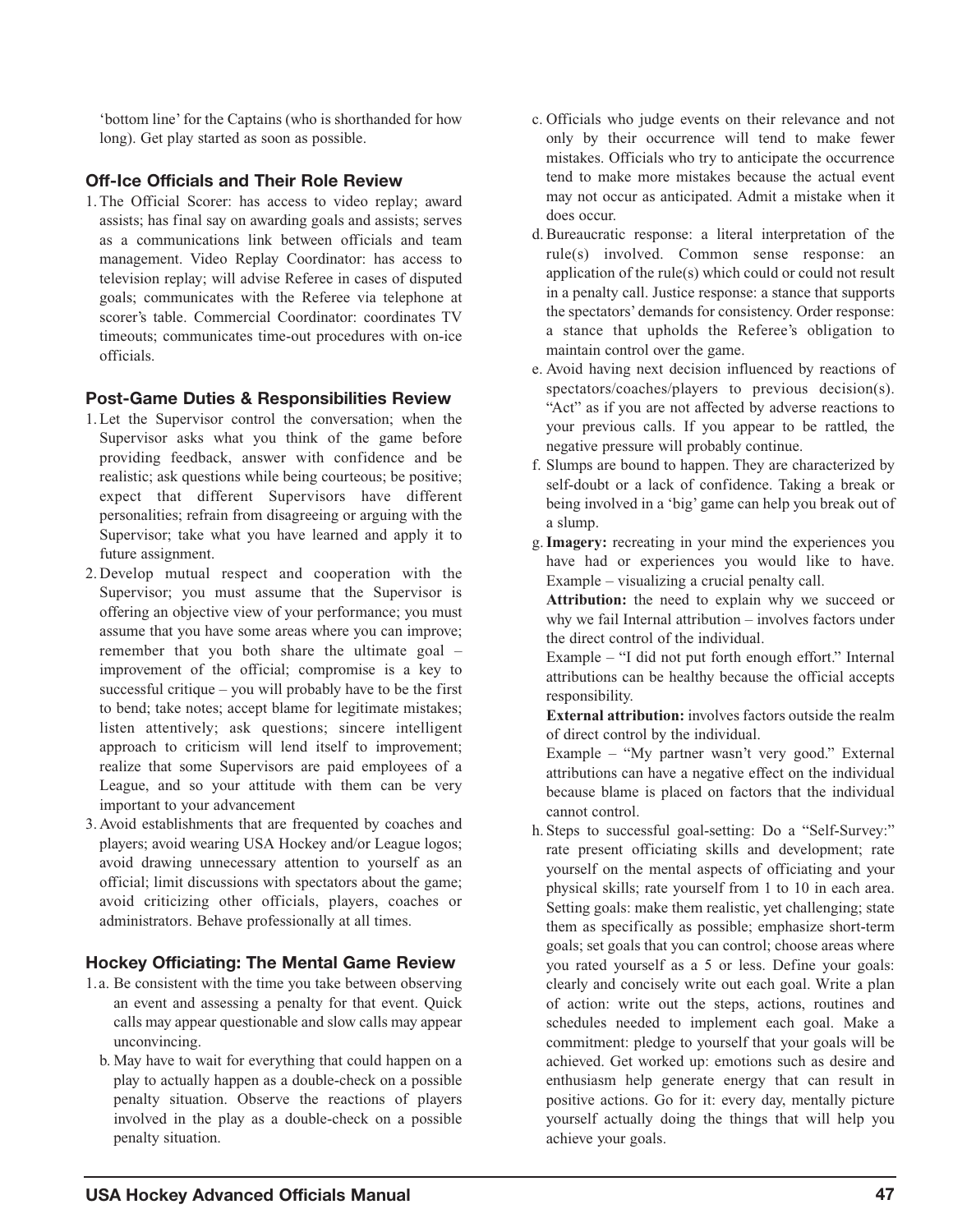'bottom line' for the Captains (who is shorthanded for how long). Get play started as soon as possible.

### Off-Ice Officials and Their Role Review

1. The Official Scorer: has access to video replay; award assists; has final say on awarding goals and assists; serves as a communications link between officials and team management. Video Replay Coordinator: has access to television replay; will advise Referee in cases of disputed goals; communicates with the Referee via telephone at scorer's table. Commercial Coordinator: coordinates TV timeouts; communicates time-out procedures with on-ice officials.

### Post-Game Duties & Responsibilities Review

1. Let the Supervisor control the conversation; when the Supervisor asks what you think of the game before providing feedback, answer with confidence and be realistic; ask questions while being courteous; be positive; expect that different Supervisors have different personalities; refrain from disagreeing or arguing with the Supervisor; take what you have learned and apply it to future assignment.
2. Develop mutual respect and cooperation with the Supervisor; you must assume that the Supervisor is offering an objective view of your performance; you must assume that you have some areas where you can improve; remember that you both share the ultimate goal – improvement of the official; compromise is a key to successful critique – you will probably have to be the first to bend; take notes; accept blame for legitimate mistakes; listen attentively; ask questions; sincere intelligent approach to criticism will lend itself to improvement; realize that some Supervisors are paid employees of a League, and so your attitude with them can be very important to your advancement
3. Avoid establishments that are frequented by coaches and players; avoid wearing USA Hockey and/or League logos; avoid drawing unnecessary attention to yourself as an official; limit discussions with spectators about the game; avoid criticizing other officials, players, coaches or administrators. Behave professionally at all times.

### Hockey Officiating: The Mental Game Review

1. a. Be consistent with the time you take between observing an event and assessing a penalty for that event. Quick calls may appear questionable and slow calls may appear unconvincing.

   b. May have to wait for everything that could happen on a play to actually happen as a double-check on a possible penalty situation. Observe the reactions of players involved in the play as a double-check on a possible penalty situation.

   c. Officials who judge events on their relevance and not only by their occurrence will tend to make fewer mistakes. Officials who try to anticipate the occurrence tend to make more mistakes because the actual event may not occur as anticipated. Admit a mistake when it does occur.

   d. Bureaucratic response: a literal interpretation of the rule(s) involved. Common sense response: an application of the rule(s) which could or could not result in a penalty call. Justice response: a stance that supports the spectators' demands for consistency. Order response: a stance that upholds the Referee's obligation to maintain control over the game.

   e. Avoid having next decision influenced by reactions of spectators/coaches/players to previous decision(s). "Act" as if you are not affected by adverse reactions to your previous calls. If you appear to be rattled, the negative pressure will probably continue.

   f. Slumps are bound to happen. They are characterized by self-doubt or a lack of confidence. Taking a break or being involved in a 'big' game can help you break out of a slump.

   g. **Imagery:** recreating in your mind the experiences you have had or experiences you would like to have. Example – visualizing a crucial penalty call.

   **Attribution:** the need to explain why we succeed or why we fail Internal attribution – involves factors under the direct control of the individual.

   Example – "I did not put forth enough effort." Internal attributions can be healthy because the official accepts responsibility.

   **External attribution:** involves factors outside the realm of direct control by the individual.

   Example – "My partner wasn't very good." External attributions can have a negative effect on the individual because blame is placed on factors that the individual cannot control.

   h. Steps to successful goal-setting: Do a "Self-Survey:" rate present officiating skills and development; rate yourself on the mental aspects of officiating and your physical skills; rate yourself from 1 to 10 in each area. Setting goals: make them realistic, yet challenging; state them as specifically as possible; emphasize short-term goals; set goals that you can control; choose areas where you rated yourself as a 5 or less. Define your goals: clearly and concisely write out each goal. Write a plan of action: write out the steps, actions, routines and schedules needed to implement each goal. Make a commitment: pledge to yourself that your goals will be achieved. Get worked up: emotions such as desire and enthusiasm help generate energy that can result in positive actions. Go for it: every day, mentally picture yourself actually doing the things that will help you achieve your goals.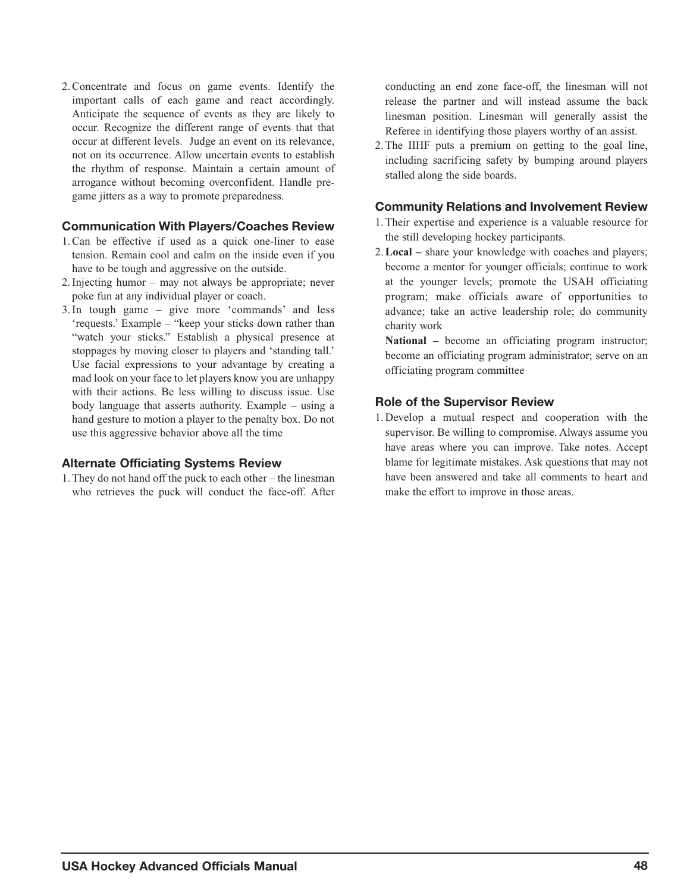2. Concentrate and focus on game events. Identify the important calls of each game and react accordingly. Anticipate the sequence of events as they are likely to occur. Recognize the different range of events that that occur at different levels. Judge an event on its relevance, not on its occurrence. Allow uncertain events to establish the rhythm of response. Maintain a certain amount of arrogance without becoming overconfident. Handle pre-game jitters as a way to promote preparedness.

### Communication With Players/Coaches Review

1. Can be effective if used as a quick one-liner to ease tension. Remain cool and calm on the inside even if you have to be tough and aggressive on the outside.
2. Injecting humor – may not always be appropriate; never poke fun at any individual player or coach.
3. In tough game – give more 'commands' and less 'requests.' Example – "keep your sticks down rather than "watch your sticks." Establish a physical presence at stoppages by moving closer to players and 'standing tall.' Use facial expressions to your advantage by creating a mad look on your face to let players know you are unhappy with their actions. Be less willing to discuss issue. Use body language that asserts authority. Example – using a hand gesture to motion a player to the penalty box. Do not use this aggressive behavior above all the time

### Alternate Officiating Systems Review

1. They do not hand off the puck to each other – the linesman who retrieves the puck will conduct the face-off. After conducting an end zone face-off, the linesman will not release the partner and will instead assume the back linesman position. Linesman will generally assist the Referee in identifying those players worthy of an assist.
2. The IIHF puts a premium on getting to the goal line, including sacrificing safety by bumping around players stalled along the side boards.

### Community Relations and Involvement Review

1. Their expertise and experience is a valuable resource for the still developing hockey participants.
2. **Local –** share your knowledge with coaches and players; become a mentor for younger officials; continue to work at the younger levels; promote the USAH officiating program; make officials aware of opportunities to advance; take an active leadership role; do community charity work

   **National –** become an officiating program instructor; become an officiating program administrator; serve on an officiating program committee

### Role of the Supervisor Review

1. Develop a mutual respect and cooperation with the supervisor. Be willing to compromise. Always assume you have areas where you can improve. Take notes. Accept blame for legitimate mistakes. Ask questions that may not have been answered and take all comments to heart and make the effort to improve in those areas.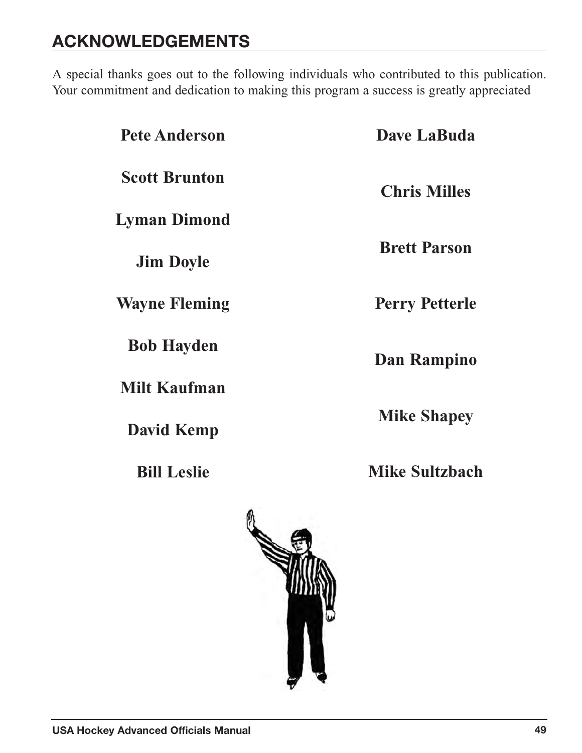# ACKNOWLEDGEMENTS

A special thanks goes out to the following individuals who contributed to this publication. Your commitment and dedication to making this program a success is greatly appreciated

**Pete Anderson**

**Scott Brunton**

**Lyman Dimond**

**Jim Doyle**

**Wayne Fleming**

**Bob Hayden**

**Milt Kaufman**

**David Kemp**

**Bill Leslie**

**Dave LaBuda**

**Chris Milles**

**Brett Parson**

**Perry Petterle**

**Dan Rampino**

**Mike Shapey**

**Mike Sultzbach**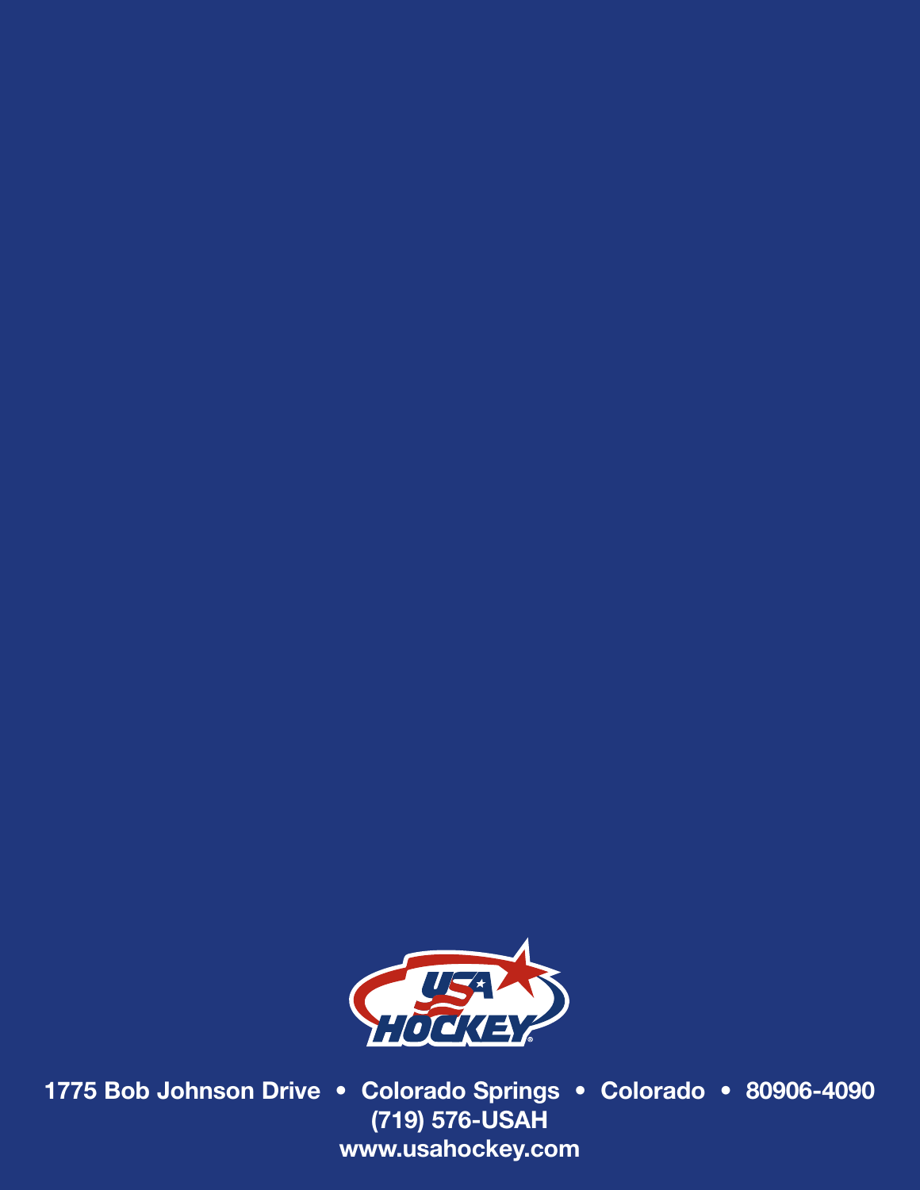1775 Bob Johnson Drive • Colorado Springs • Colorado • 80906-4090
(719) 576-USAH
www.usahockey.com